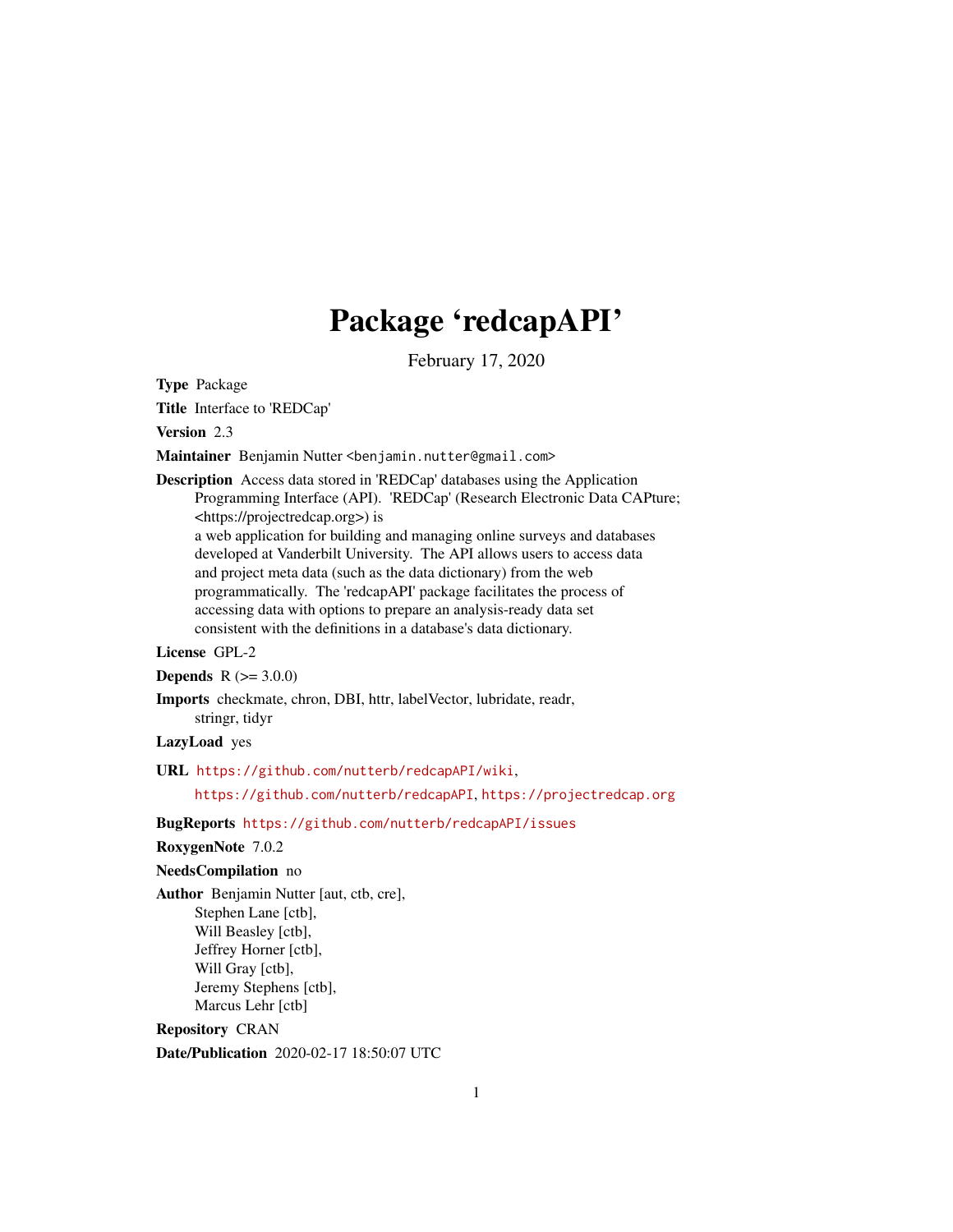# Package 'redcapAPI'

February 17, 2020

**Type** Package

**Title** Interface to 'REDCap'

**Version** 2.3

**Maintainer** Benjamin Nutter <benjamin.nutter@gmail.com>

**Description** Access data stored in 'REDCap' databases using the Application Programming Interface (API). 'REDCap' (Research Electronic Data CAPture; <https://projectredcap.org>) is
a web application for building and managing online surveys and databases developed at Vanderbilt University. The API allows users to access data and project meta data (such as the data dictionary) from the web programmatically. The 'redcapAPI' package facilitates the process of accessing data with options to prepare an analysis-ready data set consistent with the definitions in a database's data dictionary.

**License** GPL-2

**Depends** R (>= 3.0.0)

**Imports** checkmate, chron, DBI, httr, labelVector, lubridate, readr, stringr, tidyr

**LazyLoad** yes

**URL** https://github.com/nutterb/redcapAPI/wiki,
https://github.com/nutterb/redcapAPI, https://projectredcap.org

**BugReports** https://github.com/nutterb/redcapAPI/issues

**RoxygenNote** 7.0.2

**NeedsCompilation** no

**Author** Benjamin Nutter [aut, ctb, cre],
Stephen Lane [ctb],
Will Beasley [ctb],
Jeffrey Horner [ctb],
Will Gray [ctb],
Jeremy Stephens [ctb],
Marcus Lehr [ctb]

**Repository** CRAN

**Date/Publication** 2020-02-17 18:50:07 UTC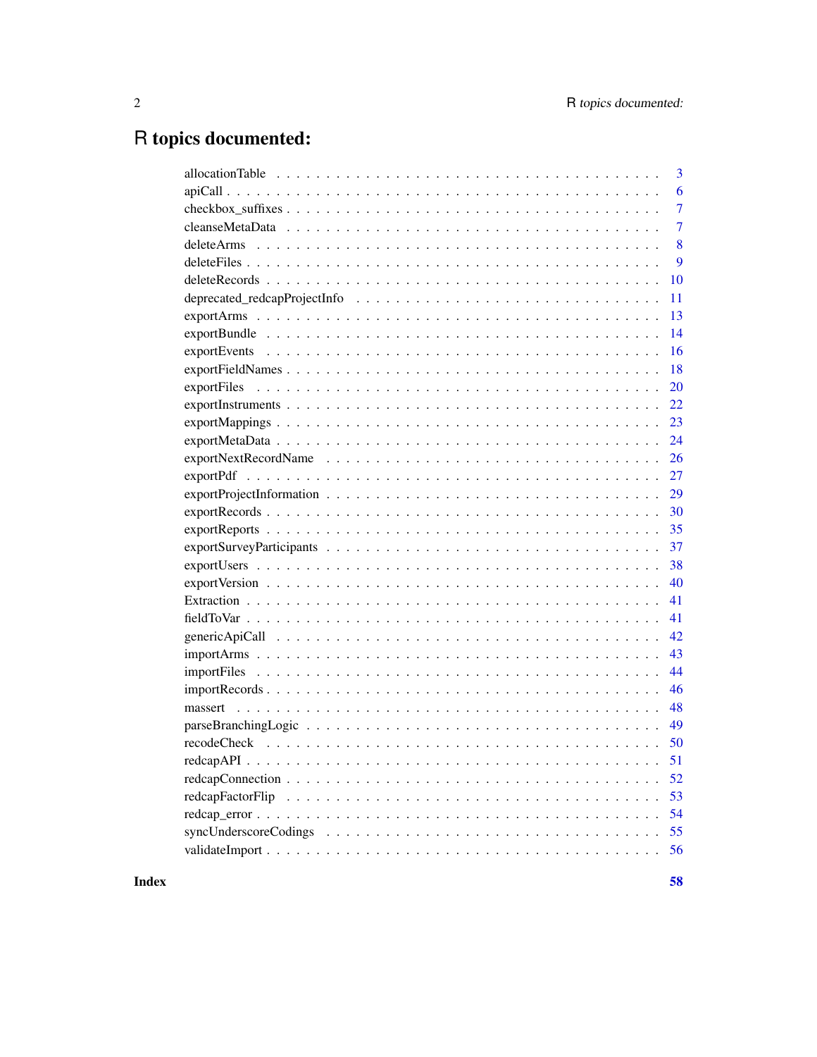# R topics documented:

allocationTable . . . . . . . . . . . . . . . . . . . . . . . . . . . . . . . . . . . . . 3
apiCall . . . . . . . . . . . . . . . . . . . . . . . . . . . . . . . . . . . . . . . . . 6
checkbox_suffixes . . . . . . . . . . . . . . . . . . . . . . . . . . . . . . . . . . . . 7
cleanseMetaData . . . . . . . . . . . . . . . . . . . . . . . . . . . . . . . . . . . . 7
deleteArms . . . . . . . . . . . . . . . . . . . . . . . . . . . . . . . . . . . . . . . 8
deleteFiles . . . . . . . . . . . . . . . . . . . . . . . . . . . . . . . . . . . . . . . 9
deleteRecords . . . . . . . . . . . . . . . . . . . . . . . . . . . . . . . . . . . . . 10
deprecated_redcapProjectInfo . . . . . . . . . . . . . . . . . . . . . . . . . . . . . 11
exportArms . . . . . . . . . . . . . . . . . . . . . . . . . . . . . . . . . . . . . . 13
exportBundle . . . . . . . . . . . . . . . . . . . . . . . . . . . . . . . . . . . . . 14
exportEvents . . . . . . . . . . . . . . . . . . . . . . . . . . . . . . . . . . . . . 16
exportFieldNames . . . . . . . . . . . . . . . . . . . . . . . . . . . . . . . . . . . 18
exportFiles . . . . . . . . . . . . . . . . . . . . . . . . . . . . . . . . . . . . . . 20
exportInstruments . . . . . . . . . . . . . . . . . . . . . . . . . . . . . . . . . . 22
exportMappings . . . . . . . . . . . . . . . . . . . . . . . . . . . . . . . . . . . . 23
exportMetaData . . . . . . . . . . . . . . . . . . . . . . . . . . . . . . . . . . . . 24
exportNextRecordName . . . . . . . . . . . . . . . . . . . . . . . . . . . . . . . . 26
exportPdf . . . . . . . . . . . . . . . . . . . . . . . . . . . . . . . . . . . . . . . 27
exportProjectInformation . . . . . . . . . . . . . . . . . . . . . . . . . . . . . . . 29
exportRecords . . . . . . . . . . . . . . . . . . . . . . . . . . . . . . . . . . . . . 30
exportReports . . . . . . . . . . . . . . . . . . . . . . . . . . . . . . . . . . . . . 35
exportSurveyParticipants . . . . . . . . . . . . . . . . . . . . . . . . . . . . . . . 37
exportUsers . . . . . . . . . . . . . . . . . . . . . . . . . . . . . . . . . . . . . . 38
exportVersion . . . . . . . . . . . . . . . . . . . . . . . . . . . . . . . . . . . . . 40
Extraction . . . . . . . . . . . . . . . . . . . . . . . . . . . . . . . . . . . . . . . 41
fieldToVar . . . . . . . . . . . . . . . . . . . . . . . . . . . . . . . . . . . . . . . 41
genericApiCall . . . . . . . . . . . . . . . . . . . . . . . . . . . . . . . . . . . . . 42
importArms . . . . . . . . . . . . . . . . . . . . . . . . . . . . . . . . . . . . . . 43
importFiles . . . . . . . . . . . . . . . . . . . . . . . . . . . . . . . . . . . . . . 44
importRecords . . . . . . . . . . . . . . . . . . . . . . . . . . . . . . . . . . . . . 46
massert . . . . . . . . . . . . . . . . . . . . . . . . . . . . . . . . . . . . . . . . 48
parseBranchingLogic . . . . . . . . . . . . . . . . . . . . . . . . . . . . . . . . . 49
recodeCheck . . . . . . . . . . . . . . . . . . . . . . . . . . . . . . . . . . . . . . 50
redcapAPI . . . . . . . . . . . . . . . . . . . . . . . . . . . . . . . . . . . . . . . 51
redcapConnection . . . . . . . . . . . . . . . . . . . . . . . . . . . . . . . . . . . 52
redcapFactorFlip . . . . . . . . . . . . . . . . . . . . . . . . . . . . . . . . . . . . 53
redcap_error . . . . . . . . . . . . . . . . . . . . . . . . . . . . . . . . . . . . . . 54
syncUnderscoreCodings . . . . . . . . . . . . . . . . . . . . . . . . . . . . . . . . 55
validateImport . . . . . . . . . . . . . . . . . . . . . . . . . . . . . . . . . . . . . 56

**Index** **58**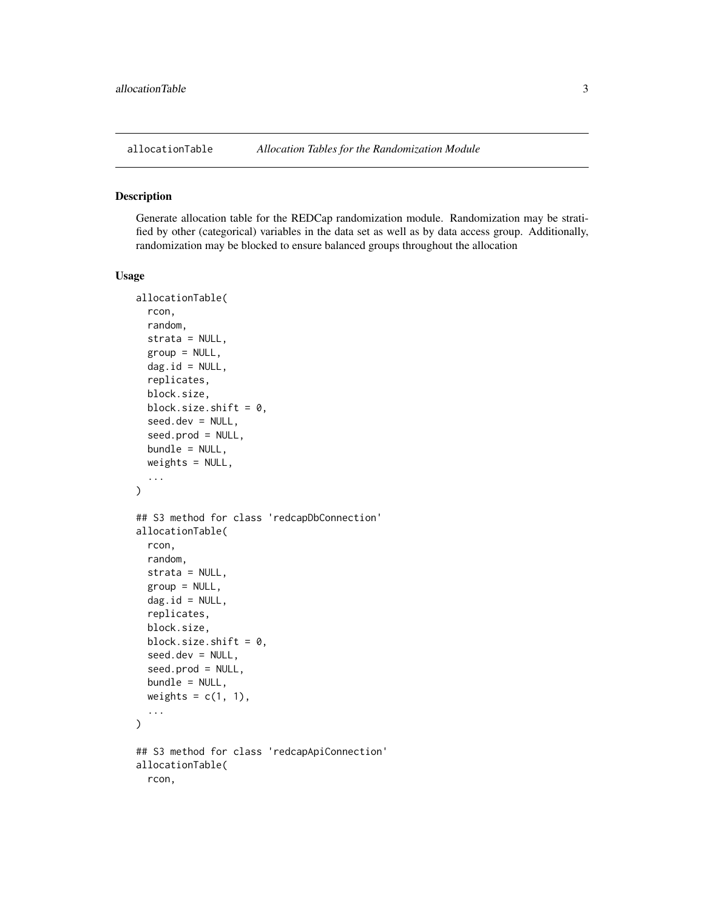allocationTable *Allocation Tables for the Randomization Module*

## Description

Generate allocation table for the REDCap randomization module. Randomization may be stratified by other (categorical) variables in the data set as well as by data access group. Additionally, randomization may be blocked to ensure balanced groups throughout the allocation

## Usage

```
allocationTable(
  rcon,
  random,
  strata = NULL,
  group = NULL,
  dag.id = NULL,
  replicates,
  block.size,
  block.size.shift = 0,
  seed.dev = NULL,
  seed.prod = NULL,
  bundle = NULL,
  weights = NULL,
  ...
)

## S3 method for class 'redcapDbConnection'
allocationTable(
  rcon,
  random,
  strata = NULL,
  group = NULL,
  dag.id = NULL,
  replicates,
  block.size,
  block.size.shift = 0,
  seed.dev = NULL,
  seed.prod = NULL,
  bundle = NULL,
  weights = c(1, 1),
  ...
)

## S3 method for class 'redcapApiConnection'
allocationTable(
  rcon,
```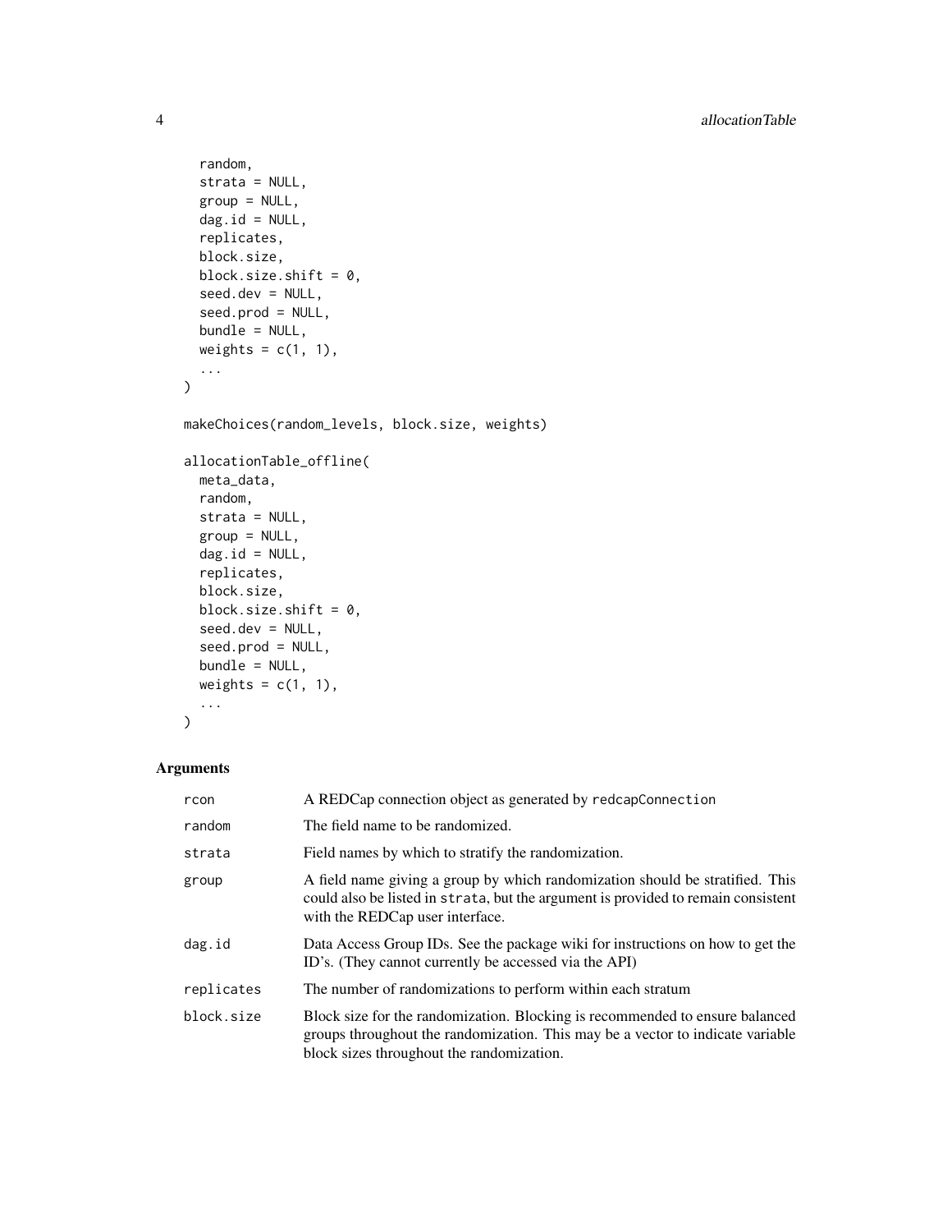```
  random,
  strata = NULL,
  group = NULL,
  dag.id = NULL,
  replicates,
  block.size,
  block.size.shift = 0,
  seed.dev = NULL,
  seed.prod = NULL,
  bundle = NULL,
  weights = c(1, 1),
  ...
)

makeChoices(random_levels, block.size, weights)

allocationTable_offline(
  meta_data,
  random,
  strata = NULL,
  group = NULL,
  dag.id = NULL,
  replicates,
  block.size,
  block.size.shift = 0,
  seed.dev = NULL,
  seed.prod = NULL,
  bundle = NULL,
  weights = c(1, 1),
  ...
)
```

### Arguments

| Argument | Description |
|---|---|
| `rcon` | A REDCap connection object as generated by `redcapConnection` |
| `random` | The field name to be randomized. |
| `strata` | Field names by which to stratify the randomization. |
| `group` | A field name giving a group by which randomization should be stratified. This could also be listed in `strata`, but the argument is provided to remain consistent with the REDCap user interface. |
| `dag.id` | Data Access Group IDs. See the package wiki for instructions on how to get the ID's. (They cannot currently be accessed via the API) |
| `replicates` | The number of randomizations to perform within each stratum |
| `block.size` | Block size for the randomization. Blocking is recommended to ensure balanced groups throughout the randomization. This may be a vector to indicate variable block sizes throughout the randomization. |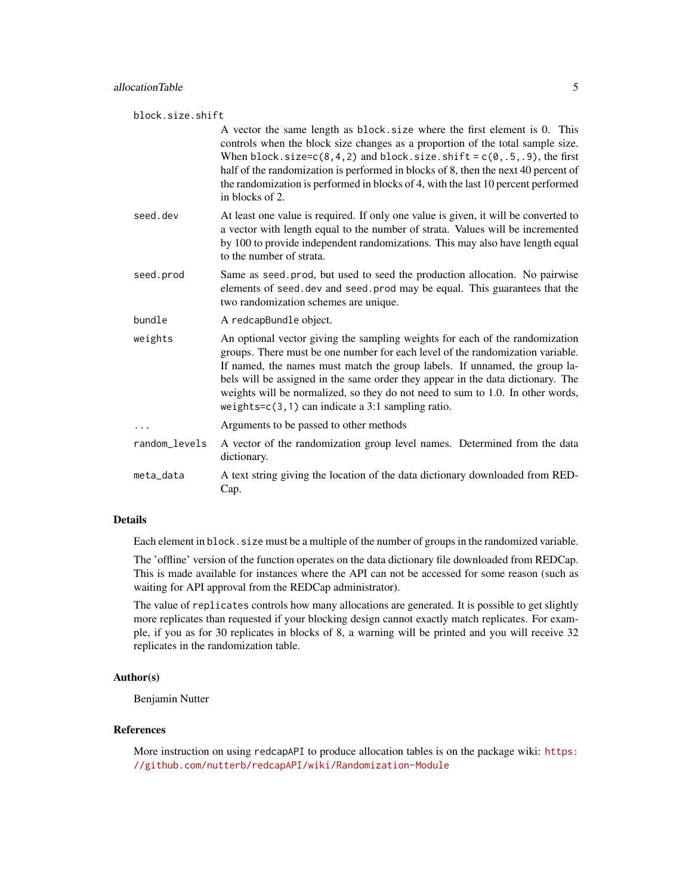`block.size.shift`
: A vector the same length as `block.size` where the first element is 0. This controls when the block size changes as a proportion of the total sample size. When `block.size=c(8,4,2)` and `block.size.shift = c(0,.5,.9)`, the first half of the randomization is performed in blocks of 8, then the next 40 percent of the randomization is performed in blocks of 4, with the last 10 percent performed in blocks of 2.

`seed.dev`
: At least one value is required. If only one value is given, it will be converted to a vector with length equal to the number of strata. Values will be incremented by 100 to provide independent randomizations. This may also have length equal to the number of strata.

`seed.prod`
: Same as `seed.prod`, but used to seed the production allocation. No pairwise elements of `seed.dev` and `seed.prod` may be equal. This guarantees that the two randomization schemes are unique.

`bundle`
: A `redcapBundle` object.

`weights`
: An optional vector giving the sampling weights for each of the randomization groups. There must be one number for each level of the randomization variable. If named, the names must match the group labels. If unnamed, the group labels will be assigned in the same order they appear in the data dictionary. The weights will be normalized, so they do not need to sum to 1.0. In other words, `weights=c(3,1)` can indicate a 3:1 sampling ratio.

`...`
: Arguments to be passed to other methods

`random_levels`
: A vector of the randomization group level names. Determined from the data dictionary.

`meta_data`
: A text string giving the location of the data dictionary downloaded from REDCap.

### Details

Each element in `block.size` must be a multiple of the number of groups in the randomized variable.

The 'offline' version of the function operates on the data dictionary file downloaded from REDCap. This is made available for instances where the API can not be accessed for some reason (such as waiting for API approval from the REDCap administrator).

The value of `replicates` controls how many allocations are generated. It is possible to get slightly more replicates than requested if your blocking design cannot exactly match replicates. For example, if you as for 30 replicates in blocks of 8, a warning will be printed and you will receive 32 replicates in the randomization table.

### Author(s)

Benjamin Nutter

### References

More instruction on using `redcapAPI` to produce allocation tables is on the package wiki: https://github.com/nutterb/redcapAPI/wiki/Randomization-Module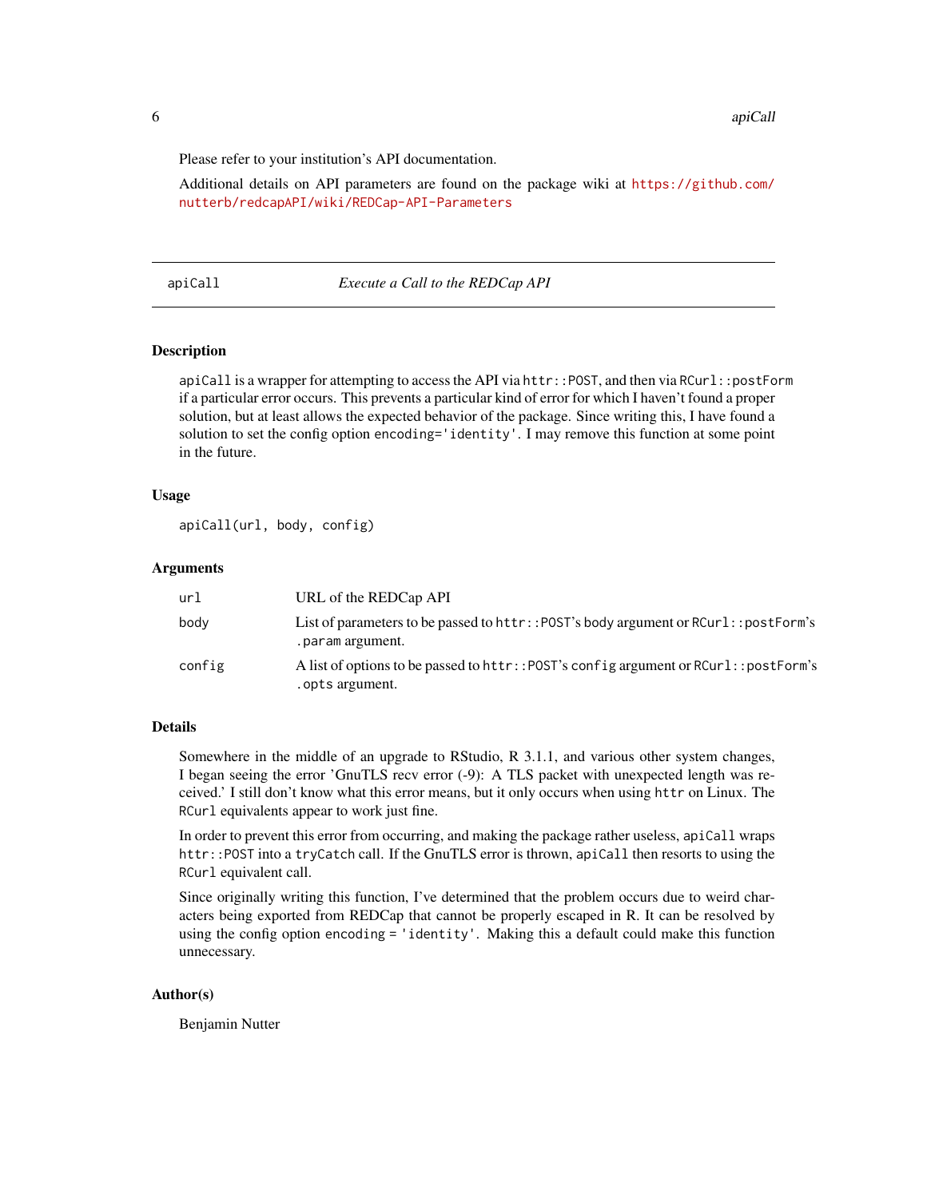Please refer to your institution's API documentation.

Additional details on API parameters are found on the package wiki at https://github.com/nutterb/redcapAPI/wiki/REDCap-API-Parameters

## apiCall *Execute a Call to the REDCap API*

### Description

`apiCall` is a wrapper for attempting to access the API via `httr::POST`, and then via `RCurl::postForm` if a particular error occurs. This prevents a particular kind of error for which I haven't found a proper solution, but at least allows the expected behavior of the package. Since writing this, I have found a solution to set the config option `encoding='identity'`. I may remove this function at some point in the future.

### Usage

```
apiCall(url, body, config)
```

### Arguments

| | |
|---|---|
| `url` | URL of the REDCap API |
| `body` | List of parameters to be passed to `httr::POST`'s body argument or `RCurl::postForm`'s `.param` argument. |
| `config` | A list of options to be passed to `httr::POST`'s `config` argument or `RCurl::postForm`'s `.opts` argument. |

### Details

Somewhere in the middle of an upgrade to RStudio, R 3.1.1, and various other system changes, I began seeing the error 'GnuTLS recv error (-9): A TLS packet with unexpected length was received.' I still don't know what this error means, but it only occurs when using `httr` on Linux. The `RCurl` equivalents appear to work just fine.

In order to prevent this error from occurring, and making the package rather useless, `apiCall` wraps `httr::POST` into a `tryCatch` call. If the GnuTLS error is thrown, `apiCall` then resorts to using the `RCurl` equivalent call.

Since originally writing this function, I've determined that the problem occurs due to weird characters being exported from REDCap that cannot be properly escaped in R. It can be resolved by using the config option `encoding = 'identity'`. Making this a default could make this function unnecessary.

### Author(s)

Benjamin Nutter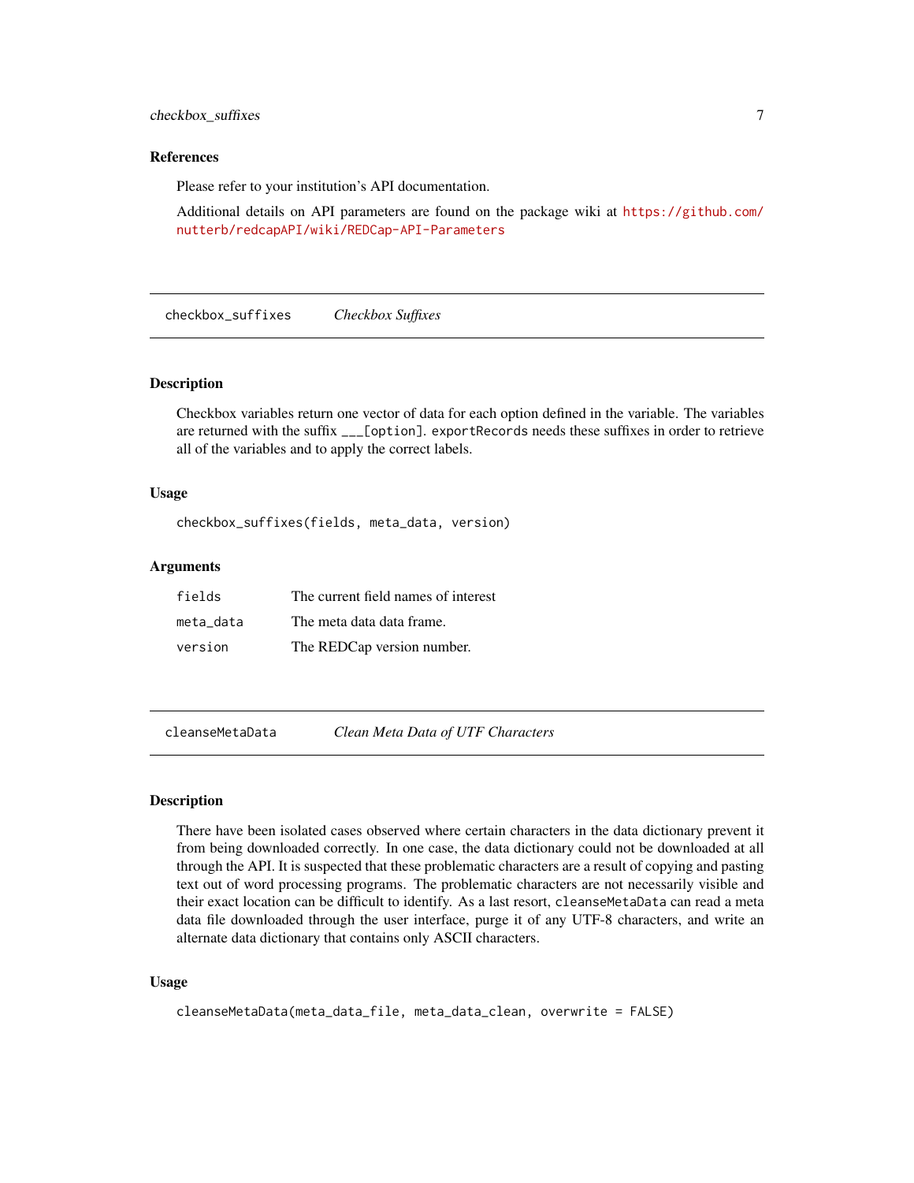## References

Please refer to your institution's API documentation.

Additional details on API parameters are found on the package wiki at https://github.com/nutterb/redcapAPI/wiki/REDCap-API-Parameters

---

## checkbox_suffixes *Checkbox Suffixes*

### Description

Checkbox variables return one vector of data for each option defined in the variable. The variables are returned with the suffix `___[option]`. `exportRecords` needs these suffixes in order to retrieve all of the variables and to apply the correct labels.

### Usage

```
checkbox_suffixes(fields, meta_data, version)
```

### Arguments

| | |
|---|---|
| `fields` | The current field names of interest |
| `meta_data` | The meta data data frame. |
| `version` | The REDCap version number. |

---

## cleanseMetaData *Clean Meta Data of UTF Characters*

### Description

There have been isolated cases observed where certain characters in the data dictionary prevent it from being downloaded correctly. In one case, the data dictionary could not be downloaded at all through the API. It is suspected that these problematic characters are a result of copying and pasting text out of word processing programs. The problematic characters are not necessarily visible and their exact location can be difficult to identify. As a last resort, `cleanseMetaData` can read a meta data file downloaded through the user interface, purge it of any UTF-8 characters, and write an alternate data dictionary that contains only ASCII characters.

### Usage

```
cleanseMetaData(meta_data_file, meta_data_clean, overwrite = FALSE)
```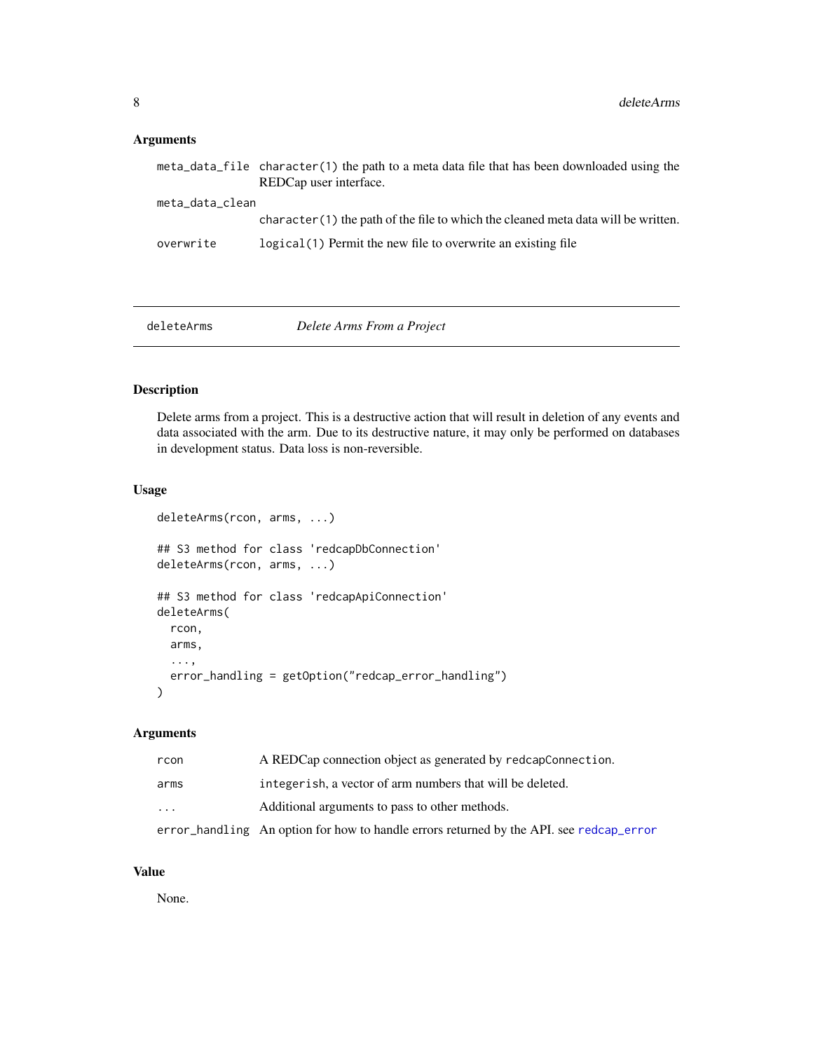### Arguments

| | |
|---|---|
| `meta_data_file` | `character(1)` the path to a meta data file that has been downloaded using the REDCap user interface. |
| `meta_data_clean` | `character(1)` the path of the file to which the cleaned meta data will be written. |
| `overwrite` | `logical(1)` Permit the new file to overwrite an existing file |

---

## deleteArms — *Delete Arms From a Project*

### Description

Delete arms from a project. This is a destructive action that will result in deletion of any events and data associated with the arm. Due to its destructive nature, it may only be performed on databases in development status. Data loss is non-reversible.

### Usage

```
deleteArms(rcon, arms, ...)

## S3 method for class 'redcapDbConnection'
deleteArms(rcon, arms, ...)

## S3 method for class 'redcapApiConnection'
deleteArms(
  rcon,
  arms,
  ...,
  error_handling = getOption("redcap_error_handling")
)
```

### Arguments

| | |
|---|---|
| `rcon` | A REDCap connection object as generated by `redcapConnection`. |
| `arms` | `integerish`, a vector of arm numbers that will be deleted. |
| `...` | Additional arguments to pass to other methods. |
| `error_handling` | An option for how to handle errors returned by the API. see `redcap_error` |

### Value

None.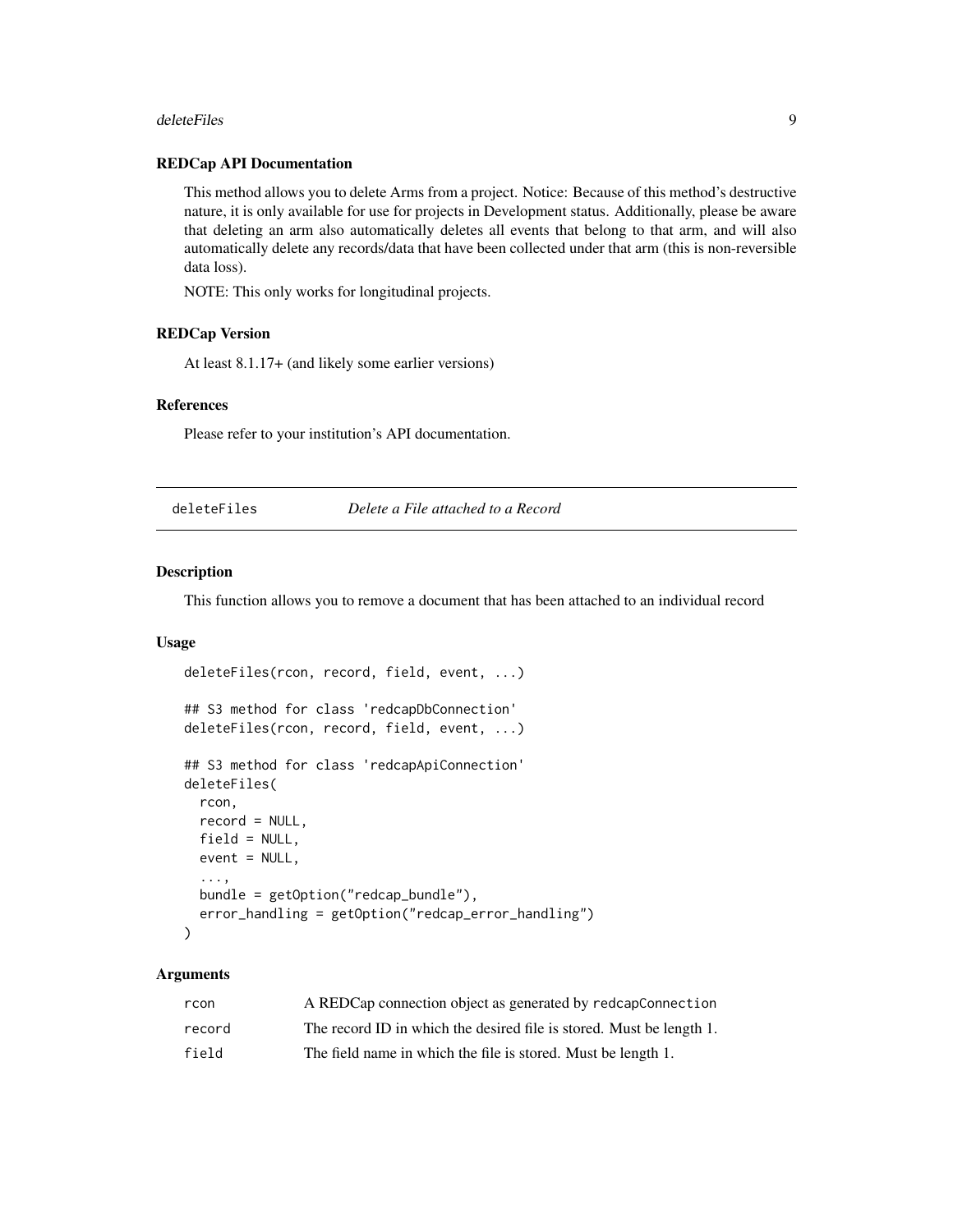### REDCap API Documentation

This method allows you to delete Arms from a project. Notice: Because of this method's destructive nature, it is only available for use for projects in Development status. Additionally, please be aware that deleting an arm also automatically deletes all events that belong to that arm, and will also automatically delete any records/data that have been collected under that arm (this is non-reversible data loss).

NOTE: This only works for longitudinal projects.

### REDCap Version

At least 8.1.17+ (and likely some earlier versions)

### References

Please refer to your institution's API documentation.

---

## deleteFiles — *Delete a File attached to a Record*

### Description

This function allows you to remove a document that has been attached to an individual record

### Usage

```
deleteFiles(rcon, record, field, event, ...)

## S3 method for class 'redcapDbConnection'
deleteFiles(rcon, record, field, event, ...)

## S3 method for class 'redcapApiConnection'
deleteFiles(
  rcon,
  record = NULL,
  field = NULL,
  event = NULL,
  ...,
  bundle = getOption("redcap_bundle"),
  error_handling = getOption("redcap_error_handling")
)
```

### Arguments

| | |
|---|---|
| `rcon` | A REDCap connection object as generated by `redcapConnection` |
| `record` | The record ID in which the desired file is stored. Must be length 1. |
| `field` | The field name in which the file is stored. Must be length 1. |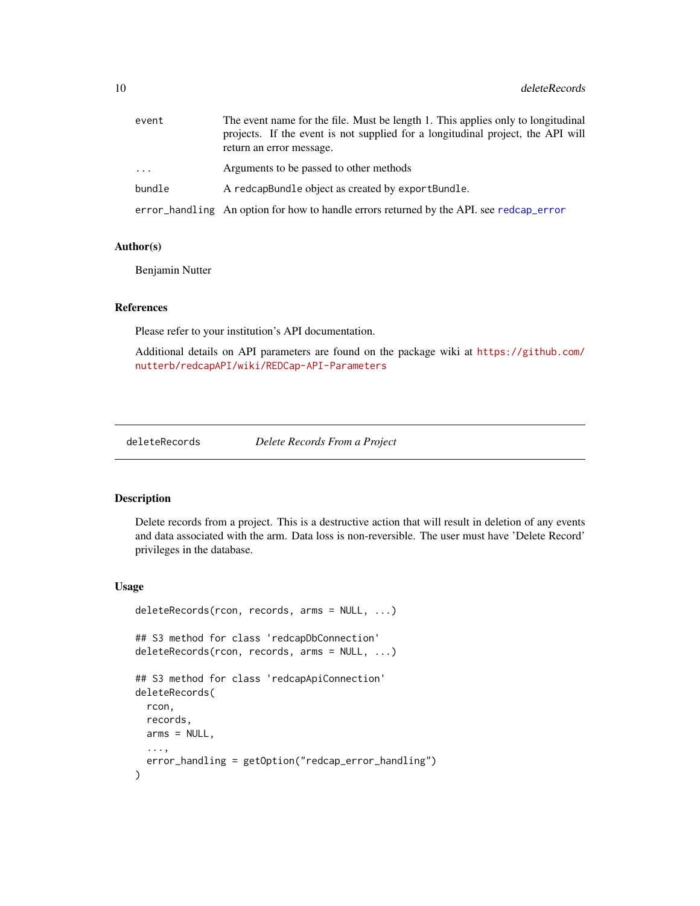| | |
|---|---|
| `event` | The event name for the file. Must be length 1. This applies only to longitudinal projects. If the event is not supplied for a longitudinal project, the API will return an error message. |
| `...` | Arguments to be passed to other methods |
| `bundle` | A `redcapBundle` object as created by `exportBundle`. |
| `error_handling` | An option for how to handle errors returned by the API. see `redcap_error` |

### Author(s)

Benjamin Nutter

### References

Please refer to your institution's API documentation.

Additional details on API parameters are found on the package wiki at https://github.com/nutterb/redcapAPI/wiki/REDCap-API-Parameters

---

## deleteRecords — *Delete Records From a Project*

---

### Description

Delete records from a project. This is a destructive action that will result in deletion of any events and data associated with the arm. Data loss is non-reversible. The user must have 'Delete Record' privileges in the database.

### Usage

```
deleteRecords(rcon, records, arms = NULL, ...)

## S3 method for class 'redcapDbConnection'
deleteRecords(rcon, records, arms = NULL, ...)

## S3 method for class 'redcapApiConnection'
deleteRecords(
  rcon,
  records,
  arms = NULL,
  ...,
  error_handling = getOption("redcap_error_handling")
)
```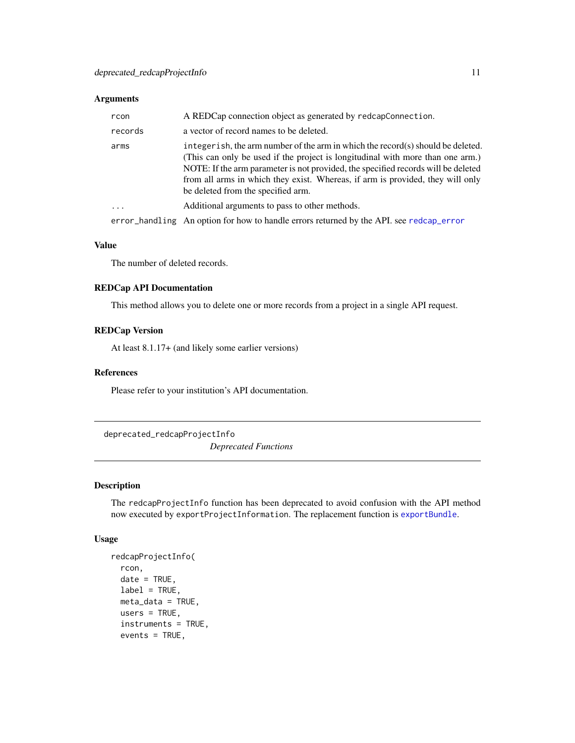### Arguments

| | |
|---|---|
| `rcon` | A REDCap connection object as generated by `redcapConnection`. |
| `records` | a vector of record names to be deleted. |
| `arms` | `integerish`, the arm number of the arm in which the record(s) should be deleted. (This can only be used if the project is longitudinal with more than one arm.) NOTE: If the arm parameter is not provided, the specified records will be deleted from all arms in which they exist. Whereas, if arm is provided, they will only be deleted from the specified arm. |
| `...` | Additional arguments to pass to other methods. |
| `error_handling` | An option for how to handle errors returned by the API. see `redcap_error` |

### Value

The number of deleted records.

### REDCap API Documentation

This method allows you to delete one or more records from a project in a single API request.

### REDCap Version

At least 8.1.17+ (and likely some earlier versions)

### References

Please refer to your institution's API documentation.

---

## deprecated_redcapProjectInfo
*Deprecated Functions*

---

### Description

The `redcapProjectInfo` function has been deprecated to avoid confusion with the API method now executed by `exportProjectInformation`. The replacement function is `exportBundle`.

### Usage

```
redcapProjectInfo(
  rcon,
  date = TRUE,
  label = TRUE,
  meta_data = TRUE,
  users = TRUE,
  instruments = TRUE,
  events = TRUE,
```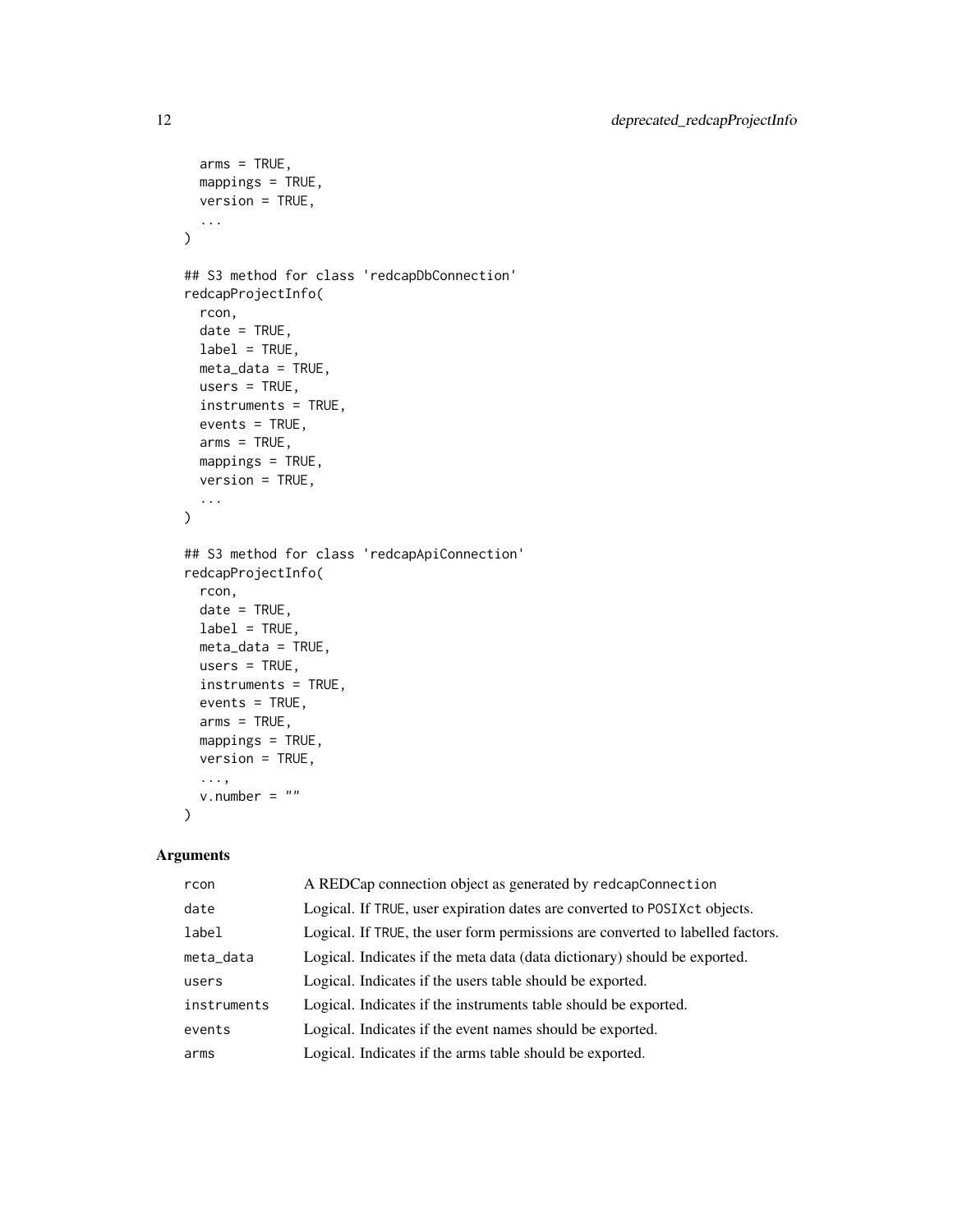```
  arms = TRUE,
  mappings = TRUE,
  version = TRUE,
  ...
)

## S3 method for class 'redcapDbConnection'
redcapProjectInfo(
  rcon,
  date = TRUE,
  label = TRUE,
  meta_data = TRUE,
  users = TRUE,
  instruments = TRUE,
  events = TRUE,
  arms = TRUE,
  mappings = TRUE,
  version = TRUE,
  ...
)

## S3 method for class 'redcapApiConnection'
redcapProjectInfo(
  rcon,
  date = TRUE,
  label = TRUE,
  meta_data = TRUE,
  users = TRUE,
  instruments = TRUE,
  events = TRUE,
  arms = TRUE,
  mappings = TRUE,
  version = TRUE,
  ...,
  v.number = ""
)
```

## Arguments

| | |
|---|---|
| `rcon` | A REDCap connection object as generated by `redcapConnection` |
| `date` | Logical. If `TRUE`, user expiration dates are converted to `POSIXct` objects. |
| `label` | Logical. If `TRUE`, the user form permissions are converted to labelled factors. |
| `meta_data` | Logical. Indicates if the meta data (data dictionary) should be exported. |
| `users` | Logical. Indicates if the users table should be exported. |
| `instruments` | Logical. Indicates if the instruments table should be exported. |
| `events` | Logical. Indicates if the event names should be exported. |
| `arms` | Logical. Indicates if the arms table should be exported. |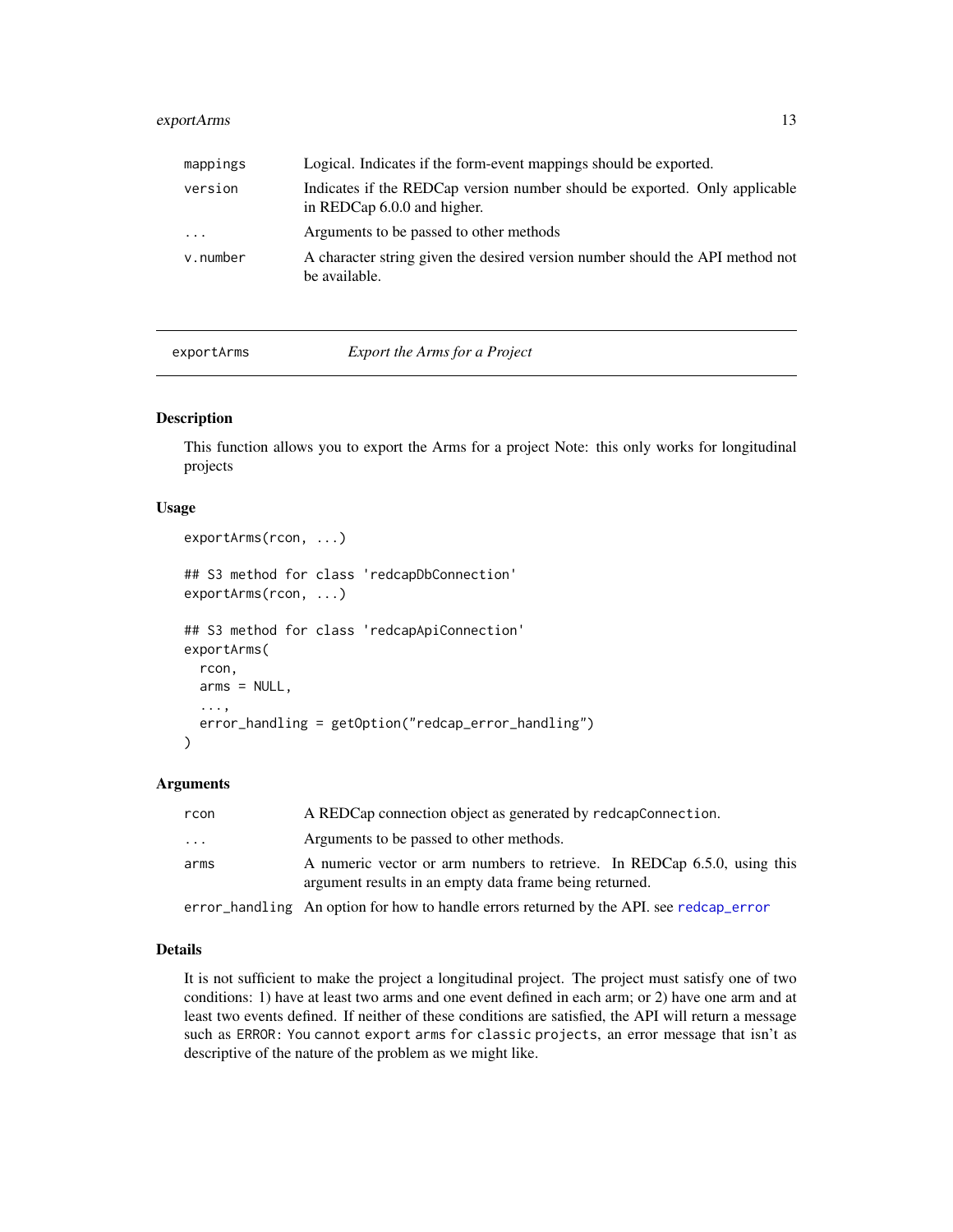| | |
|---|---|
| mappings | Logical. Indicates if the form-event mappings should be exported. |
| version | Indicates if the REDCap version number should be exported. Only applicable in REDCap 6.0.0 and higher. |
| ... | Arguments to be passed to other methods |
| v.number | A character string given the desired version number should the API method not be available. |

---

## exportArms — *Export the Arms for a Project*

### Description

This function allows you to export the Arms for a project Note: this only works for longitudinal projects

### Usage

```
exportArms(rcon, ...)

## S3 method for class 'redcapDbConnection'
exportArms(rcon, ...)

## S3 method for class 'redcapApiConnection'
exportArms(
  rcon,
  arms = NULL,
  ...,
  error_handling = getOption("redcap_error_handling")
)
```

### Arguments

| | |
|---|---|
| rcon | A REDCap connection object as generated by `redcapConnection`. |
| ... | Arguments to be passed to other methods. |
| arms | A numeric vector or arm numbers to retrieve. In REDCap 6.5.0, using this argument results in an empty data frame being returned. |
| error_handling | An option for how to handle errors returned by the API. see `redcap_error` |

### Details

It is not sufficient to make the project a longitudinal project. The project must satisfy one of two conditions: 1) have at least two arms and one event defined in each arm; or 2) have one arm and at least two events defined. If neither of these conditions are satisfied, the API will return a message such as `ERROR: You cannot export arms for classic projects`, an error message that isn't as descriptive of the nature of the problem as we might like.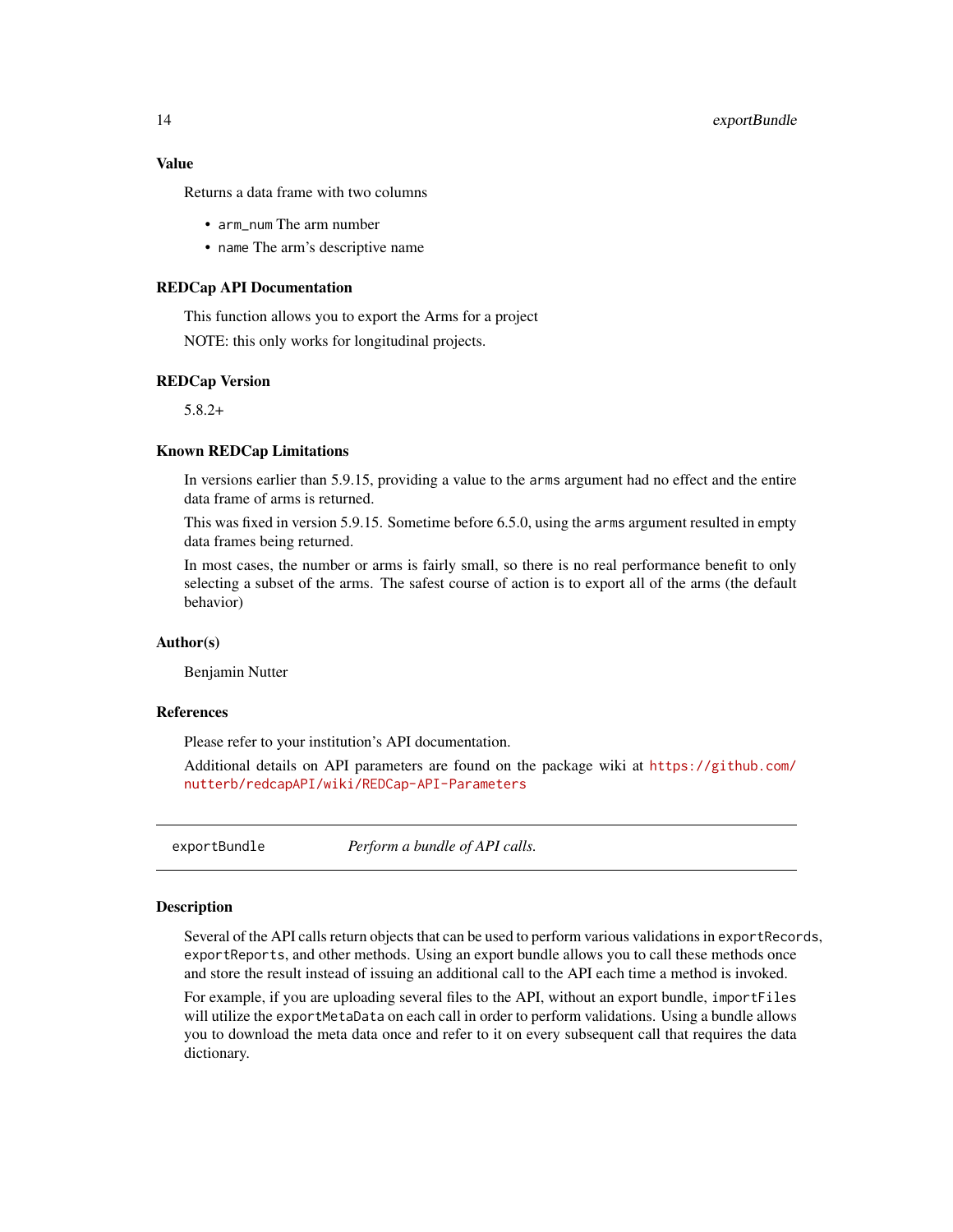### Value

Returns a data frame with two columns

- `arm_num` The arm number
- `name` The arm's descriptive name

### REDCap API Documentation

This function allows you to export the Arms for a project

NOTE: this only works for longitudinal projects.

### REDCap Version

5.8.2+

### Known REDCap Limitations

In versions earlier than 5.9.15, providing a value to the `arms` argument had no effect and the entire data frame of arms is returned.

This was fixed in version 5.9.15. Sometime before 6.5.0, using the `arms` argument resulted in empty data frames being returned.

In most cases, the number or arms is fairly small, so there is no real performance benefit to only selecting a subset of the arms. The safest course of action is to export all of the arms (the default behavior)

### Author(s)

Benjamin Nutter

### References

Please refer to your institution's API documentation.

Additional details on API parameters are found on the package wiki at https://github.com/nutterb/redcapAPI/wiki/REDCap-API-Parameters

---

## exportBundle — *Perform a bundle of API calls.*

---

### Description

Several of the API calls return objects that can be used to perform various validations in `exportRecords`, `exportReports`, and other methods. Using an export bundle allows you to call these methods once and store the result instead of issuing an additional call to the API each time a method is invoked.

For example, if you are uploading several files to the API, without an export bundle, `importFiles` will utilize the `exportMetaData` on each call in order to perform validations. Using a bundle allows you to download the meta data once and refer to it on every subsequent call that requires the data dictionary.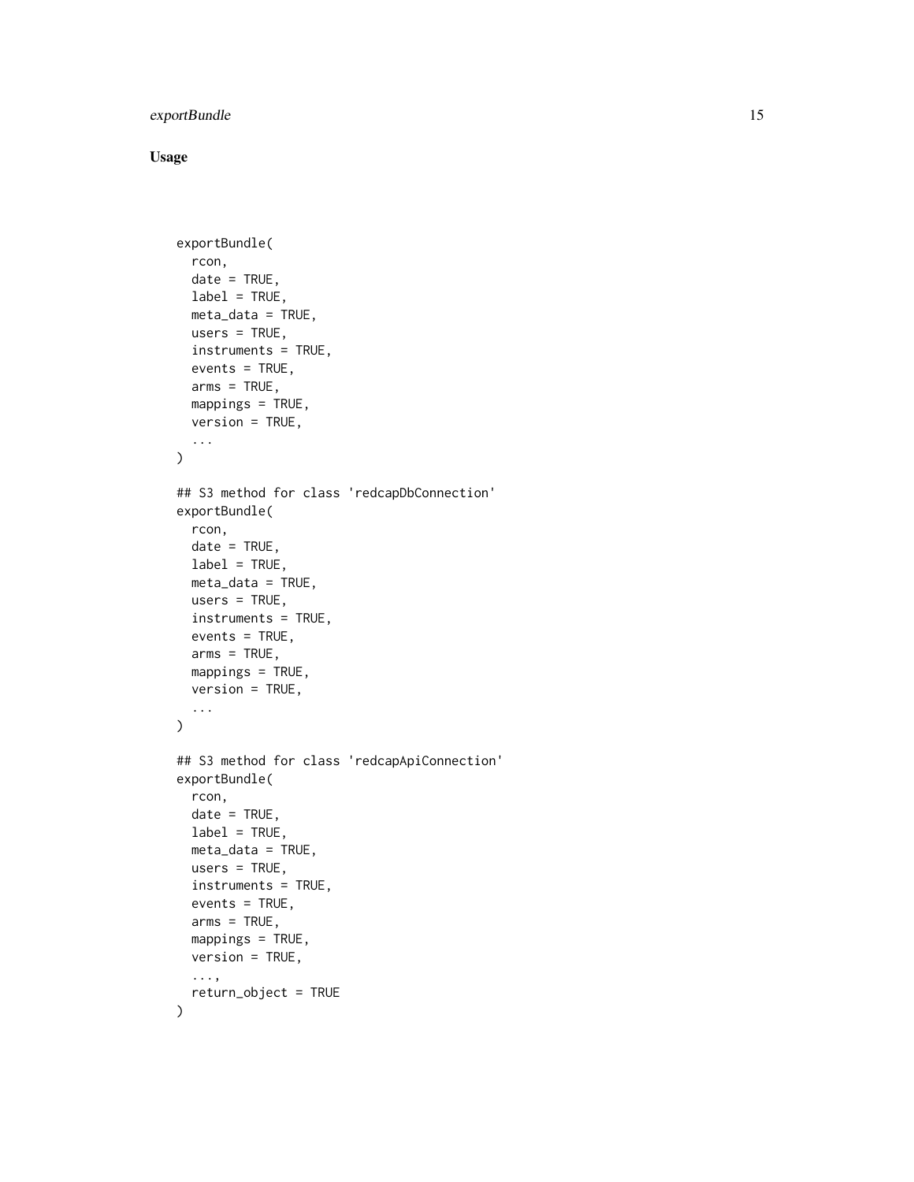### Usage

```
exportBundle(
  rcon,
  date = TRUE,
  label = TRUE,
  meta_data = TRUE,
  users = TRUE,
  instruments = TRUE,
  events = TRUE,
  arms = TRUE,
  mappings = TRUE,
  version = TRUE,
  ...
)

## S3 method for class 'redcapDbConnection'
exportBundle(
  rcon,
  date = TRUE,
  label = TRUE,
  meta_data = TRUE,
  users = TRUE,
  instruments = TRUE,
  events = TRUE,
  arms = TRUE,
  mappings = TRUE,
  version = TRUE,
  ...
)

## S3 method for class 'redcapApiConnection'
exportBundle(
  rcon,
  date = TRUE,
  label = TRUE,
  meta_data = TRUE,
  users = TRUE,
  instruments = TRUE,
  events = TRUE,
  arms = TRUE,
  mappings = TRUE,
  version = TRUE,
  ...,
  return_object = TRUE
)
```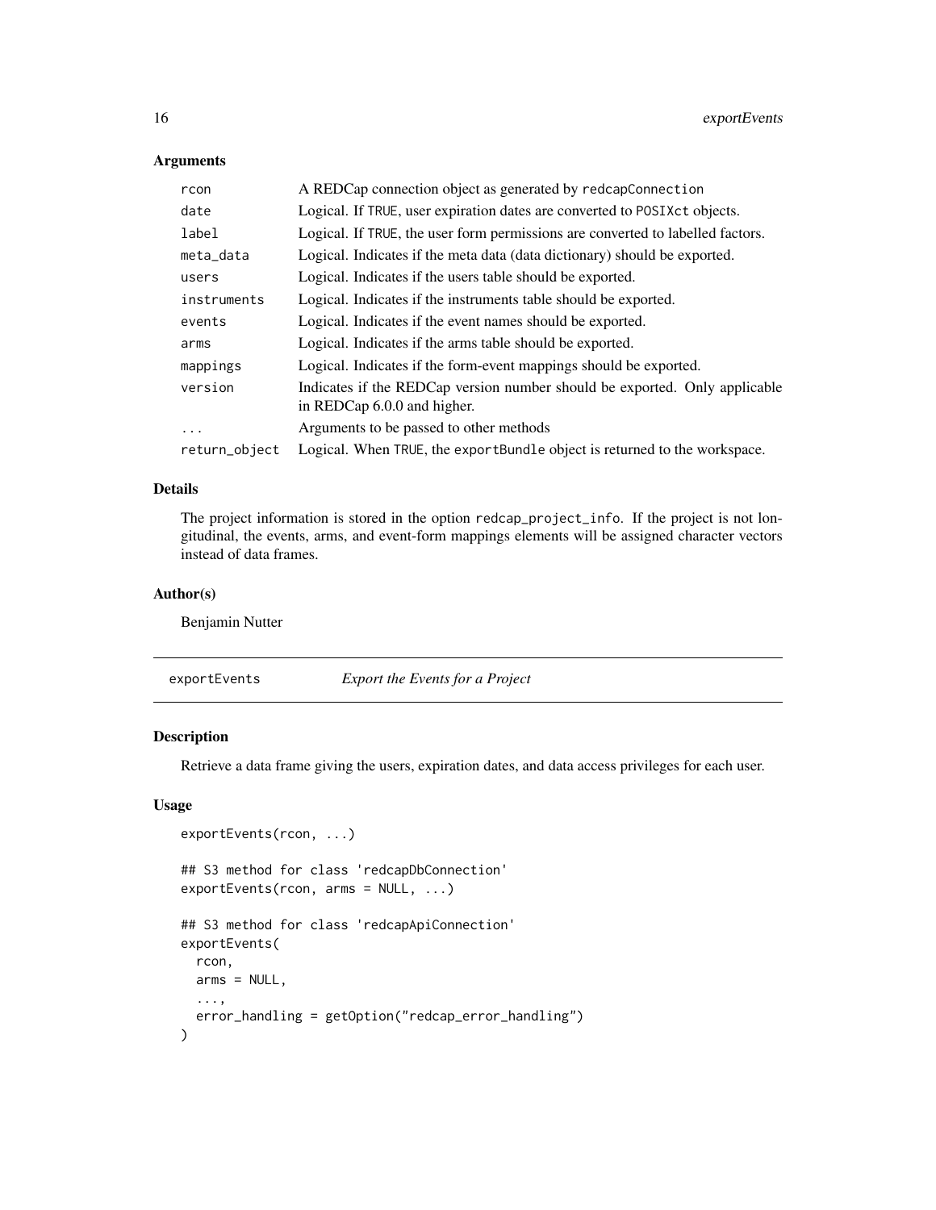### Arguments

| | |
|---|---|
| `rcon` | A REDCap connection object as generated by `redcapConnection` |
| `date` | Logical. If `TRUE`, user expiration dates are converted to `POSIXct` objects. |
| `label` | Logical. If `TRUE`, the user form permissions are converted to labelled factors. |
| `meta_data` | Logical. Indicates if the meta data (data dictionary) should be exported. |
| `users` | Logical. Indicates if the users table should be exported. |
| `instruments` | Logical. Indicates if the instruments table should be exported. |
| `events` | Logical. Indicates if the event names should be exported. |
| `arms` | Logical. Indicates if the arms table should be exported. |
| `mappings` | Logical. Indicates if the form-event mappings should be exported. |
| `version` | Indicates if the REDCap version number should be exported. Only applicable in REDCap 6.0.0 and higher. |
| `...` | Arguments to be passed to other methods |
| `return_object` | Logical. When `TRUE`, the `exportBundle` object is returned to the workspace. |

### Details

The project information is stored in the option `redcap_project_info`. If the project is not longitudinal, the events, arms, and event-form mappings elements will be assigned character vectors instead of data frames.

### Author(s)

Benjamin Nutter

---

## exportEvents — *Export the Events for a Project*

### Description

Retrieve a data frame giving the users, expiration dates, and data access privileges for each user.

### Usage

```
exportEvents(rcon, ...)

## S3 method for class 'redcapDbConnection'
exportEvents(rcon, arms = NULL, ...)

## S3 method for class 'redcapApiConnection'
exportEvents(
  rcon,
  arms = NULL,
  ...,
  error_handling = getOption("redcap_error_handling")
)
```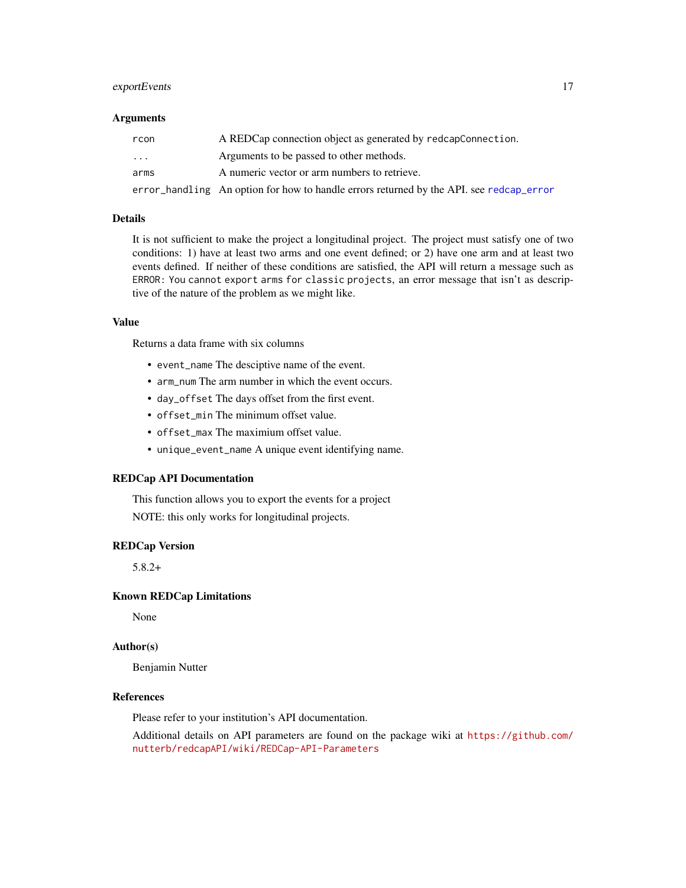## Arguments

| | |
|---|---|
| `rcon` | A REDCap connection object as generated by `redcapConnection`. |
| `...` | Arguments to be passed to other methods. |
| `arms` | A numeric vector or arm numbers to retrieve. |
| `error_handling` | An option for how to handle errors returned by the API. see `redcap_error` |

## Details

It is not sufficient to make the project a longitudinal project. The project must satisfy one of two conditions: 1) have at least two arms and one event defined; or 2) have one arm and at least two events defined. If neither of these conditions are satisfied, the API will return a message such as `ERROR: You cannot export arms for classic projects`, an error message that isn't as descriptive of the nature of the problem as we might like.

## Value

Returns a data frame with six columns

- `event_name` The desciptive name of the event.
- `arm_num` The arm number in which the event occurs.
- `day_offset` The days offset from the first event.
- `offset_min` The minimum offset value.
- `offset_max` The maximium offset value.
- `unique_event_name` A unique event identifying name.

## REDCap API Documentation

This function allows you to export the events for a project

NOTE: this only works for longitudinal projects.

## REDCap Version

5.8.2+

## Known REDCap Limitations

None

## Author(s)

Benjamin Nutter

## References

Please refer to your institution's API documentation.

Additional details on API parameters are found on the package wiki at https://github.com/nutterb/redcapAPI/wiki/REDCap-API-Parameters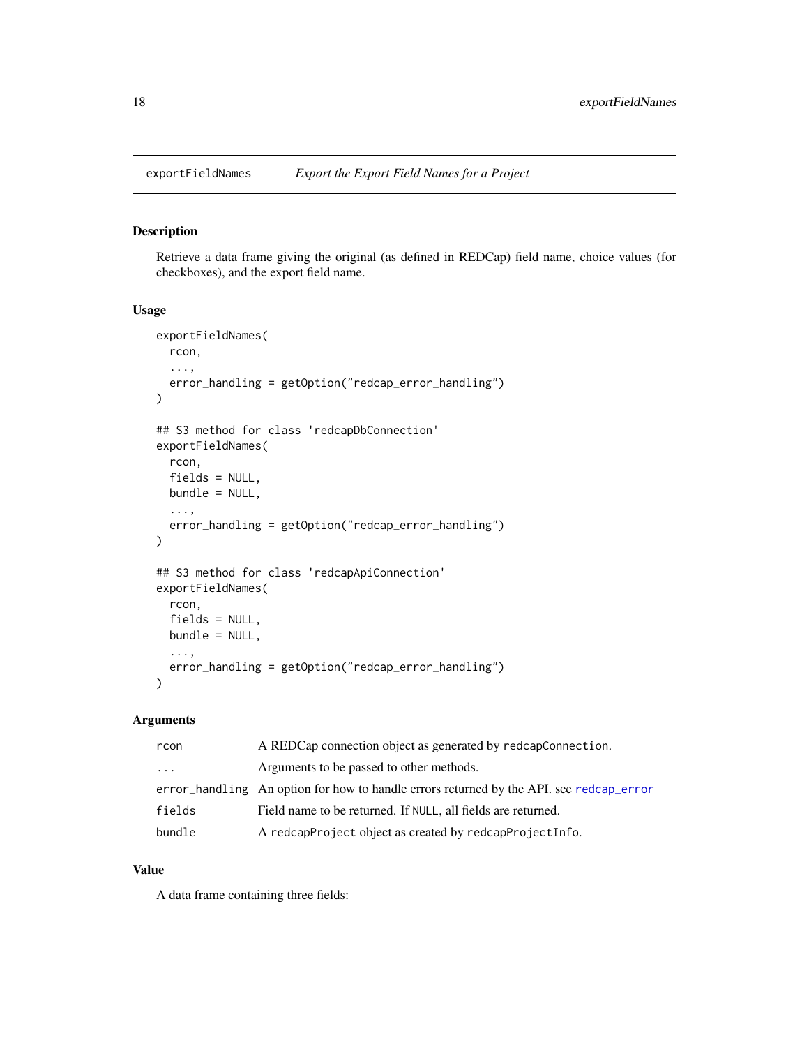# exportFieldNames — *Export the Export Field Names for a Project*

## Description

Retrieve a data frame giving the original (as defined in REDCap) field name, choice values (for checkboxes), and the export field name.

## Usage

```
exportFieldNames(
  rcon,
  ...,
  error_handling = getOption("redcap_error_handling")
)

## S3 method for class 'redcapDbConnection'
exportFieldNames(
  rcon,
  fields = NULL,
  bundle = NULL,
  ...,
  error_handling = getOption("redcap_error_handling")
)

## S3 method for class 'redcapApiConnection'
exportFieldNames(
  rcon,
  fields = NULL,
  bundle = NULL,
  ...,
  error_handling = getOption("redcap_error_handling")
)
```

## Arguments

| | |
|---|---|
| `rcon` | A REDCap connection object as generated by `redcapConnection`. |
| `...` | Arguments to be passed to other methods. |
| `error_handling` | An option for how to handle errors returned by the API. see `redcap_error` |
| `fields` | Field name to be returned. If `NULL`, all fields are returned. |
| `bundle` | A `redcapProject` object as created by `redcapProjectInfo`. |

## Value

A data frame containing three fields: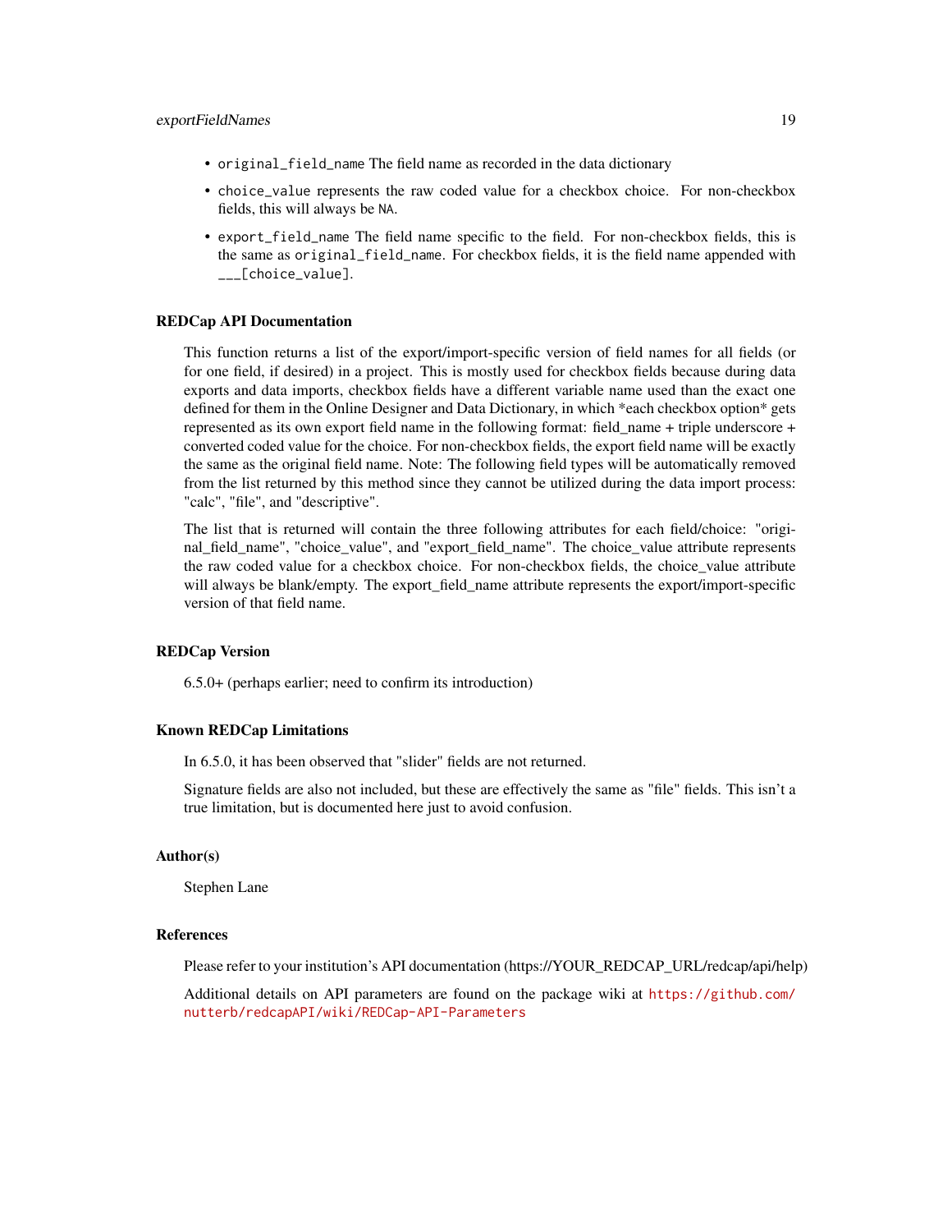- `original_field_name` The field name as recorded in the data dictionary
- `choice_value` represents the raw coded value for a checkbox choice. For non-checkbox fields, this will always be `NA`.
- `export_field_name` The field name specific to the field. For non-checkbox fields, this is the same as `original_field_name`. For checkbox fields, it is the field name appended with `___[choice_value]`.

### REDCap API Documentation

This function returns a list of the export/import-specific version of field names for all fields (or for one field, if desired) in a project. This is mostly used for checkbox fields because during data exports and data imports, checkbox fields have a different variable name used than the exact one defined for them in the Online Designer and Data Dictionary, in which *each checkbox option* gets represented as its own export field name in the following format: field_name + triple underscore + converted coded value for the choice. For non-checkbox fields, the export field name will be exactly the same as the original field name. Note: The following field types will be automatically removed from the list returned by this method since they cannot be utilized during the data import process: "calc", "file", and "descriptive".

The list that is returned will contain the three following attributes for each field/choice: "original_field_name", "choice_value", and "export_field_name". The choice_value attribute represents the raw coded value for a checkbox choice. For non-checkbox fields, the choice_value attribute will always be blank/empty. The export_field_name attribute represents the export/import-specific version of that field name.

### REDCap Version

6.5.0+ (perhaps earlier; need to confirm its introduction)

### Known REDCap Limitations

In 6.5.0, it has been observed that "slider" fields are not returned.

Signature fields are also not included, but these are effectively the same as "file" fields. This isn't a true limitation, but is documented here just to avoid confusion.

### Author(s)

Stephen Lane

### References

Please refer to your institution's API documentation (https://YOUR_REDCAP_URL/redcap/api/help)

Additional details on API parameters are found on the package wiki at https://github.com/nutterb/redcapAPI/wiki/REDCap-API-Parameters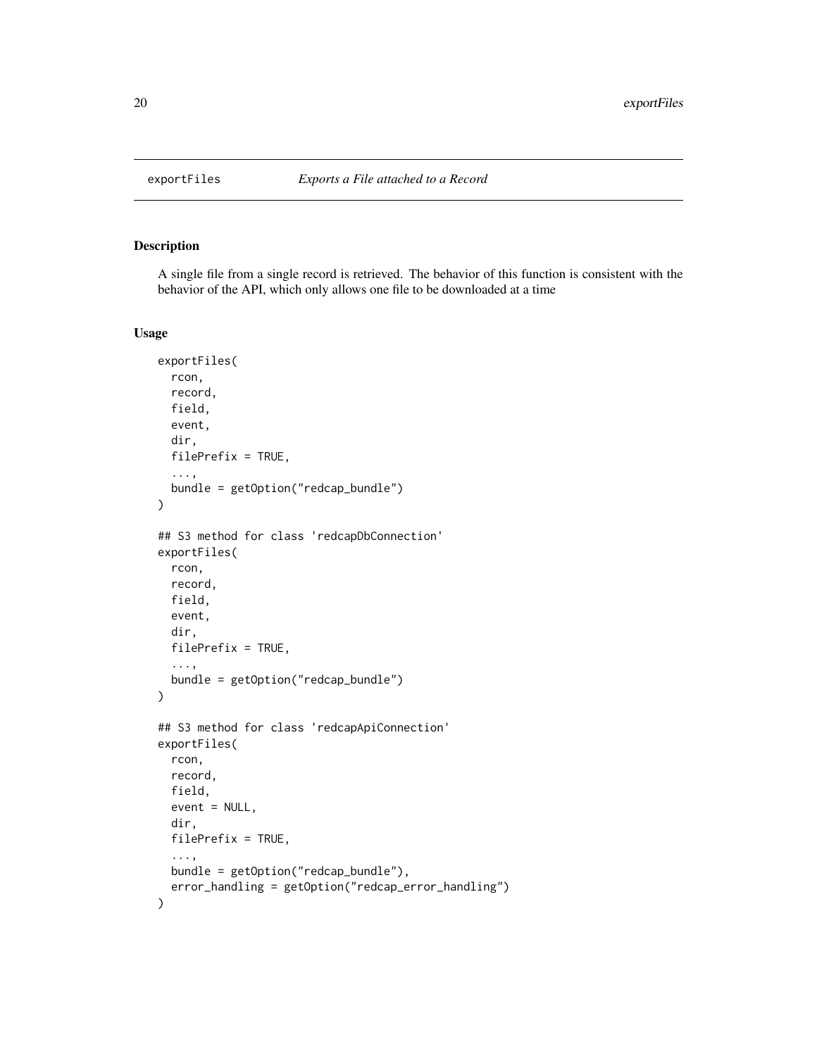# exportFiles *Exports a File attached to a Record*

## Description

A single file from a single record is retrieved. The behavior of this function is consistent with the behavior of the API, which only allows one file to be downloaded at a time

## Usage

```
exportFiles(
  rcon,
  record,
  field,
  event,
  dir,
  filePrefix = TRUE,
  ...,
  bundle = getOption("redcap_bundle")
)

## S3 method for class 'redcapDbConnection'
exportFiles(
  rcon,
  record,
  field,
  event,
  dir,
  filePrefix = TRUE,
  ...,
  bundle = getOption("redcap_bundle")
)

## S3 method for class 'redcapApiConnection'
exportFiles(
  rcon,
  record,
  field,
  event = NULL,
  dir,
  filePrefix = TRUE,
  ...,
  bundle = getOption("redcap_bundle"),
  error_handling = getOption("redcap_error_handling")
)
```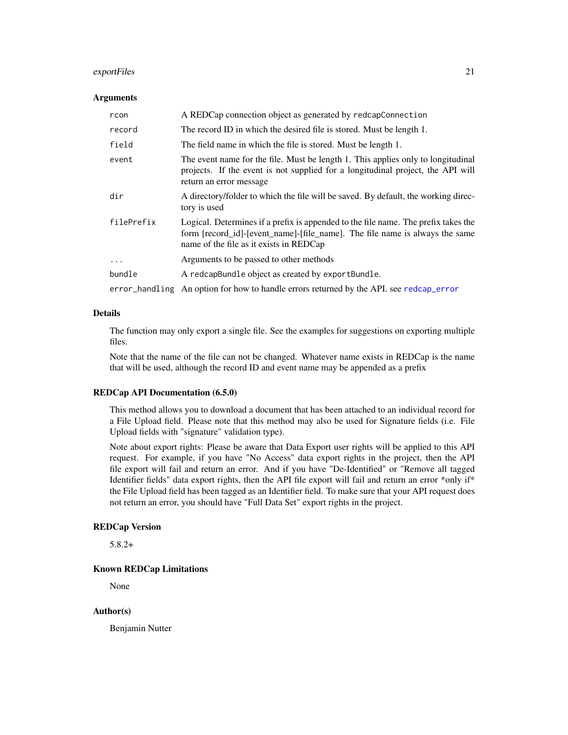### Arguments

| | |
|---|---|
| `rcon` | A REDCap connection object as generated by `redcapConnection` |
| `record` | The record ID in which the desired file is stored. Must be length 1. |
| `field` | The field name in which the file is stored. Must be length 1. |
| `event` | The event name for the file. Must be length 1. This applies only to longitudinal projects. If the event is not supplied for a longitudinal project, the API will return an error message |
| `dir` | A directory/folder to which the file will be saved. By default, the working directory is used |
| `filePrefix` | Logical. Determines if a prefix is appended to the file name. The prefix takes the form [record_id]-[event_name]-[file_name]. The file name is always the same name of the file as it exists in REDCap |
| `...` | Arguments to be passed to other methods |
| `bundle` | A `redcapBundle` object as created by `exportBundle`. |
| `error_handling` | An option for how to handle errors returned by the API. see `redcap_error` |

### Details

The function may only export a single file. See the examples for suggestions on exporting multiple files.

Note that the name of the file can not be changed. Whatever name exists in REDCap is the name that will be used, although the record ID and event name may be appended as a prefix

### REDCap API Documentation (6.5.0)

This method allows you to download a document that has been attached to an individual record for a File Upload field. Please note that this method may also be used for Signature fields (i.e. File Upload fields with "signature" validation type).

Note about export rights: Please be aware that Data Export user rights will be applied to this API request. For example, if you have "No Access" data export rights in the project, then the API file export will fail and return an error. And if you have "De-Identified" or "Remove all tagged Identifier fields" data export rights, then the API file export will fail and return an error *only if* the File Upload field has been tagged as an Identifier field. To make sure that your API request does not return an error, you should have "Full Data Set" export rights in the project.

### REDCap Version

5.8.2+

### Known REDCap Limitations

None

### Author(s)

Benjamin Nutter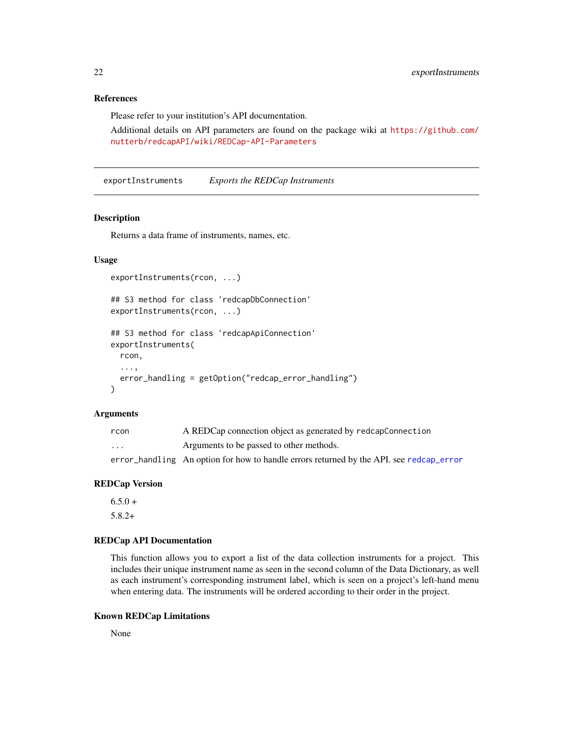### References

Please refer to your institution's API documentation.

Additional details on API parameters are found on the package wiki at https://github.com/nutterb/redcapAPI/wiki/REDCap-API-Parameters

---

## exportInstruments *Exports the REDCap Instruments*

### Description

Returns a data frame of instruments, names, etc.

### Usage

```
exportInstruments(rcon, ...)

## S3 method for class 'redcapDbConnection'
exportInstruments(rcon, ...)

## S3 method for class 'redcapApiConnection'
exportInstruments(
  rcon,
  ...,
  error_handling = getOption("redcap_error_handling")
)
```

### Arguments

| | |
|---|---|
| `rcon` | A REDCap connection object as generated by `redcapConnection` |
| `...` | Arguments to be passed to other methods. |
| `error_handling` | An option for how to handle errors returned by the API. see `redcap_error` |

### REDCap Version

6.5.0 +

5.8.2+

### REDCap API Documentation

This function allows you to export a list of the data collection instruments for a project. This includes their unique instrument name as seen in the second column of the Data Dictionary, as well as each instrument's corresponding instrument label, which is seen on a project's left-hand menu when entering data. The instruments will be ordered according to their order in the project.

### Known REDCap Limitations

None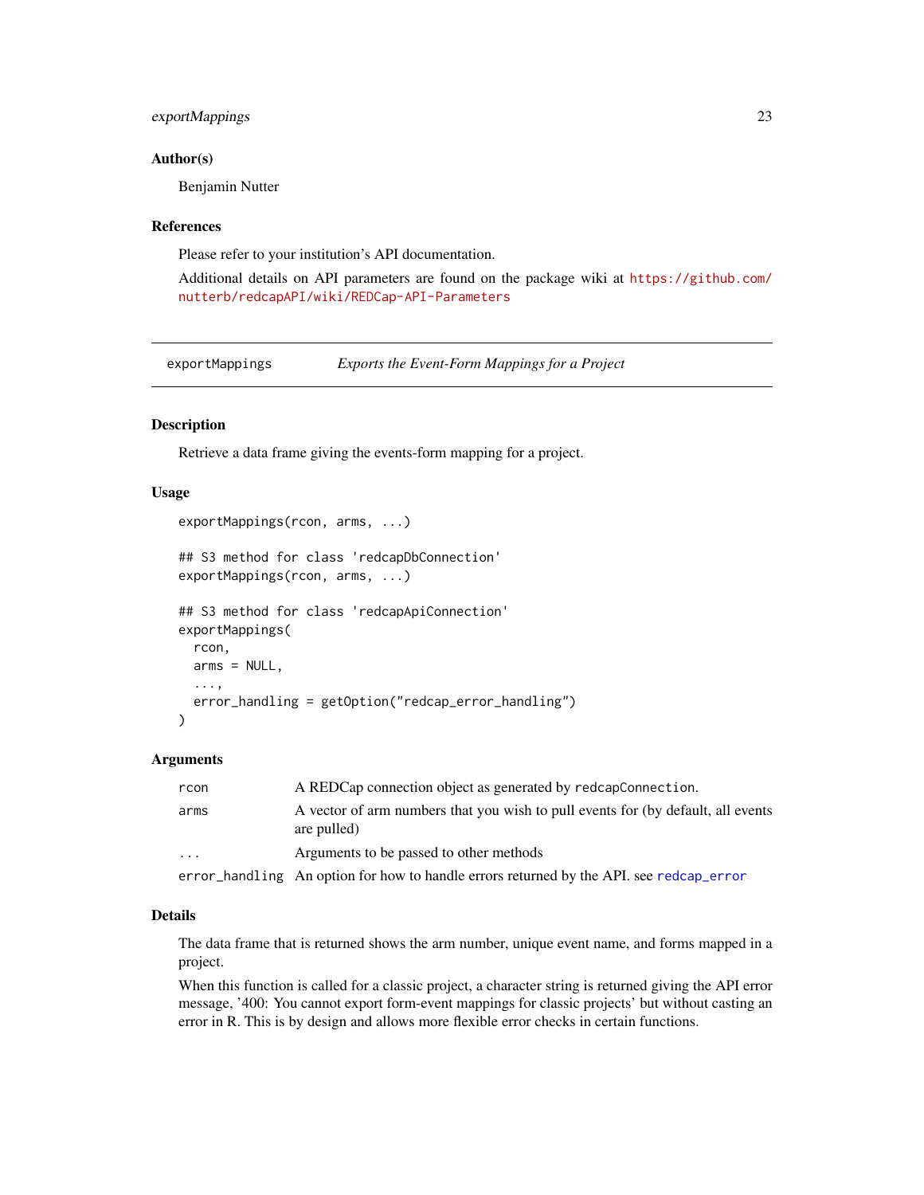### Author(s)

Benjamin Nutter

### References

Please refer to your institution's API documentation.

Additional details on API parameters are found on the package wiki at https://github.com/nutterb/redcapAPI/wiki/REDCap-API-Parameters

---

## exportMappings — *Exports the Event-Form Mappings for a Project*

### Description

Retrieve a data frame giving the events-form mapping for a project.

### Usage

```
exportMappings(rcon, arms, ...)

## S3 method for class 'redcapDbConnection'
exportMappings(rcon, arms, ...)

## S3 method for class 'redcapApiConnection'
exportMappings(
  rcon,
  arms = NULL,
  ...,
  error_handling = getOption("redcap_error_handling")
)
```

### Arguments

| | |
|---|---|
| `rcon` | A REDCap connection object as generated by `redcapConnection`. |
| `arms` | A vector of arm numbers that you wish to pull events for (by default, all events are pulled) |
| `...` | Arguments to be passed to other methods |
| `error_handling` | An option for how to handle errors returned by the API. see `redcap_error` |

### Details

The data frame that is returned shows the arm number, unique event name, and forms mapped in a project.

When this function is called for a classic project, a character string is returned giving the API error message, '400: You cannot export form-event mappings for classic projects' but without casting an error in R. This is by design and allows more flexible error checks in certain functions.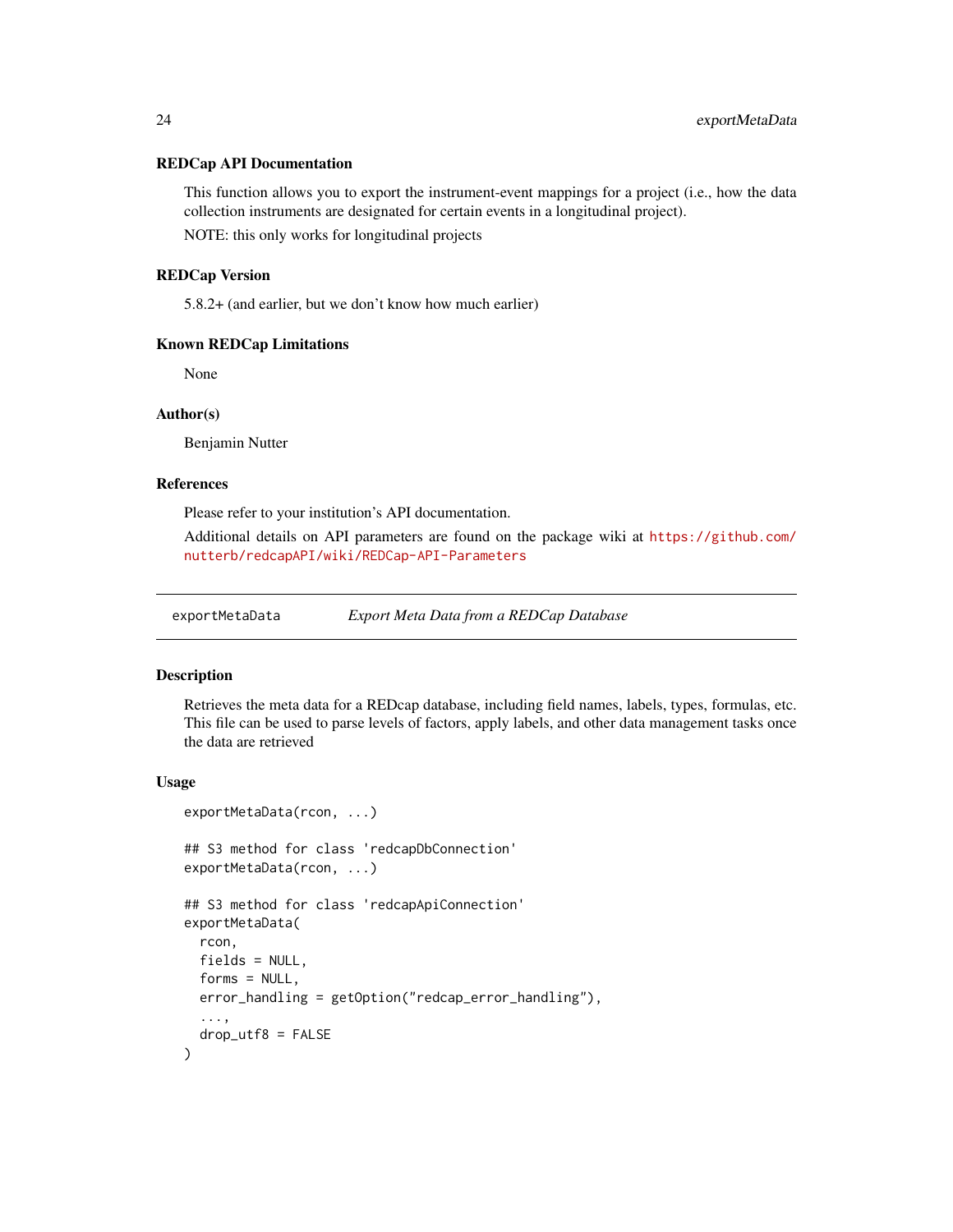### REDCap API Documentation

This function allows you to export the instrument-event mappings for a project (i.e., how the data collection instruments are designated for certain events in a longitudinal project).

NOTE: this only works for longitudinal projects

### REDCap Version

5.8.2+ (and earlier, but we don't know how much earlier)

### Known REDCap Limitations

None

### Author(s)

Benjamin Nutter

### References

Please refer to your institution's API documentation.

Additional details on API parameters are found on the package wiki at https://github.com/nutterb/redcapAPI/wiki/REDCap-API-Parameters

---

## exportMetaData — *Export Meta Data from a REDCap Database*

### Description

Retrieves the meta data for a REDcap database, including field names, labels, types, formulas, etc. This file can be used to parse levels of factors, apply labels, and other data management tasks once the data are retrieved

### Usage

```
exportMetaData(rcon, ...)

## S3 method for class 'redcapDbConnection'
exportMetaData(rcon, ...)

## S3 method for class 'redcapApiConnection'
exportMetaData(
  rcon,
  fields = NULL,
  forms = NULL,
  error_handling = getOption("redcap_error_handling"),
  ...,
  drop_utf8 = FALSE
)
```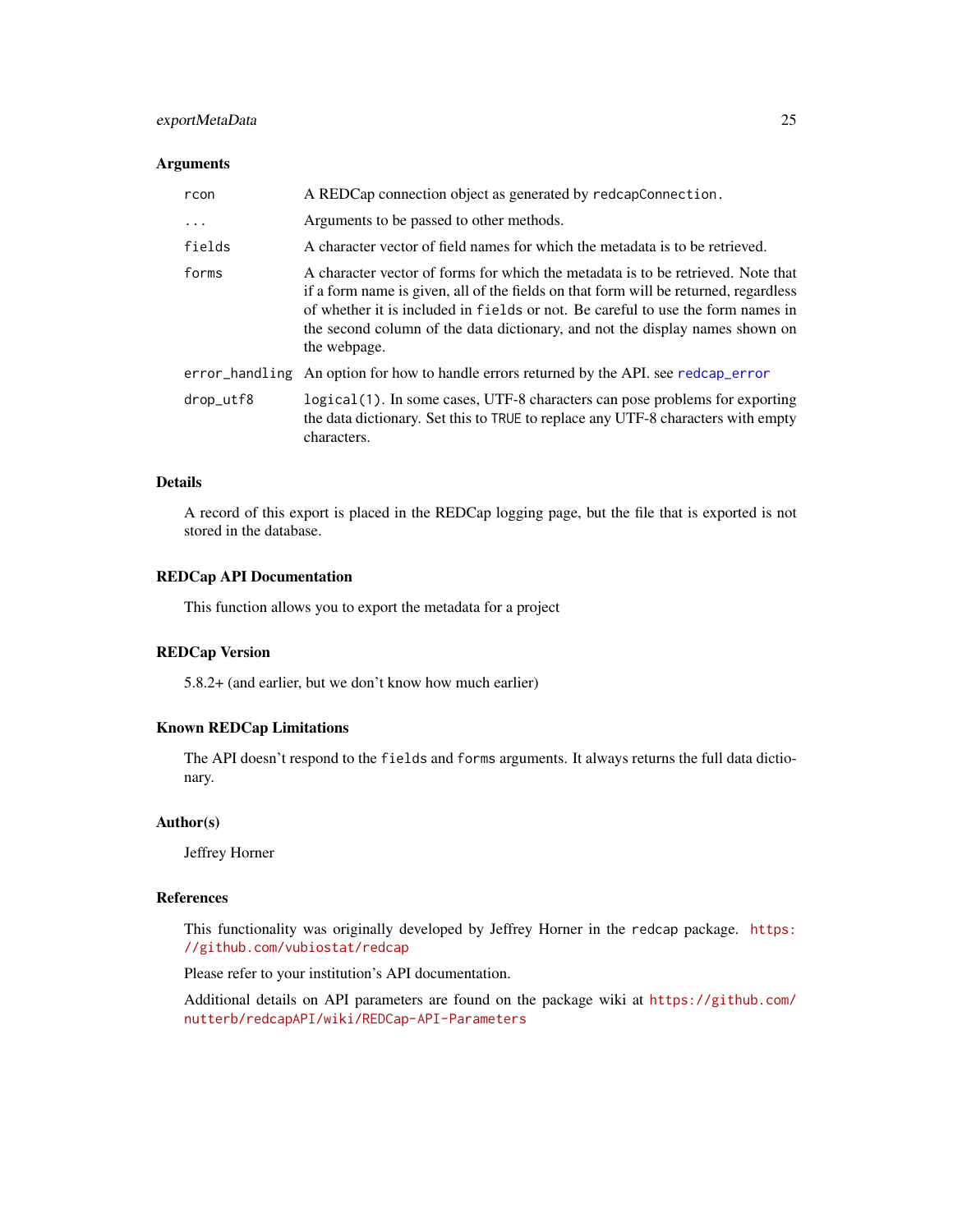## Arguments

| | |
|---|---|
| `rcon` | A REDCap connection object as generated by `redcapConnection`. |
| `...` | Arguments to be passed to other methods. |
| `fields` | A character vector of field names for which the metadata is to be retrieved. |
| `forms` | A character vector of forms for which the metadata is to be retrieved. Note that if a form name is given, all of the fields on that form will be returned, regardless of whether it is included in `fields` or not. Be careful to use the form names in the second column of the data dictionary, and not the display names shown on the webpage. |
| `error_handling` | An option for how to handle errors returned by the API. see `redcap_error` |
| `drop_utf8` | `logical(1)`. In some cases, UTF-8 characters can pose problems for exporting the data dictionary. Set this to `TRUE` to replace any UTF-8 characters with empty characters. |

## Details

A record of this export is placed in the REDCap logging page, but the file that is exported is not stored in the database.

## REDCap API Documentation

This function allows you to export the metadata for a project

## REDCap Version

5.8.2+ (and earlier, but we don't know how much earlier)

## Known REDCap Limitations

The API doesn't respond to the `fields` and `forms` arguments. It always returns the full data dictionary.

## Author(s)

Jeffrey Horner

## References

This functionality was originally developed by Jeffrey Horner in the `redcap` package. https://github.com/vubiostat/redcap

Please refer to your institution's API documentation.

Additional details on API parameters are found on the package wiki at https://github.com/nutterb/redcapAPI/wiki/REDCap-API-Parameters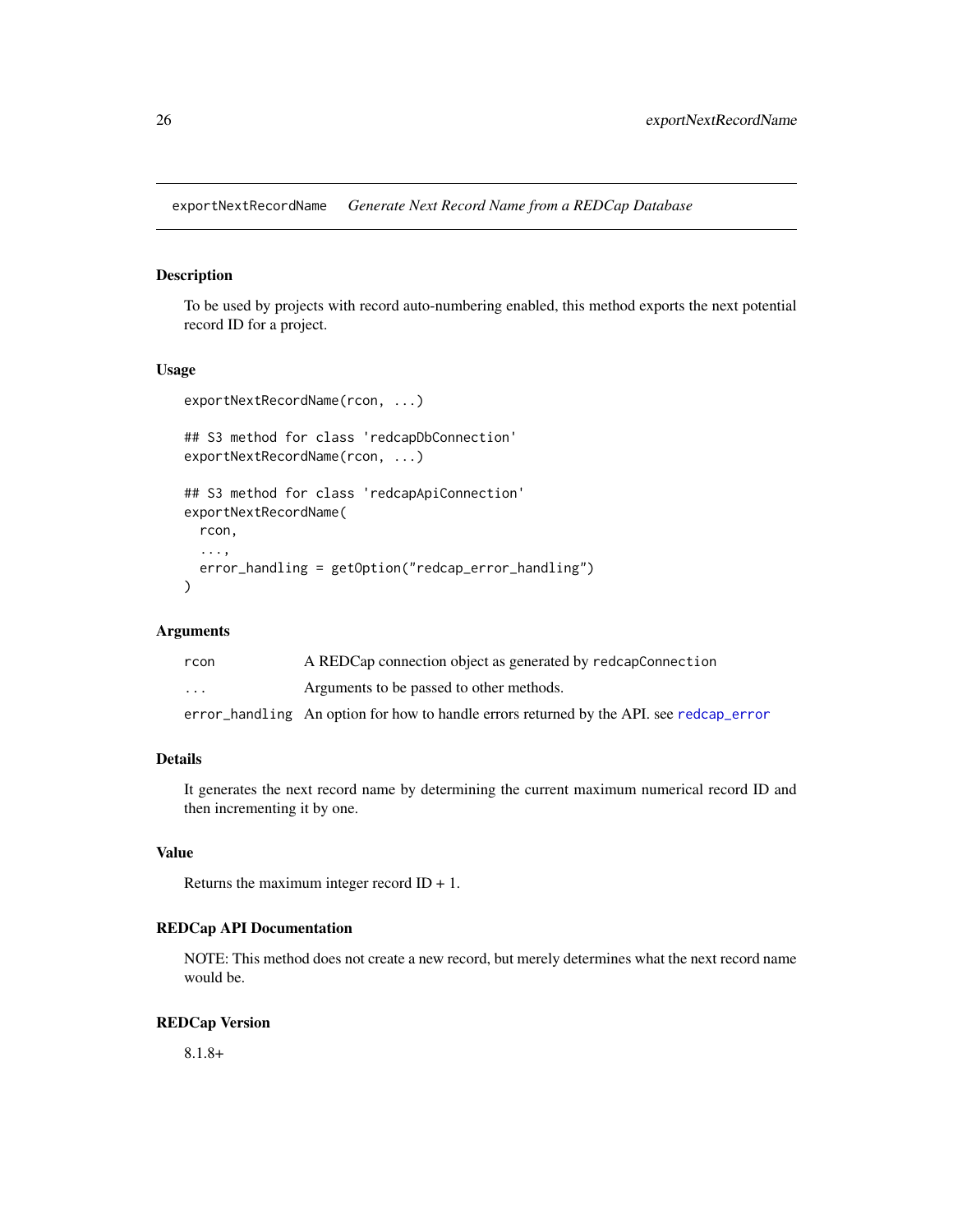## exportNextRecordName — *Generate Next Record Name from a REDCap Database*

### Description

To be used by projects with record auto-numbering enabled, this method exports the next potential record ID for a project.

### Usage

```
exportNextRecordName(rcon, ...)

## S3 method for class 'redcapDbConnection'
exportNextRecordName(rcon, ...)

## S3 method for class 'redcapApiConnection'
exportNextRecordName(
  rcon,
  ...,
  error_handling = getOption("redcap_error_handling")
)
```

### Arguments

| | |
|---|---|
| `rcon` | A REDCap connection object as generated by `redcapConnection` |
| `...` | Arguments to be passed to other methods. |
| `error_handling` | An option for how to handle errors returned by the API. see `redcap_error` |

### Details

It generates the next record name by determining the current maximum numerical record ID and then incrementing it by one.

### Value

Returns the maximum integer record ID + 1.

### REDCap API Documentation

NOTE: This method does not create a new record, but merely determines what the next record name would be.

### REDCap Version

8.1.8+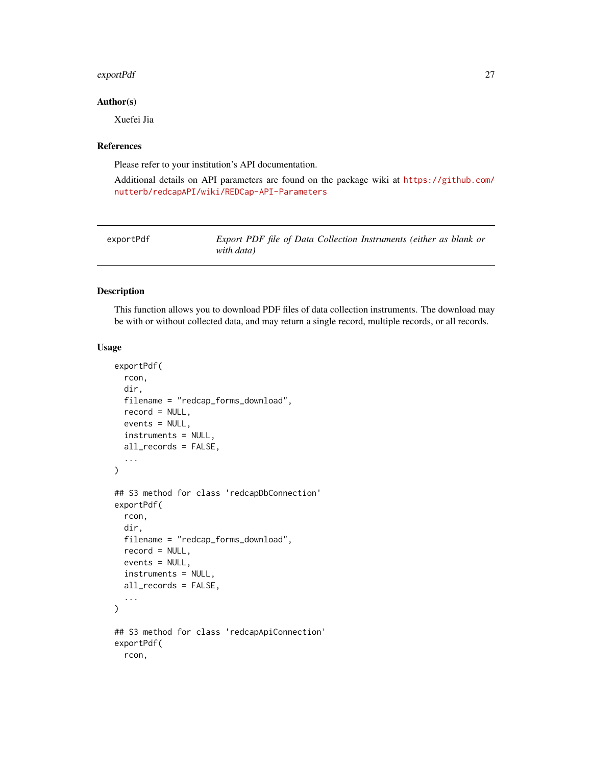## Author(s)

Xuefei Jia

## References

Please refer to your institution's API documentation.

Additional details on API parameters are found on the package wiki at https://github.com/nutterb/redcapAPI/wiki/REDCap-API-Parameters

---

# exportPdf — *Export PDF file of Data Collection Instruments (either as blank or with data)*

## Description

This function allows you to download PDF files of data collection instruments. The download may be with or without collected data, and may return a single record, multiple records, or all records.

## Usage

```
exportPdf(
  rcon,
  dir,
  filename = "redcap_forms_download",
  record = NULL,
  events = NULL,
  instruments = NULL,
  all_records = FALSE,
  ...
)

## S3 method for class 'redcapDbConnection'
exportPdf(
  rcon,
  dir,
  filename = "redcap_forms_download",
  record = NULL,
  events = NULL,
  instruments = NULL,
  all_records = FALSE,
  ...
)

## S3 method for class 'redcapApiConnection'
exportPdf(
  rcon,
```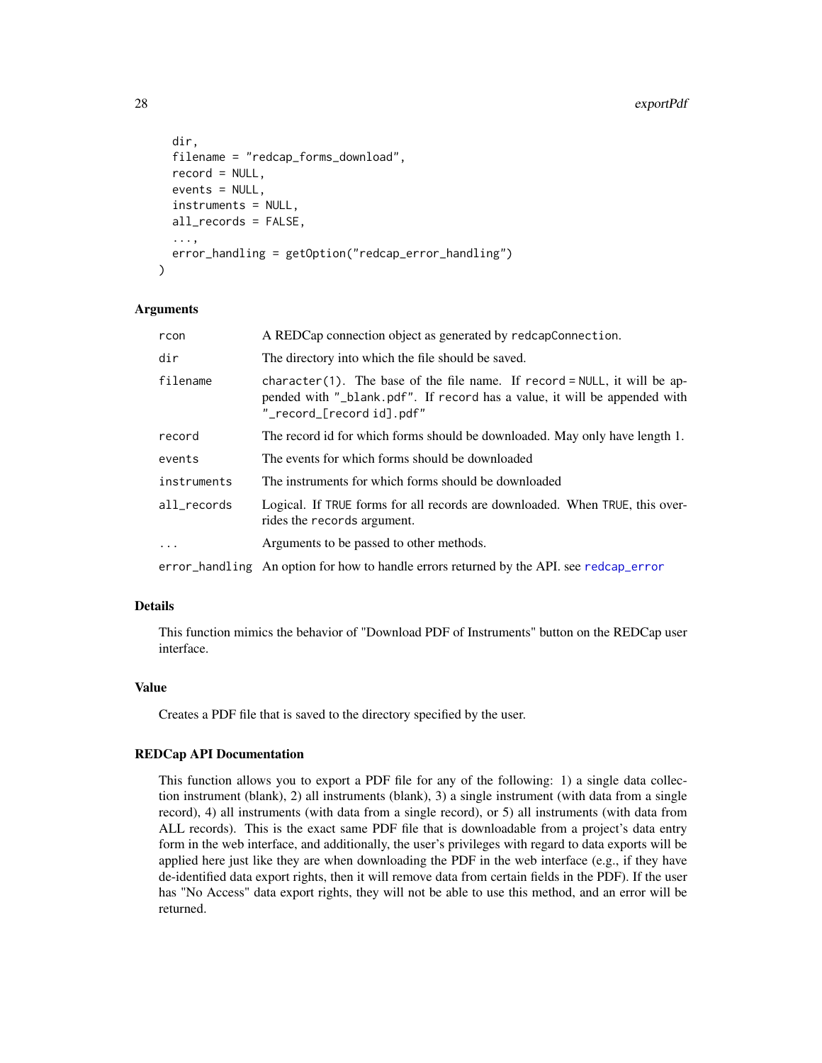```
  dir,
  filename = "redcap_forms_download",
  record = NULL,
  events = NULL,
  instruments = NULL,
  all_records = FALSE,
  ...,
  error_handling = getOption("redcap_error_handling")
)
```

### Arguments

| | |
|---|---|
| rcon | A REDCap connection object as generated by redcapConnection. |
| dir | The directory into which the file should be saved. |
| filename | character(1). The base of the file name. If record = NULL, it will be appended with "_blank.pdf". If record has a value, it will be appended with "_record_[record id].pdf" |
| record | The record id for which forms should be downloaded. May only have length 1. |
| events | The events for which forms should be downloaded |
| instruments | The instruments for which forms should be downloaded |
| all_records | Logical. If TRUE forms for all records are downloaded. When TRUE, this overrides the records argument. |
| ... | Arguments to be passed to other methods. |
| error_handling | An option for how to handle errors returned by the API. see redcap_error |

### Details

This function mimics the behavior of "Download PDF of Instruments" button on the REDCap user interface.

### Value

Creates a PDF file that is saved to the directory specified by the user.

### REDCap API Documentation

This function allows you to export a PDF file for any of the following: 1) a single data collection instrument (blank), 2) all instruments (blank), 3) a single instrument (with data from a single record), 4) all instruments (with data from a single record), or 5) all instruments (with data from ALL records). This is the exact same PDF file that is downloadable from a project's data entry form in the web interface, and additionally, the user's privileges with regard to data exports will be applied here just like they are when downloading the PDF in the web interface (e.g., if they have de-identified data export rights, then it will remove data from certain fields in the PDF). If the user has "No Access" data export rights, they will not be able to use this method, and an error will be returned.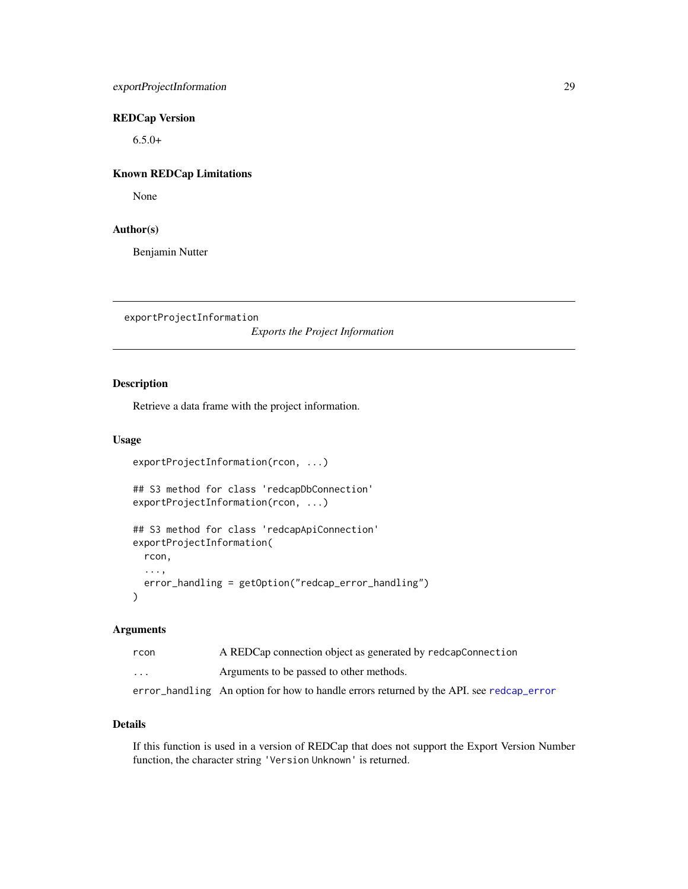### REDCap Version

6.5.0+

### Known REDCap Limitations

None

### Author(s)

Benjamin Nutter

---

## exportProjectInformation

*Exports the Project Information*

### Description

Retrieve a data frame with the project information.

### Usage

```
exportProjectInformation(rcon, ...)

## S3 method for class 'redcapDbConnection'
exportProjectInformation(rcon, ...)

## S3 method for class 'redcapApiConnection'
exportProjectInformation(
  rcon,
  ...,
  error_handling = getOption("redcap_error_handling")
)
```

### Arguments

| | |
|---|---|
| `rcon` | A REDCap connection object as generated by `redcapConnection` |
| `...` | Arguments to be passed to other methods. |
| `error_handling` | An option for how to handle errors returned by the API. see `redcap_error` |

### Details

If this function is used in a version of REDCap that does not support the Export Version Number function, the character string `'Version Unknown'` is returned.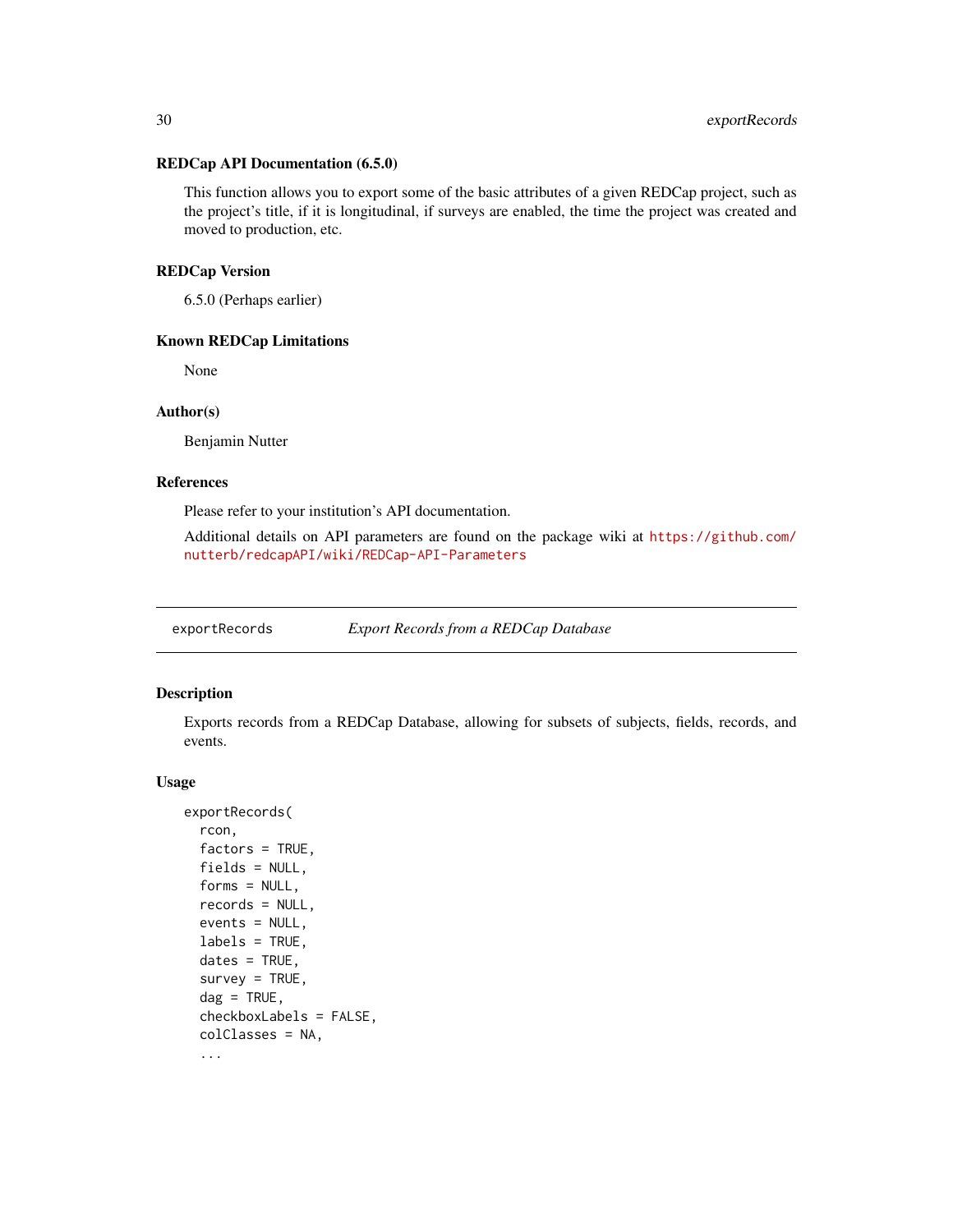### REDCap API Documentation (6.5.0)

This function allows you to export some of the basic attributes of a given REDCap project, such as the project's title, if it is longitudinal, if surveys are enabled, the time the project was created and moved to production, etc.

### REDCap Version

6.5.0 (Perhaps earlier)

### Known REDCap Limitations

None

### Author(s)

Benjamin Nutter

### References

Please refer to your institution's API documentation.

Additional details on API parameters are found on the package wiki at https://github.com/nutterb/redcapAPI/wiki/REDCap-API-Parameters

---

## exportRecords — *Export Records from a REDCap Database*

---

### Description

Exports records from a REDCap Database, allowing for subsets of subjects, fields, records, and events.

### Usage

```
exportRecords(
  rcon,
  factors = TRUE,
  fields = NULL,
  forms = NULL,
  records = NULL,
  events = NULL,
  labels = TRUE,
  dates = TRUE,
  survey = TRUE,
  dag = TRUE,
  checkboxLabels = FALSE,
  colClasses = NA,
  ...
```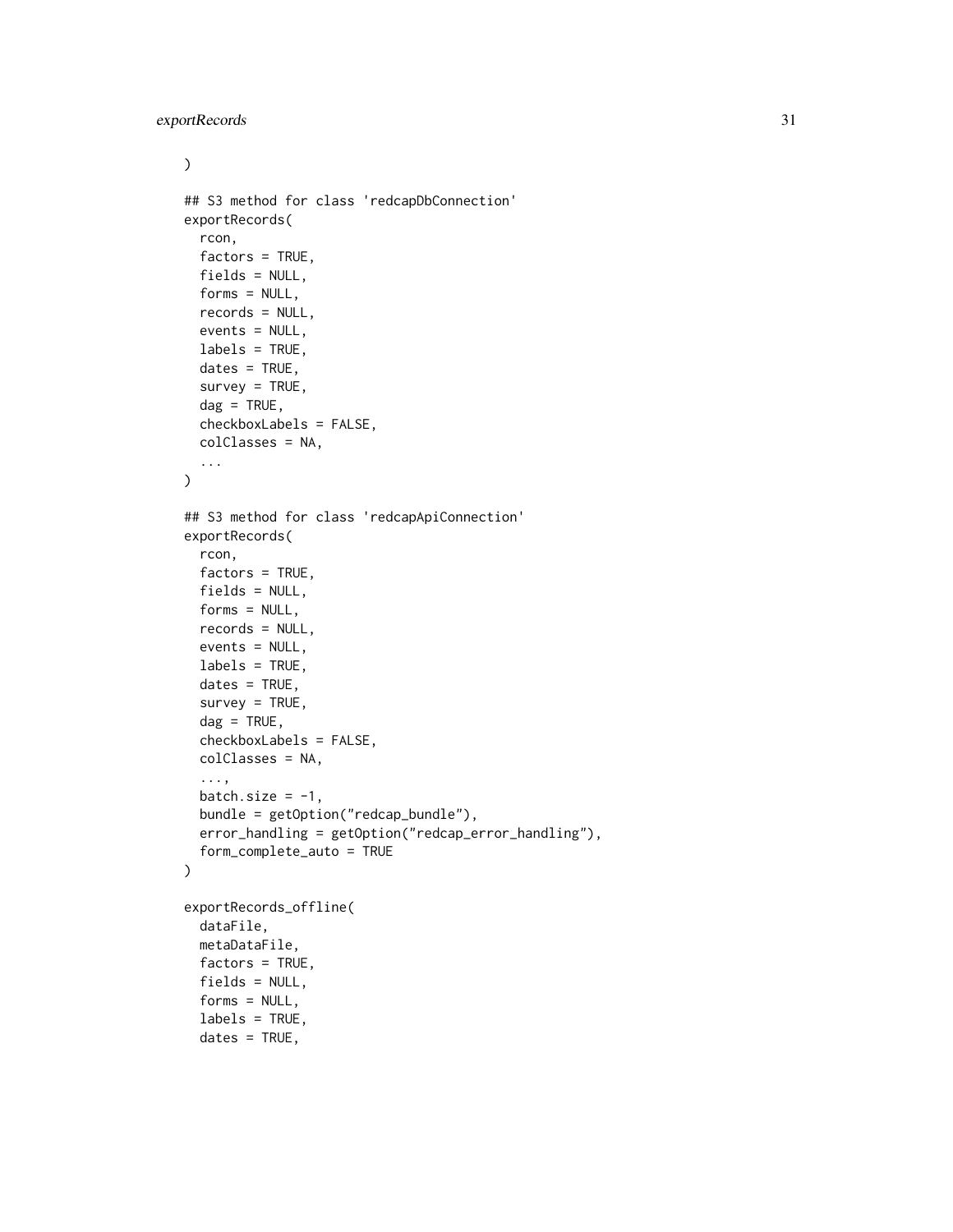```
)

## S3 method for class 'redcapDbConnection'
exportRecords(
  rcon,
  factors = TRUE,
  fields = NULL,
  forms = NULL,
  records = NULL,
  events = NULL,
  labels = TRUE,
  dates = TRUE,
  survey = TRUE,
  dag = TRUE,
  checkboxLabels = FALSE,
  colClasses = NA,
  ...
)

## S3 method for class 'redcapApiConnection'
exportRecords(
  rcon,
  factors = TRUE,
  fields = NULL,
  forms = NULL,
  records = NULL,
  events = NULL,
  labels = TRUE,
  dates = TRUE,
  survey = TRUE,
  dag = TRUE,
  checkboxLabels = FALSE,
  colClasses = NA,
  ...,
  batch.size = -1,
  bundle = getOption("redcap_bundle"),
  error_handling = getOption("redcap_error_handling"),
  form_complete_auto = TRUE
)

exportRecords_offline(
  dataFile,
  metaDataFile,
  factors = TRUE,
  fields = NULL,
  forms = NULL,
  labels = TRUE,
  dates = TRUE,
```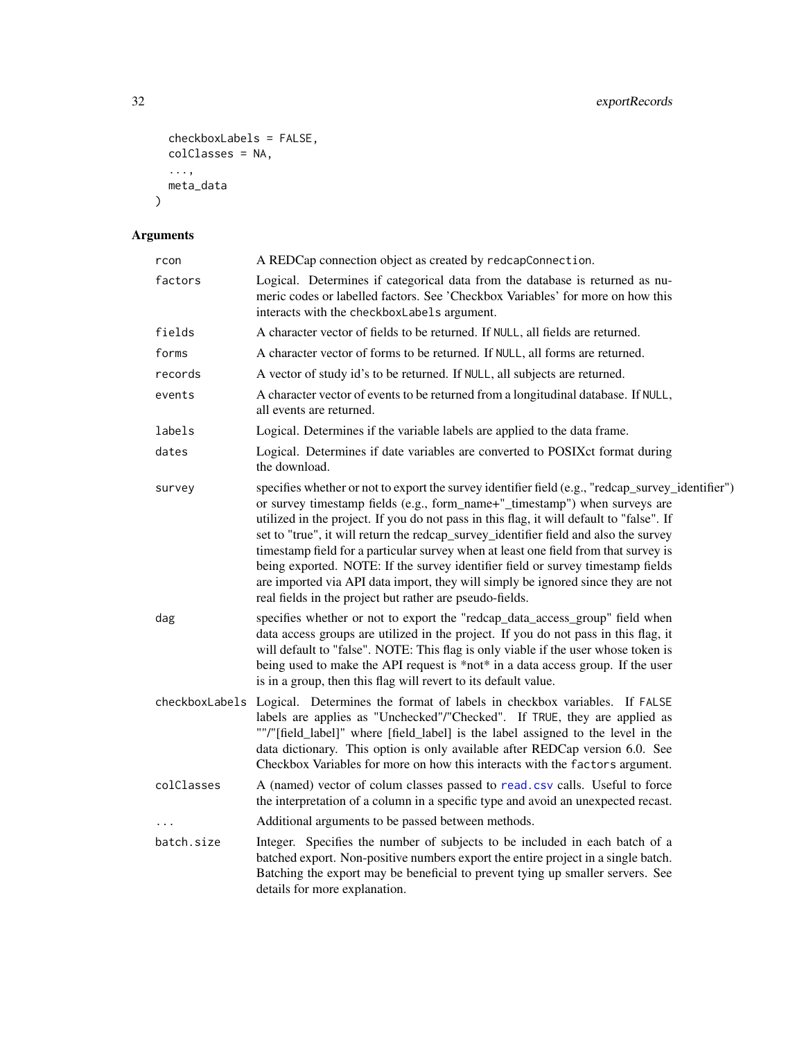```
  checkboxLabels = FALSE,
  colClasses = NA,
  ...,
  meta_data
)
```

## Arguments

| Argument | Description |
| --- | --- |
| rcon | A REDCap connection object as created by redcapConnection. |
| factors | Logical. Determines if categorical data from the database is returned as numeric codes or labelled factors. See 'Checkbox Variables' for more on how this interacts with the checkboxLabels argument. |
| fields | A character vector of fields to be returned. If NULL, all fields are returned. |
| forms | A character vector of forms to be returned. If NULL, all forms are returned. |
| records | A vector of study id's to be returned. If NULL, all subjects are returned. |
| events | A character vector of events to be returned from a longitudinal database. If NULL, all events are returned. |
| labels | Logical. Determines if the variable labels are applied to the data frame. |
| dates | Logical. Determines if date variables are converted to POSIXct format during the download. |
| survey | specifies whether or not to export the survey identifier field (e.g., "redcap_survey_identifier") or survey timestamp fields (e.g., form_name+"_timestamp") when surveys are utilized in the project. If you do not pass in this flag, it will default to "false". If set to "true", it will return the redcap_survey_identifier field and also the survey timestamp field for a particular survey when at least one field from that survey is being exported. NOTE: If the survey identifier field or survey timestamp fields are imported via API data import, they will simply be ignored since they are not real fields in the project but rather are pseudo-fields. |
| dag | specifies whether or not to export the "redcap_data_access_group" field when data access groups are utilized in the project. If you do not pass in this flag, it will default to "false". NOTE: This flag is only viable if the user whose token is being used to make the API request is *not* in a data access group. If the user is in a group, then this flag will revert to its default value. |
| checkboxLabels | Logical. Determines the format of labels in checkbox variables. If FALSE labels are applies as "Unchecked"/"Checked". If TRUE, they are applied as ""/"[field_label]" where [field_label] is the label assigned to the level in the data dictionary. This option is only available after REDCap version 6.0. See Checkbox Variables for more on how this interacts with the factors argument. |
| colClasses | A (named) vector of colum classes passed to read.csv calls. Useful to force the interpretation of a column in a specific type and avoid an unexpected recast. |
| ... | Additional arguments to be passed between methods. |
| batch.size | Integer. Specifies the number of subjects to be included in each batch of a batched export. Non-positive numbers export the entire project in a single batch. Batching the export may be beneficial to prevent tying up smaller servers. See details for more explanation. |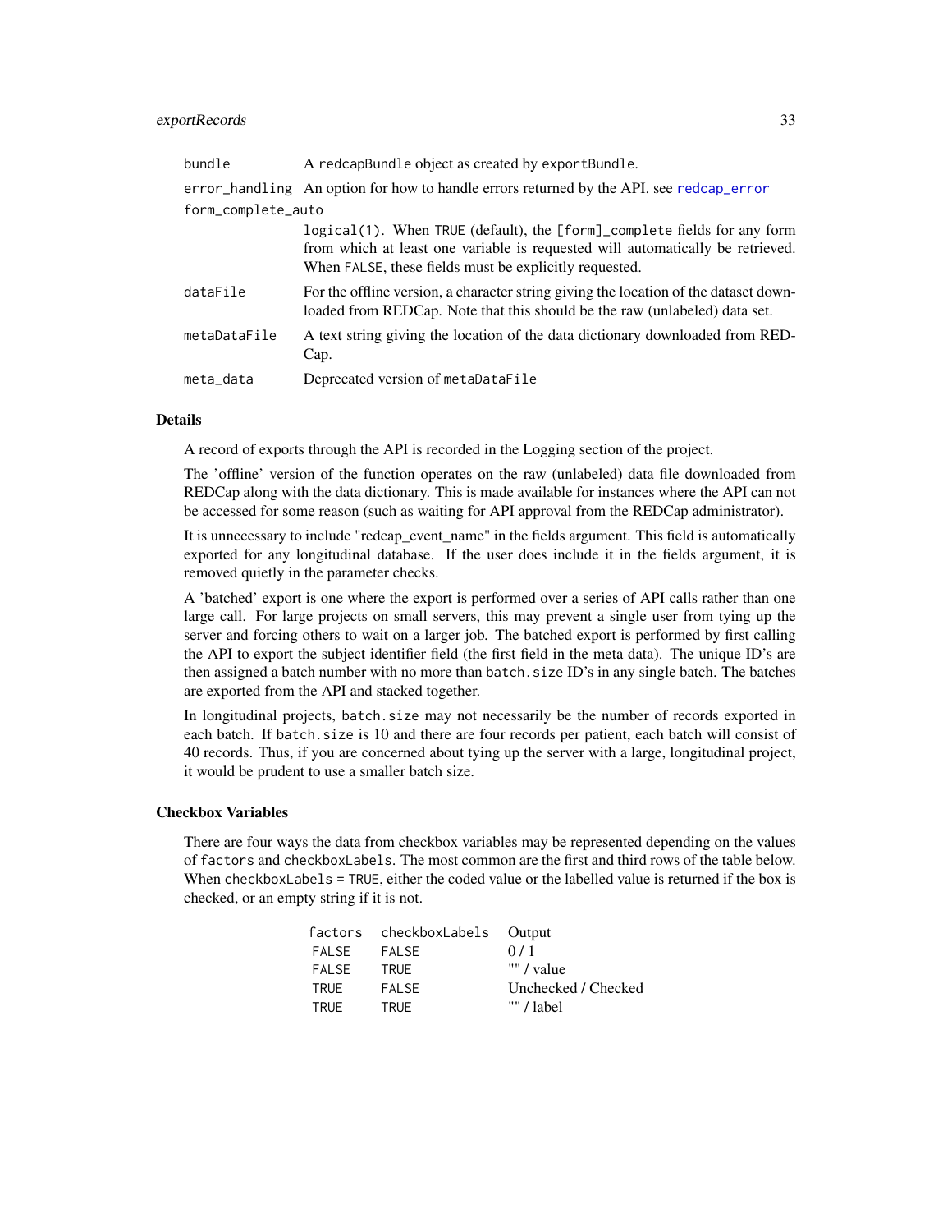| | |
|---|---|
| `bundle` | A `redcapBundle` object as created by `exportBundle`. |
| `error_handling` | An option for how to handle errors returned by the API. see `redcap_error` |
| `form_complete_auto` | `logical(1)`. When `TRUE` (default), the `[form]_complete` fields for any form from which at least one variable is requested will automatically be retrieved. When `FALSE`, these fields must be explicitly requested. |
| `dataFile` | For the offline version, a character string giving the location of the dataset downloaded from REDCap. Note that this should be the raw (unlabeled) data set. |
| `metaDataFile` | A text string giving the location of the data dictionary downloaded from REDCap. |
| `meta_data` | Deprecated version of `metaDataFile` |

## Details

A record of exports through the API is recorded in the Logging section of the project.

The 'offline' version of the function operates on the raw (unlabeled) data file downloaded from REDCap along with the data dictionary. This is made available for instances where the API can not be accessed for some reason (such as waiting for API approval from the REDCap administrator).

It is unnecessary to include "redcap_event_name" in the fields argument. This field is automatically exported for any longitudinal database. If the user does include it in the fields argument, it is removed quietly in the parameter checks.

A 'batched' export is one where the export is performed over a series of API calls rather than one large call. For large projects on small servers, this may prevent a single user from tying up the server and forcing others to wait on a larger job. The batched export is performed by first calling the API to export the subject identifier field (the first field in the meta data). The unique ID's are then assigned a batch number with no more than `batch.size` ID's in any single batch. The batches are exported from the API and stacked together.

In longitudinal projects, `batch.size` may not necessarily be the number of records exported in each batch. If `batch.size` is 10 and there are four records per patient, each batch will consist of 40 records. Thus, if you are concerned about tying up the server with a large, longitudinal project, it would be prudent to use a smaller batch size.

## Checkbox Variables

There are four ways the data from checkbox variables may be represented depending on the values of `factors` and `checkboxLabels`. The most common are the first and third rows of the table below. When `checkboxLabels = TRUE`, either the coded value or the labelled value is returned if the box is checked, or an empty string if it is not.

| `factors` | `checkboxLabels` | Output |
|---|---|---|
| `FALSE` | `FALSE` | 0 / 1 |
| `FALSE` | `TRUE` | "" / value |
| `TRUE` | `FALSE` | Unchecked / Checked |
| `TRUE` | `TRUE` | "" / label |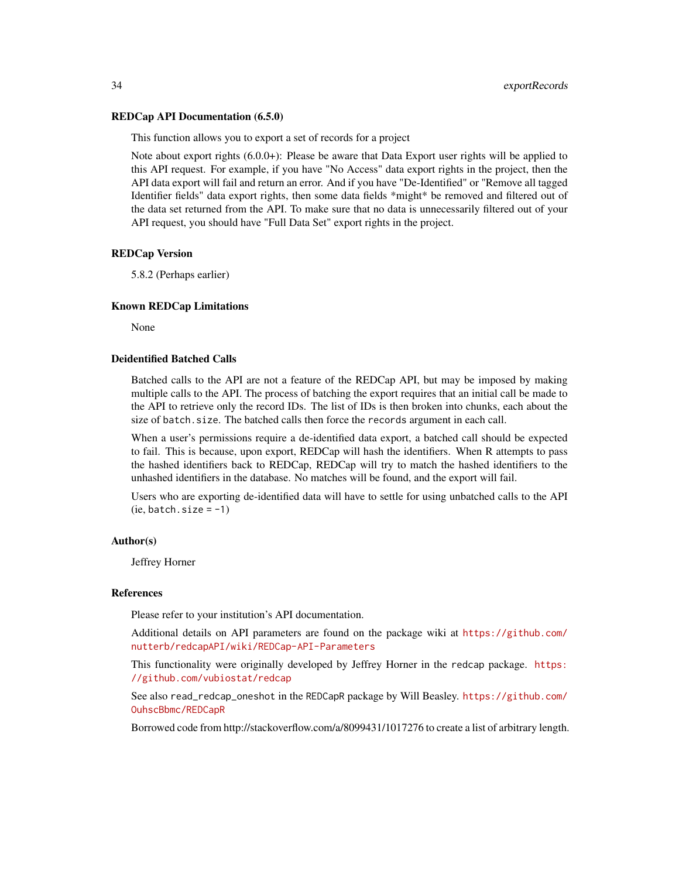### REDCap API Documentation (6.5.0)

This function allows you to export a set of records for a project

Note about export rights (6.0.0+): Please be aware that Data Export user rights will be applied to this API request. For example, if you have "No Access" data export rights in the project, then the API data export will fail and return an error. And if you have "De-Identified" or "Remove all tagged Identifier fields" data export rights, then some data fields *might* be removed and filtered out of the data set returned from the API. To make sure that no data is unnecessarily filtered out of your API request, you should have "Full Data Set" export rights in the project.

### REDCap Version

5.8.2 (Perhaps earlier)

### Known REDCap Limitations

None

### Deidentified Batched Calls

Batched calls to the API are not a feature of the REDCap API, but may be imposed by making multiple calls to the API. The process of batching the export requires that an initial call be made to the API to retrieve only the record IDs. The list of IDs is then broken into chunks, each about the size of `batch.size`. The batched calls then force the `records` argument in each call.

When a user's permissions require a de-identified data export, a batched call should be expected to fail. This is because, upon export, REDCap will hash the identifiers. When R attempts to pass the hashed identifiers back to REDCap, REDCap will try to match the hashed identifiers to the unhashed identifiers in the database. No matches will be found, and the export will fail.

Users who are exporting de-identified data will have to settle for using unbatched calls to the API (ie, `batch.size = -1`)

### Author(s)

Jeffrey Horner

### References

Please refer to your institution's API documentation.

Additional details on API parameters are found on the package wiki at https://github.com/nutterb/redcapAPI/wiki/REDCap-API-Parameters

This functionality were originally developed by Jeffrey Horner in the `redcap` package. https://github.com/vubiostat/redcap

See also `read_redcap_oneshot` in the `REDCapR` package by Will Beasley. https://github.com/OuhscBbmc/REDCapR

Borrowed code from http://stackoverflow.com/a/8099431/1017276 to create a list of arbitrary length.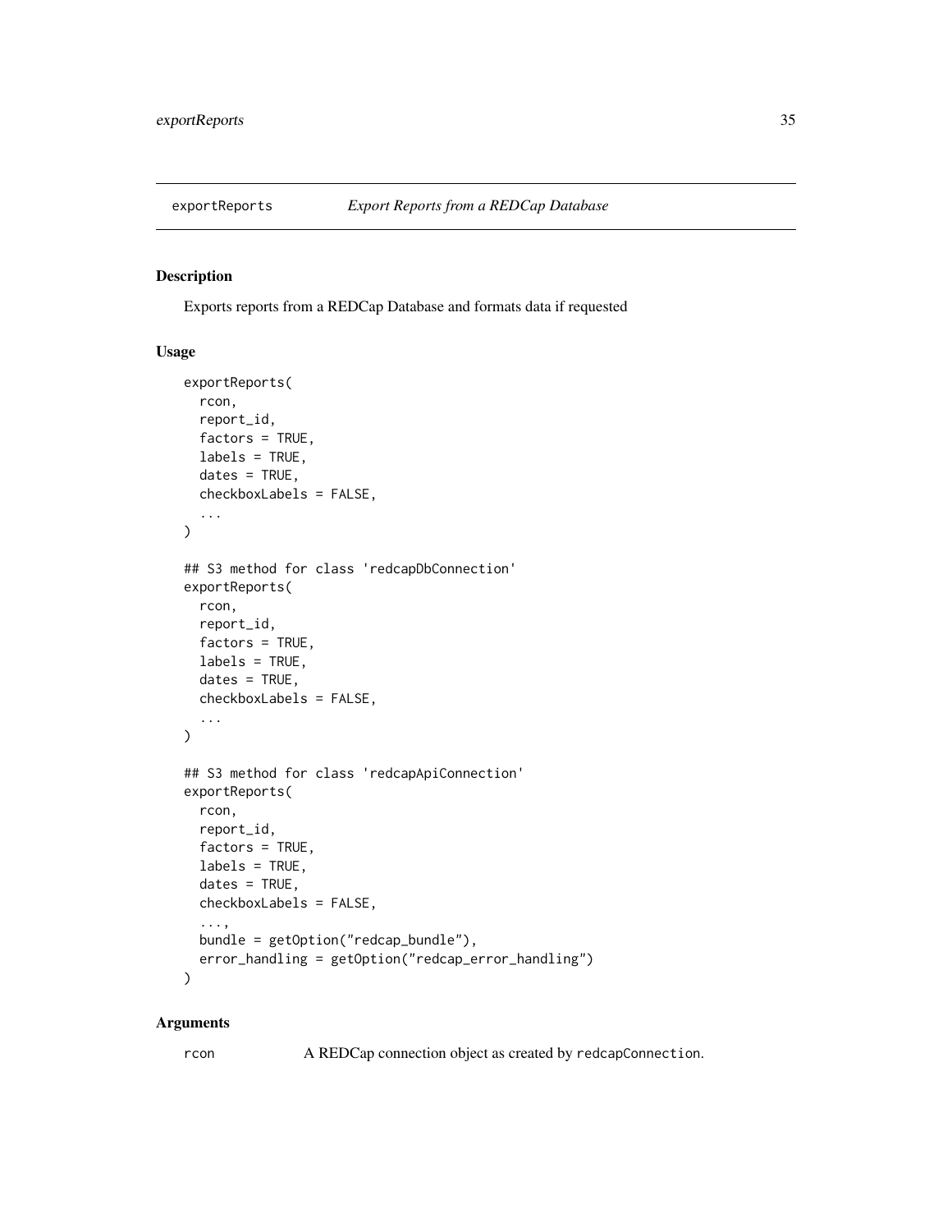## exportReports *Export Reports from a REDCap Database*

### Description

Exports reports from a REDCap Database and formats data if requested

### Usage

```
exportReports(
  rcon,
  report_id,
  factors = TRUE,
  labels = TRUE,
  dates = TRUE,
  checkboxLabels = FALSE,
  ...
)

## S3 method for class 'redcapDbConnection'
exportReports(
  rcon,
  report_id,
  factors = TRUE,
  labels = TRUE,
  dates = TRUE,
  checkboxLabels = FALSE,
  ...
)

## S3 method for class 'redcapApiConnection'
exportReports(
  rcon,
  report_id,
  factors = TRUE,
  labels = TRUE,
  dates = TRUE,
  checkboxLabels = FALSE,
  ...,
  bundle = getOption("redcap_bundle"),
  error_handling = getOption("redcap_error_handling")
)
```

### Arguments

| | |
|---|---|
| rcon | A REDCap connection object as created by redcapConnection. |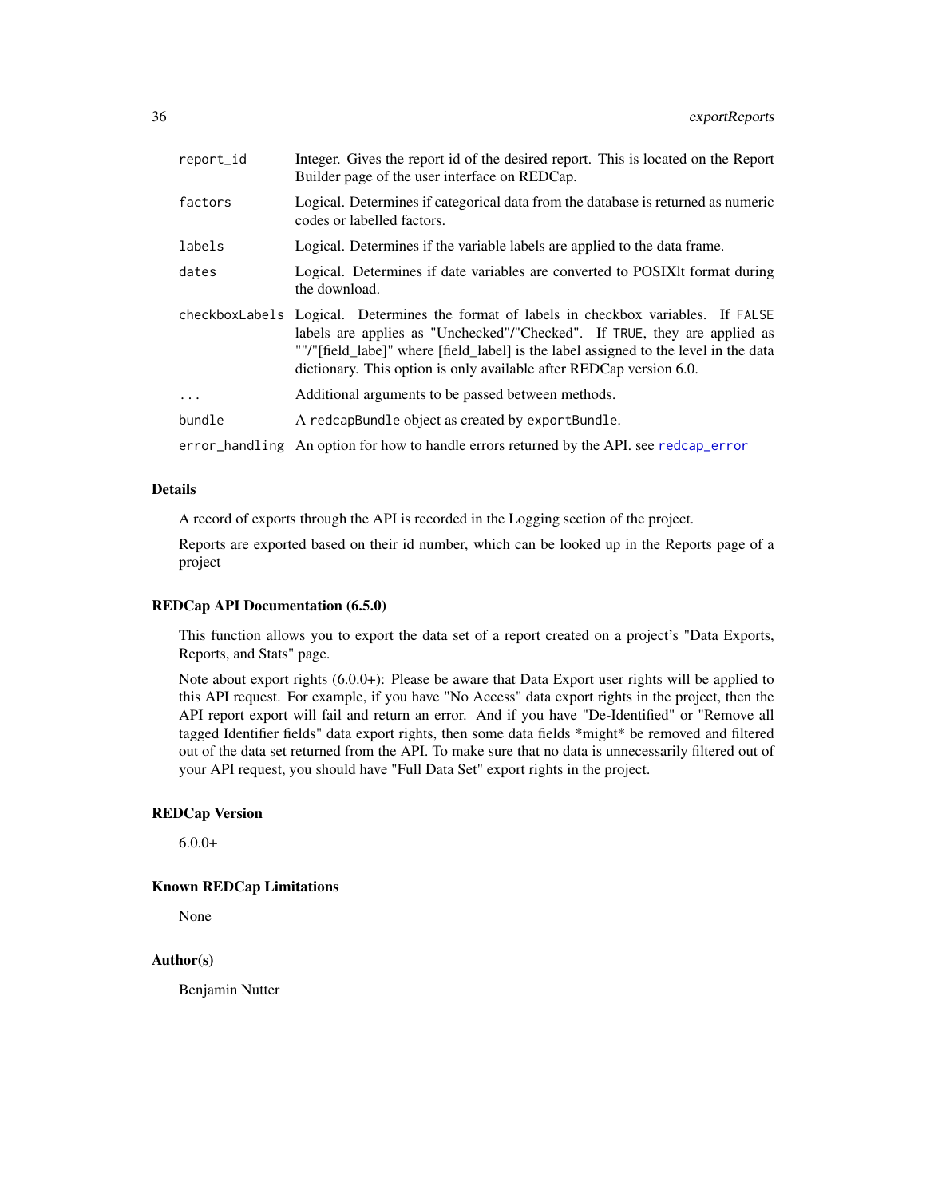| | |
|---|---|
| `report_id` | Integer. Gives the report id of the desired report. This is located on the Report Builder page of the user interface on REDCap. |
| `factors` | Logical. Determines if categorical data from the database is returned as numeric codes or labelled factors. |
| `labels` | Logical. Determines if the variable labels are applied to the data frame. |
| `dates` | Logical. Determines if date variables are converted to POSIXlt format during the download. |
| `checkboxLabels` | Logical. Determines the format of labels in checkbox variables. If `FALSE` labels are applies as "Unchecked"/"Checked". If `TRUE`, they are applied as ""/"[field_labe]" where [field_label] is the label assigned to the level in the data dictionary. This option is only available after REDCap version 6.0. |
| `...` | Additional arguments to be passed between methods. |
| `bundle` | A `redcapBundle` object as created by `exportBundle`. |
| `error_handling` | An option for how to handle errors returned by the API. see `redcap_error` |

### Details

A record of exports through the API is recorded in the Logging section of the project.

Reports are exported based on their id number, which can be looked up in the Reports page of a project

### REDCap API Documentation (6.5.0)

This function allows you to export the data set of a report created on a project's "Data Exports, Reports, and Stats" page.

Note about export rights (6.0.0+): Please be aware that Data Export user rights will be applied to this API request. For example, if you have "No Access" data export rights in the project, then the API report export will fail and return an error. And if you have "De-Identified" or "Remove all tagged Identifier fields" data export rights, then some data fields *might* be removed and filtered out of the data set returned from the API. To make sure that no data is unnecessarily filtered out of your API request, you should have "Full Data Set" export rights in the project.

### REDCap Version

6.0.0+

### Known REDCap Limitations

None

### Author(s)

Benjamin Nutter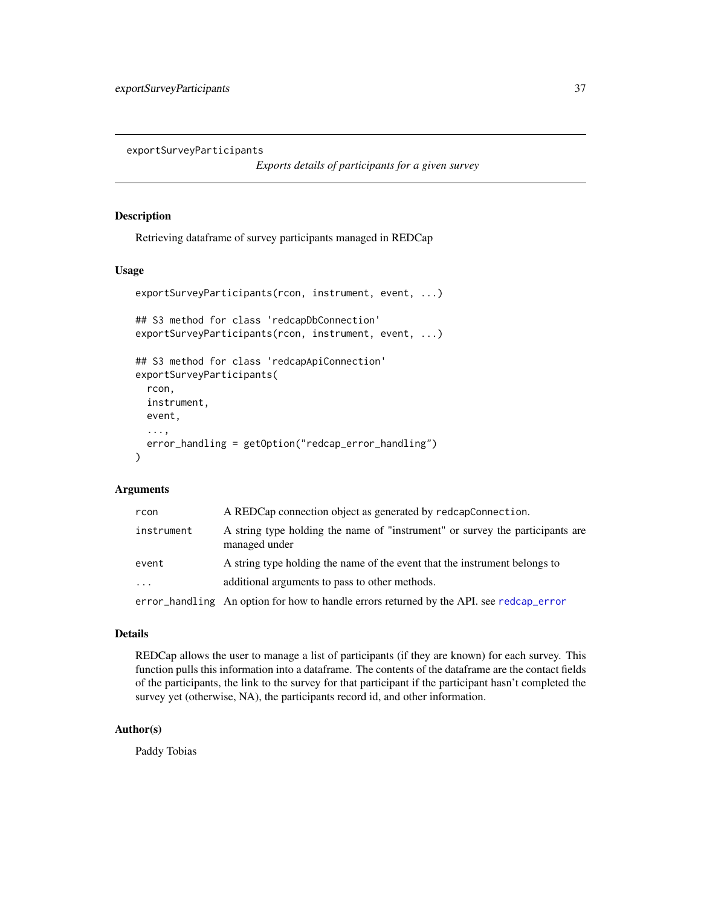## exportSurveyParticipants

*Exports details of participants for a given survey*

### Description

Retrieving dataframe of survey participants managed in REDCap

### Usage

```
exportSurveyParticipants(rcon, instrument, event, ...)

## S3 method for class 'redcapDbConnection'
exportSurveyParticipants(rcon, instrument, event, ...)

## S3 method for class 'redcapApiConnection'
exportSurveyParticipants(
  rcon,
  instrument,
  event,
  ...,
  error_handling = getOption("redcap_error_handling")
)
```

### Arguments

| | |
|---|---|
| `rcon` | A REDCap connection object as generated by `redcapConnection`. |
| `instrument` | A string type holding the name of "instrument" or survey the participants are managed under |
| `event` | A string type holding the name of the event that the instrument belongs to |
| `...` | additional arguments to pass to other methods. |
| `error_handling` | An option for how to handle errors returned by the API. see `redcap_error` |

### Details

REDCap allows the user to manage a list of participants (if they are known) for each survey. This function pulls this information into a dataframe. The contents of the dataframe are the contact fields of the participants, the link to the survey for that participant if the participant hasn't completed the survey yet (otherwise, NA), the participants record id, and other information.

### Author(s)

Paddy Tobias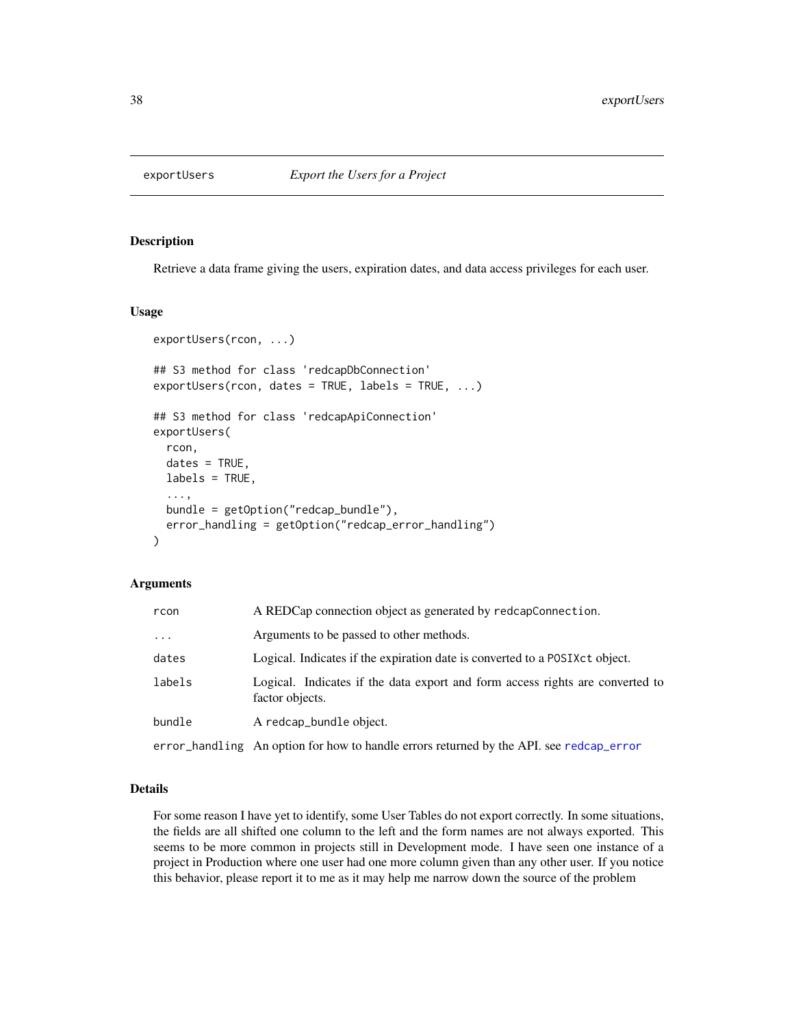# exportUsers *Export the Users for a Project*

## Description

Retrieve a data frame giving the users, expiration dates, and data access privileges for each user.

## Usage

```
exportUsers(rcon, ...)

## S3 method for class 'redcapDbConnection'
exportUsers(rcon, dates = TRUE, labels = TRUE, ...)

## S3 method for class 'redcapApiConnection'
exportUsers(
  rcon,
  dates = TRUE,
  labels = TRUE,
  ...,
  bundle = getOption("redcap_bundle"),
  error_handling = getOption("redcap_error_handling")
)
```

## Arguments

| | |
|---|---|
| `rcon` | A REDCap connection object as generated by `redcapConnection`. |
| `...` | Arguments to be passed to other methods. |
| `dates` | Logical. Indicates if the expiration date is converted to a `POSIXct` object. |
| `labels` | Logical. Indicates if the data export and form access rights are converted to factor objects. |
| `bundle` | A `redcap_bundle` object. |
| `error_handling` | An option for how to handle errors returned by the API. see `redcap_error` |

## Details

For some reason I have yet to identify, some User Tables do not export correctly. In some situations, the fields are all shifted one column to the left and the form names are not always exported. This seems to be more common in projects still in Development mode. I have seen one instance of a project in Production where one user had one more column given than any other user. If you notice this behavior, please report it to me as it may help me narrow down the source of the problem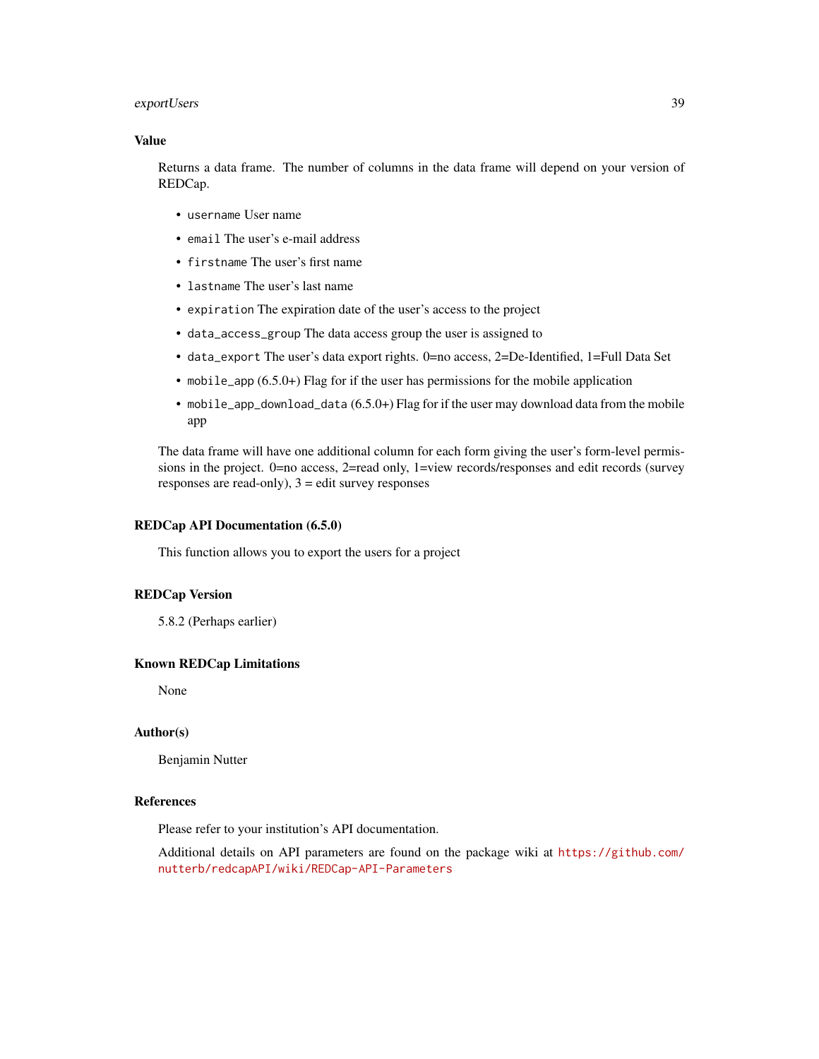### Value

Returns a data frame. The number of columns in the data frame will depend on your version of REDCap.

- `username` User name
- `email` The user's e-mail address
- `firstname` The user's first name
- `lastname` The user's last name
- `expiration` The expiration date of the user's access to the project
- `data_access_group` The data access group the user is assigned to
- `data_export` The user's data export rights. 0=no access, 2=De-Identified, 1=Full Data Set
- `mobile_app` (6.5.0+) Flag for if the user has permissions for the mobile application
- `mobile_app_download_data` (6.5.0+) Flag for if the user may download data from the mobile app

The data frame will have one additional column for each form giving the user's form-level permissions in the project. 0=no access, 2=read only, 1=view records/responses and edit records (survey responses are read-only), 3 = edit survey responses

### REDCap API Documentation (6.5.0)

This function allows you to export the users for a project

### REDCap Version

5.8.2 (Perhaps earlier)

### Known REDCap Limitations

None

### Author(s)

Benjamin Nutter

### References

Please refer to your institution's API documentation.

Additional details on API parameters are found on the package wiki at https://github.com/nutterb/redcapAPI/wiki/REDCap-API-Parameters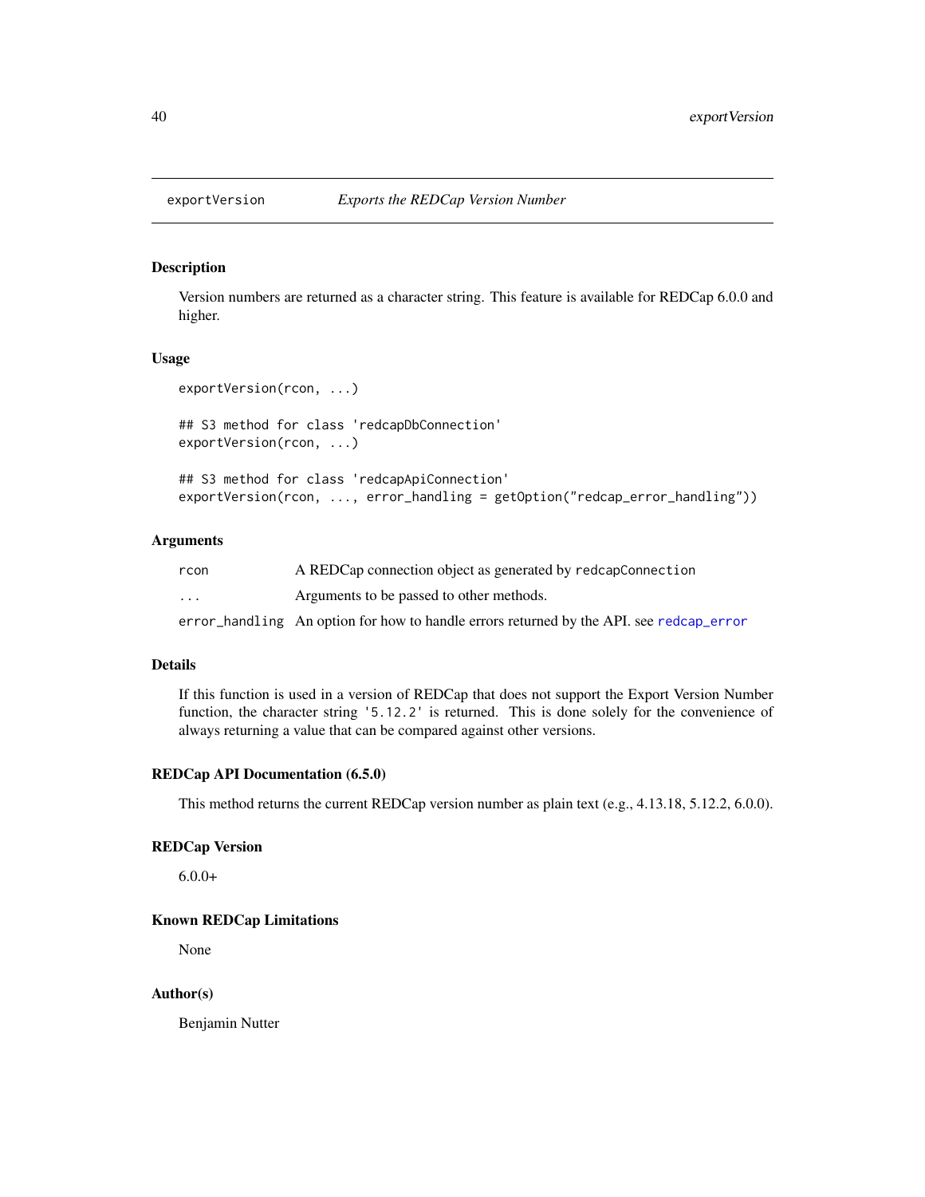# exportVersion — *Exports the REDCap Version Number*

## Description

Version numbers are returned as a character string. This feature is available for REDCap 6.0.0 and higher.

## Usage

```
exportVersion(rcon, ...)

## S3 method for class 'redcapDbConnection'
exportVersion(rcon, ...)

## S3 method for class 'redcapApiConnection'
exportVersion(rcon, ..., error_handling = getOption("redcap_error_handling"))
```

## Arguments

| | |
|---|---|
| `rcon` | A REDCap connection object as generated by `redcapConnection` |
| `...` | Arguments to be passed to other methods. |
| `error_handling` | An option for how to handle errors returned by the API. see `redcap_error` |

## Details

If this function is used in a version of REDCap that does not support the Export Version Number function, the character string `'5.12.2'` is returned. This is done solely for the convenience of always returning a value that can be compared against other versions.

## REDCap API Documentation (6.5.0)

This method returns the current REDCap version number as plain text (e.g., 4.13.18, 5.12.2, 6.0.0).

## REDCap Version

6.0.0+

## Known REDCap Limitations

None

## Author(s)

Benjamin Nutter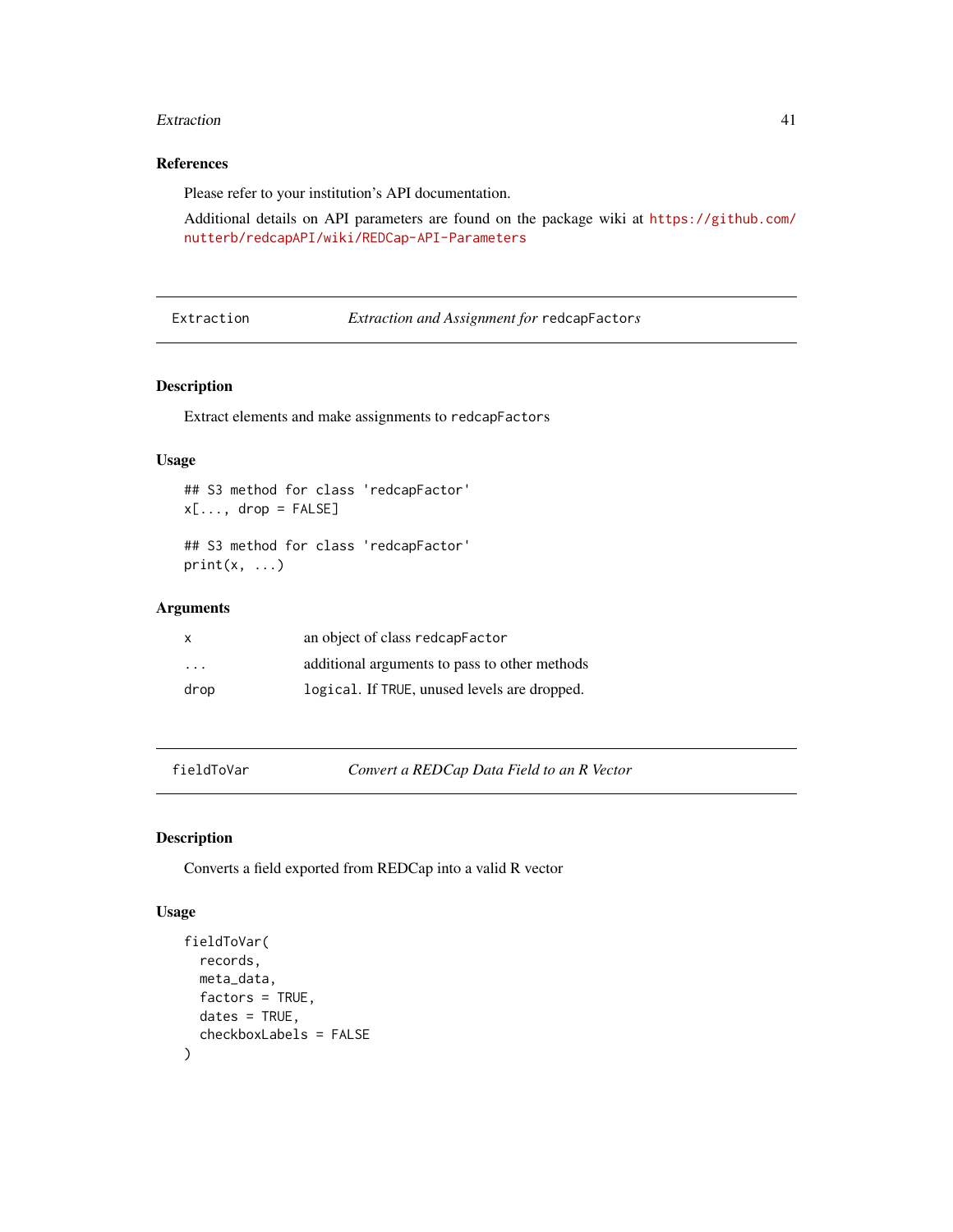### References

Please refer to your institution's API documentation.

Additional details on API parameters are found on the package wiki at https://github.com/nutterb/redcapAPI/wiki/REDCap-API-Parameters

---

## Extraction — *Extraction and Assignment for* `redcapFactors`

### Description

Extract elements and make assignments to `redcapFactors`

### Usage

```
## S3 method for class 'redcapFactor'
x[..., drop = FALSE]

## S3 method for class 'redcapFactor'
print(x, ...)
```

### Arguments

| | |
|---|---|
| x | an object of class `redcapFactor` |
| ... | additional arguments to pass to other methods |
| drop | `logical`. If `TRUE`, unused levels are dropped. |

---

## fieldToVar — *Convert a REDCap Data Field to an R Vector*

### Description

Converts a field exported from REDCap into a valid R vector

### Usage

```
fieldToVar(
  records,
  meta_data,
  factors = TRUE,
  dates = TRUE,
  checkboxLabels = FALSE
)
```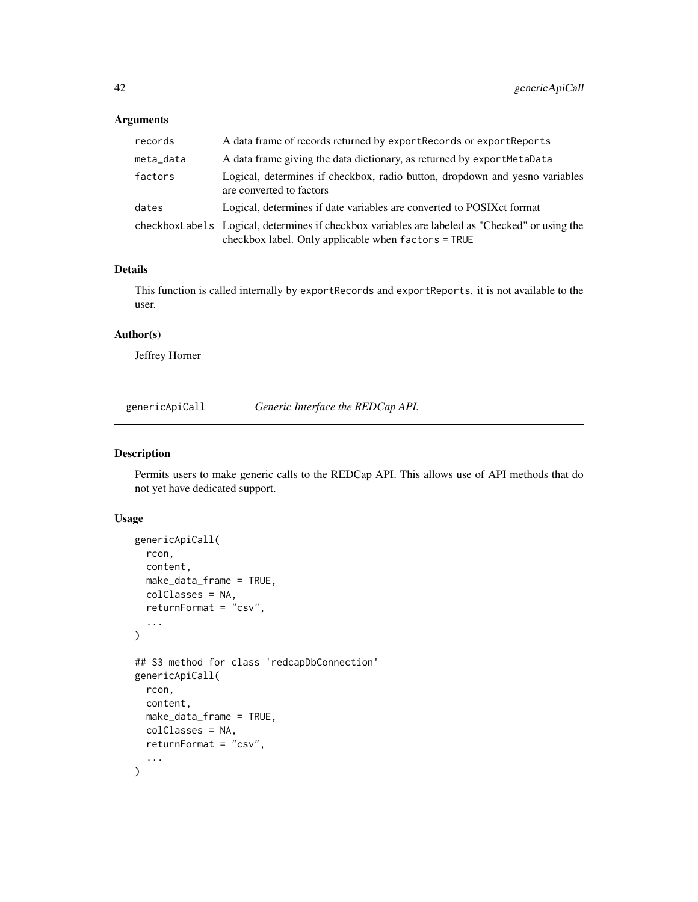### Arguments

| | |
|---|---|
| records | A data frame of records returned by exportRecords or exportReports |
| meta_data | A data frame giving the data dictionary, as returned by exportMetaData |
| factors | Logical, determines if checkbox, radio button, dropdown and yesno variables are converted to factors |
| dates | Logical, determines if date variables are converted to POSIXct format |
| checkboxLabels | Logical, determines if checkbox variables are labeled as "Checked" or using the checkbox label. Only applicable when factors = TRUE |

### Details

This function is called internally by exportRecords and exportReports. it is not available to the user.

### Author(s)

Jeffrey Horner

---

## genericApiCall *Generic Interface the REDCap API.*

### Description

Permits users to make generic calls to the REDCap API. This allows use of API methods that do not yet have dedicated support.

### Usage

```
genericApiCall(
  rcon,
  content,
  make_data_frame = TRUE,
  colClasses = NA,
  returnFormat = "csv",
  ...
)

## S3 method for class 'redcapDbConnection'
genericApiCall(
  rcon,
  content,
  make_data_frame = TRUE,
  colClasses = NA,
  returnFormat = "csv",
  ...
)
```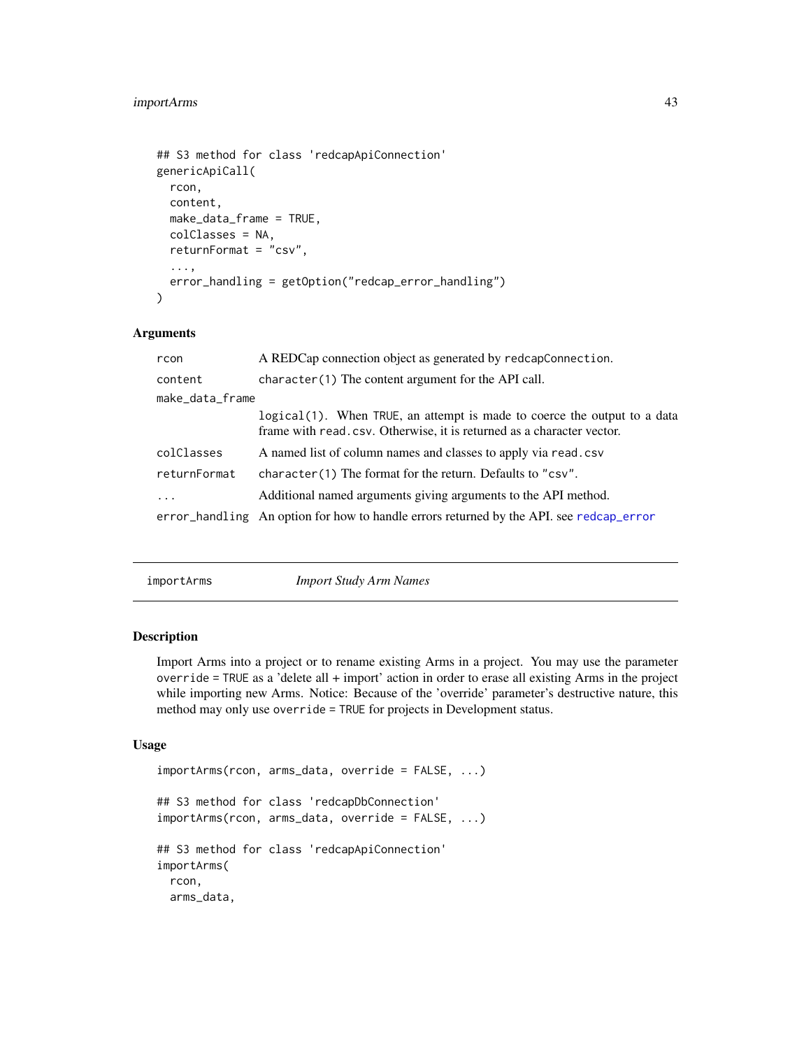```
## S3 method for class 'redcapApiConnection'
genericApiCall(
  rcon,
  content,
  make_data_frame = TRUE,
  colClasses = NA,
  returnFormat = "csv",
  ...,
  error_handling = getOption("redcap_error_handling")
)
```

### Arguments

| | |
|---|---|
| `rcon` | A REDCap connection object as generated by `redcapConnection`. |
| `content` | `character(1)` The content argument for the API call. |
| `make_data_frame` | `logical(1)`. When `TRUE`, an attempt is made to coerce the output to a data frame with `read.csv`. Otherwise, it is returned as a character vector. |
| `colClasses` | A named list of column names and classes to apply via `read.csv` |
| `returnFormat` | `character(1)` The format for the return. Defaults to `"csv"`. |
| `...` | Additional named arguments giving arguments to the API method. |
| `error_handling` | An option for how to handle errors returned by the API. see `redcap_error` |

---

## importArms *Import Study Arm Names*

### Description

Import Arms into a project or to rename existing Arms in a project. You may use the parameter `override = TRUE` as a 'delete all + import' action in order to erase all existing Arms in the project while importing new Arms. Notice: Because of the 'override' parameter's destructive nature, this method may only use `override = TRUE` for projects in Development status.

### Usage

```
importArms(rcon, arms_data, override = FALSE, ...)

## S3 method for class 'redcapDbConnection'
importArms(rcon, arms_data, override = FALSE, ...)

## S3 method for class 'redcapApiConnection'
importArms(
  rcon,
  arms_data,
```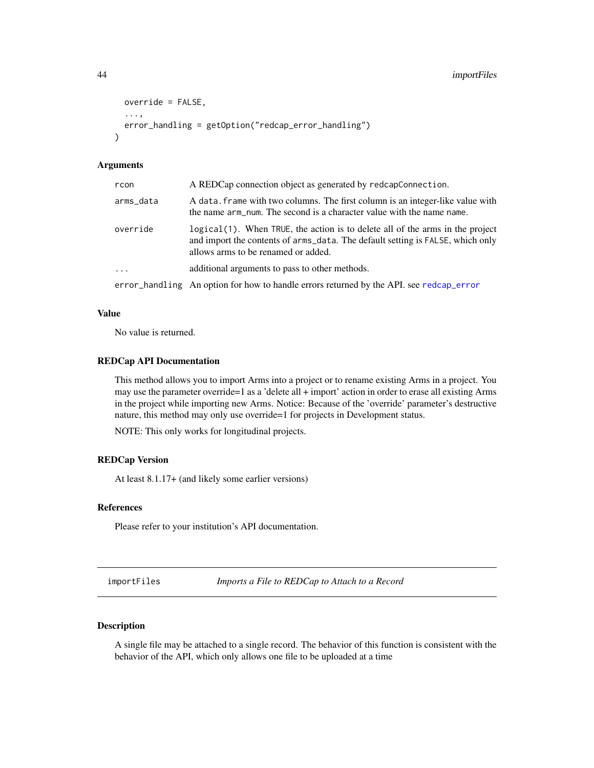```
  override = FALSE,
  ...,
  error_handling = getOption("redcap_error_handling")
)
```

### Arguments

| | |
|---|---|
| rcon | A REDCap connection object as generated by redcapConnection. |
| arms_data | A data.frame with two columns. The first column is an integer-like value with the name arm_num. The second is a character value with the name name. |
| override | logical(1). When TRUE, the action is to delete all of the arms in the project and import the contents of arms_data. The default setting is FALSE, which only allows arms to be renamed or added. |
| ... | additional arguments to pass to other methods. |
| error_handling | An option for how to handle errors returned by the API. see redcap_error |

### Value

No value is returned.

### REDCap API Documentation

This method allows you to import Arms into a project or to rename existing Arms in a project. You may use the parameter override=1 as a 'delete all + import' action in order to erase all existing Arms in the project while importing new Arms. Notice: Because of the 'override' parameter's destructive nature, this method may only use override=1 for projects in Development status.

NOTE: This only works for longitudinal projects.

### REDCap Version

At least 8.1.17+ (and likely some earlier versions)

### References

Please refer to your institution's API documentation.

---

## importFiles *Imports a File to REDCap to Attach to a Record*

---

### Description

A single file may be attached to a single record. The behavior of this function is consistent with the behavior of the API, which only allows one file to be uploaded at a time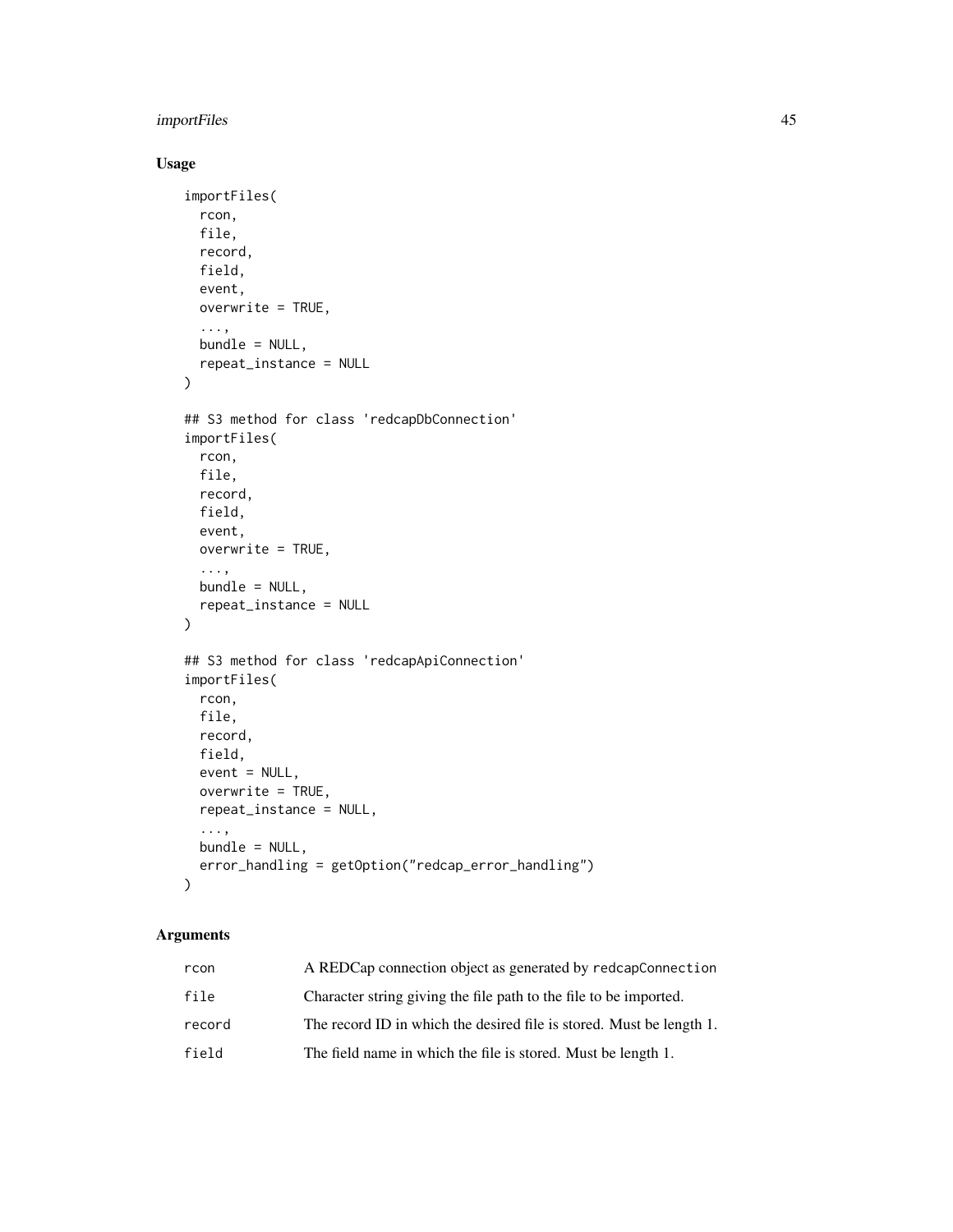## Usage

```
importFiles(
  rcon,
  file,
  record,
  field,
  event,
  overwrite = TRUE,
  ...,
  bundle = NULL,
  repeat_instance = NULL
)

## S3 method for class 'redcapDbConnection'
importFiles(
  rcon,
  file,
  record,
  field,
  event,
  overwrite = TRUE,
  ...,
  bundle = NULL,
  repeat_instance = NULL
)

## S3 method for class 'redcapApiConnection'
importFiles(
  rcon,
  file,
  record,
  field,
  event = NULL,
  overwrite = TRUE,
  repeat_instance = NULL,
  ...,
  bundle = NULL,
  error_handling = getOption("redcap_error_handling")
)
```

## Arguments

| | |
|---|---|
| rcon | A REDCap connection object as generated by `redcapConnection` |
| file | Character string giving the file path to the file to be imported. |
| record | The record ID in which the desired file is stored. Must be length 1. |
| field | The field name in which the file is stored. Must be length 1. |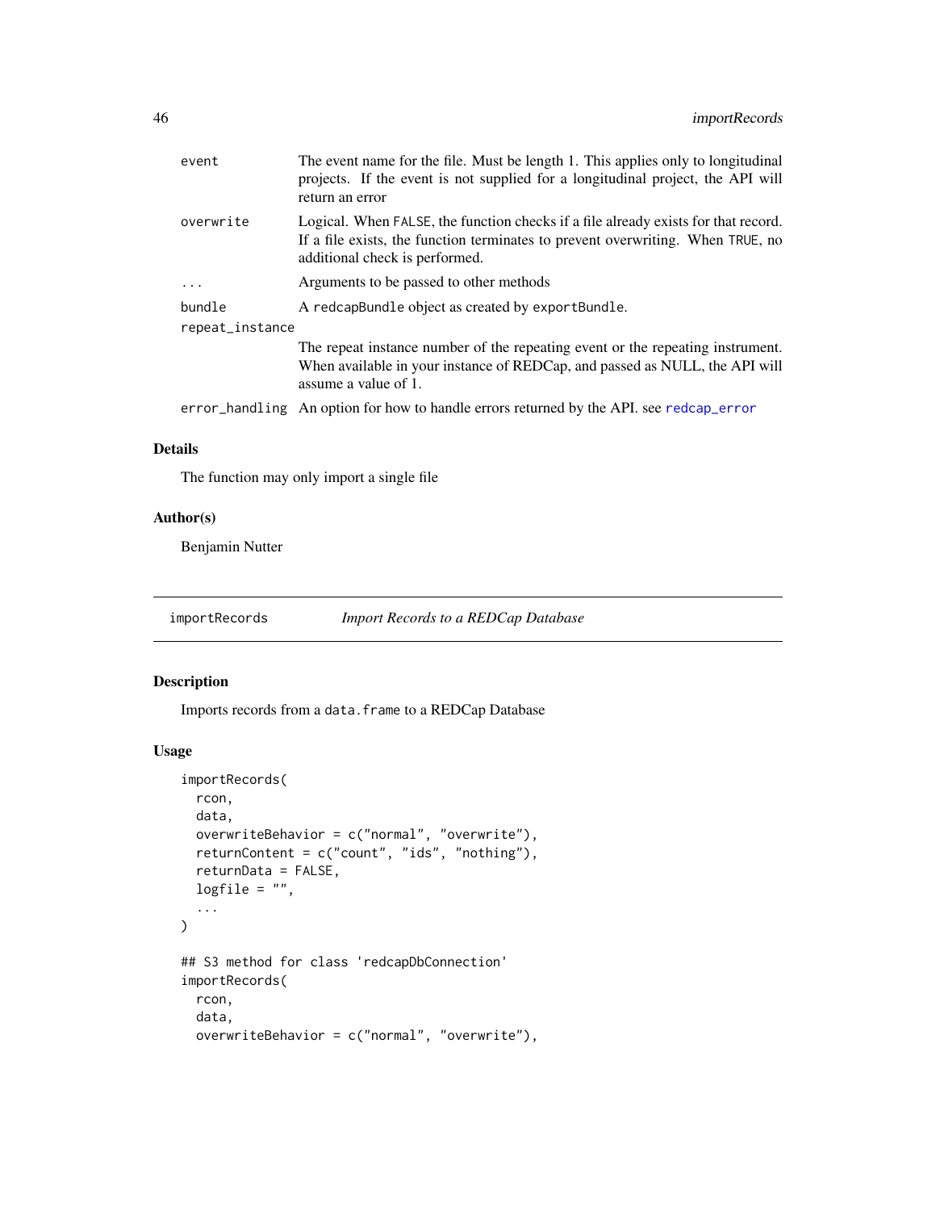| | |
|---|---|
| `event` | The event name for the file. Must be length 1. This applies only to longitudinal projects. If the event is not supplied for a longitudinal project, the API will return an error |
| `overwrite` | Logical. When `FALSE`, the function checks if a file already exists for that record. If a file exists, the function terminates to prevent overwriting. When `TRUE`, no additional check is performed. |
| `...` | Arguments to be passed to other methods |
| `bundle` | A `redcapBundle` object as created by `exportBundle`. |
| `repeat_instance` | The repeat instance number of the repeating event or the repeating instrument. When available in your instance of REDCap, and passed as NULL, the API will assume a value of 1. |
| `error_handling` | An option for how to handle errors returned by the API. see `redcap_error` |

### Details

The function may only import a single file

### Author(s)

Benjamin Nutter

---

## importRecords — *Import Records to a REDCap Database*

### Description

Imports records from a `data.frame` to a REDCap Database

### Usage

```
importRecords(
  rcon,
  data,
  overwriteBehavior = c("normal", "overwrite"),
  returnContent = c("count", "ids", "nothing"),
  returnData = FALSE,
  logfile = "",
  ...
)

## S3 method for class 'redcapDbConnection'
importRecords(
  rcon,
  data,
  overwriteBehavior = c("normal", "overwrite"),
```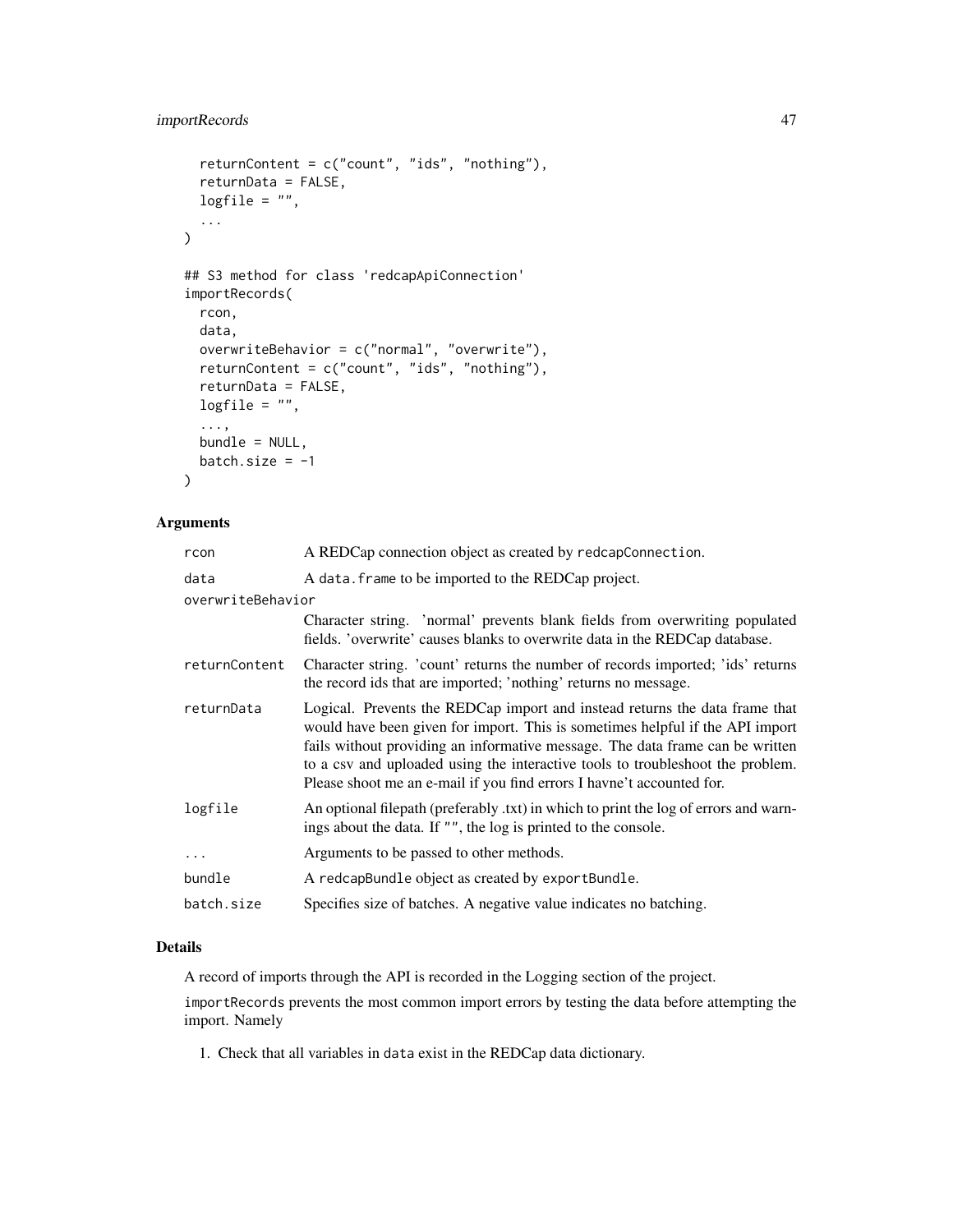```
  returnContent = c("count", "ids", "nothing"),
  returnData = FALSE,
  logfile = "",
  ...
)

## S3 method for class 'redcapApiConnection'
importRecords(
  rcon,
  data,
  overwriteBehavior = c("normal", "overwrite"),
  returnContent = c("count", "ids", "nothing"),
  returnData = FALSE,
  logfile = "",
  ...,
  bundle = NULL,
  batch.size = -1
)
```

### Arguments

| | |
|---|---|
| `rcon` | A REDCap connection object as created by `redcapConnection`. |
| `data` | A `data.frame` to be imported to the REDCap project. |
| `overwriteBehavior` | Character string. 'normal' prevents blank fields from overwriting populated fields. 'overwrite' causes blanks to overwrite data in the REDCap database. |
| `returnContent` | Character string. 'count' returns the number of records imported; 'ids' returns the record ids that are imported; 'nothing' returns no message. |
| `returnData` | Logical. Prevents the REDCap import and instead returns the data frame that would have been given for import. This is sometimes helpful if the API import fails without providing an informative message. The data frame can be written to a csv and uploaded using the interactive tools to troubleshoot the problem. Please shoot me an e-mail if you find errors I havne't accounted for. |
| `logfile` | An optional filepath (preferably .txt) in which to print the log of errors and warnings about the data. If `""`, the log is printed to the console. |
| `...` | Arguments to be passed to other methods. |
| `bundle` | A `redcapBundle` object as created by `exportBundle`. |
| `batch.size` | Specifies size of batches. A negative value indicates no batching. |

### Details

A record of imports through the API is recorded in the Logging section of the project.

`importRecords` prevents the most common import errors by testing the data before attempting the import. Namely

1. Check that all variables in `data` exist in the REDCap data dictionary.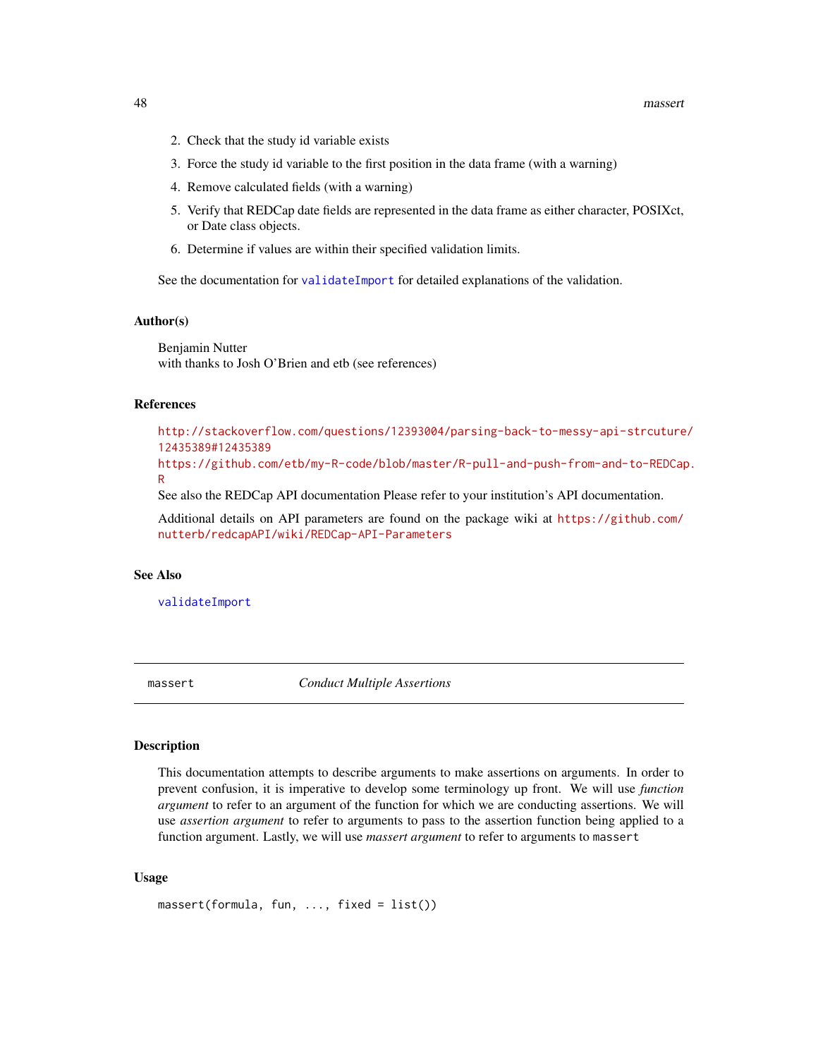2. Check that the study id variable exists
3. Force the study id variable to the first position in the data frame (with a warning)
4. Remove calculated fields (with a warning)
5. Verify that REDCap date fields are represented in the data frame as either character, POSIXct, or Date class objects.
6. Determine if values are within their specified validation limits.

See the documentation for `validateImport` for detailed explanations of the validation.

### Author(s)

Benjamin Nutter
with thanks to Josh O'Brien and etb (see references)

### References

http://stackoverflow.com/questions/12393004/parsing-back-to-messy-api-strcuture/12435389#12435389
https://github.com/etb/my-R-code/blob/master/R-pull-and-push-from-and-to-REDCap.R
See also the REDCap API documentation Please refer to your institution's API documentation.

Additional details on API parameters are found on the package wiki at https://github.com/nutterb/redcapAPI/wiki/REDCap-API-Parameters

### See Also

`validateImport`

---

## massert — *Conduct Multiple Assertions*

---

### Description

This documentation attempts to describe arguments to make assertions on arguments. In order to prevent confusion, it is imperative to develop some terminology up front. We will use *function argument* to refer to an argument of the function for which we are conducting assertions. We will use *assertion argument* to refer to arguments to pass to the assertion function being applied to a function argument. Lastly, we will use *massert argument* to refer to arguments to `massert`

### Usage

```
massert(formula, fun, ..., fixed = list())
```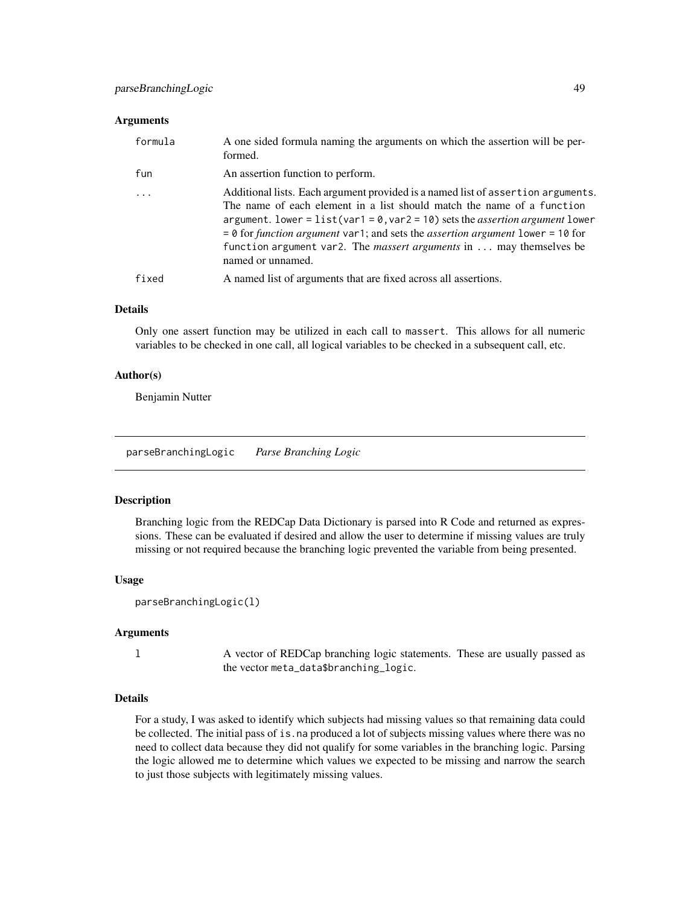### Arguments

| | |
|---|---|
| `formula` | A one sided formula naming the arguments on which the assertion will be performed. |
| `fun` | An assertion function to perform. |
| `...` | Additional lists. Each argument provided is a named list of `assertion arguments`. The name of each element in a list should match the name of a `function argument`. `lower = list(var1 = 0, var2 = 10)` sets the *assertion argument* `lower = 0` for *function argument* `var1`; and sets the *assertion argument* `lower = 10` for `function` argument `var2`. The *massert arguments* in `...` may themselves be named or unnamed. |
| `fixed` | A named list of arguments that are fixed across all assertions. |

### Details

Only one assert function may be utilized in each call to `massert`. This allows for all numeric variables to be checked in one call, all logical variables to be checked in a subsequent call, etc.

### Author(s)

Benjamin Nutter

---

## parseBranchingLogic    *Parse Branching Logic*

### Description

Branching logic from the REDCap Data Dictionary is parsed into R Code and returned as expressions. These can be evaluated if desired and allow the user to determine if missing values are truly missing or not required because the branching logic prevented the variable from being presented.

### Usage

```
parseBranchingLogic(l)
```

### Arguments

| | |
|---|---|
| `l` | A vector of REDCap branching logic statements. These are usually passed as the vector `meta_data$branching_logic`. |

### Details

For a study, I was asked to identify which subjects had missing values so that remaining data could be collected. The initial pass of `is.na` produced a lot of subjects missing values where there was no need to collect data because they did not qualify for some variables in the branching logic. Parsing the logic allowed me to determine which values we expected to be missing and narrow the search to just those subjects with legitimately missing values.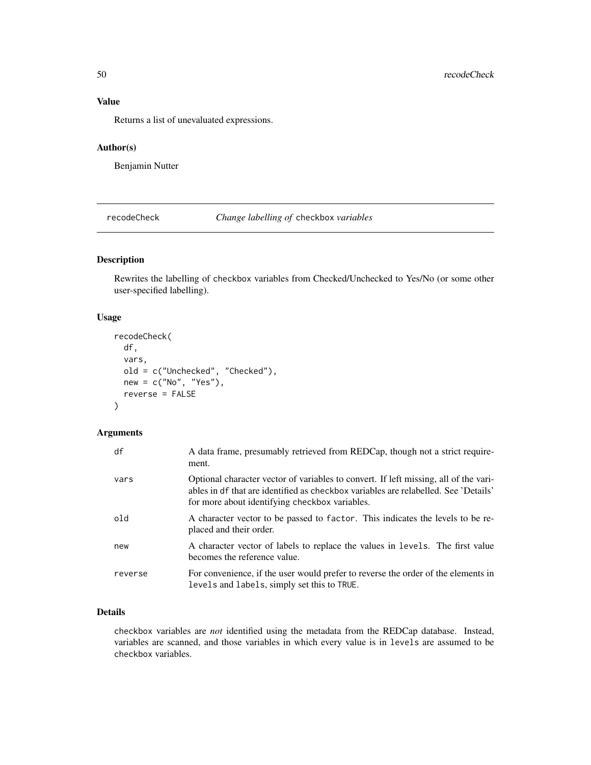## Value

Returns a list of unevaluated expressions.

## Author(s)

Benjamin Nutter

---

# recodeCheck — *Change labelling of* `checkbox` *variables*

## Description

Rewrites the labelling of `checkbox` variables from Checked/Unchecked to Yes/No (or some other user-specified labelling).

## Usage

```
recodeCheck(
  df,
  vars,
  old = c("Unchecked", "Checked"),
  new = c("No", "Yes"),
  reverse = FALSE
)
```

## Arguments

| | |
|---|---|
| `df` | A data frame, presumably retrieved from REDCap, though not a strict requirement. |
| `vars` | Optional character vector of variables to convert. If left missing, all of the variables in `df` that are identified as `checkbox` variables are relabelled. See 'Details' for more about identifying `checkbox` variables. |
| `old` | A character vector to be passed to `factor`. This indicates the levels to be replaced and their order. |
| `new` | A character vector of labels to replace the values in `levels`. The first value becomes the reference value. |
| `reverse` | For convenience, if the user would prefer to reverse the order of the elements in `levels` and `labels`, simply set this to `TRUE`. |

## Details

`checkbox` variables are *not* identified using the metadata from the REDCap database. Instead, variables are scanned, and those variables in which every value is in `levels` are assumed to be `checkbox` variables.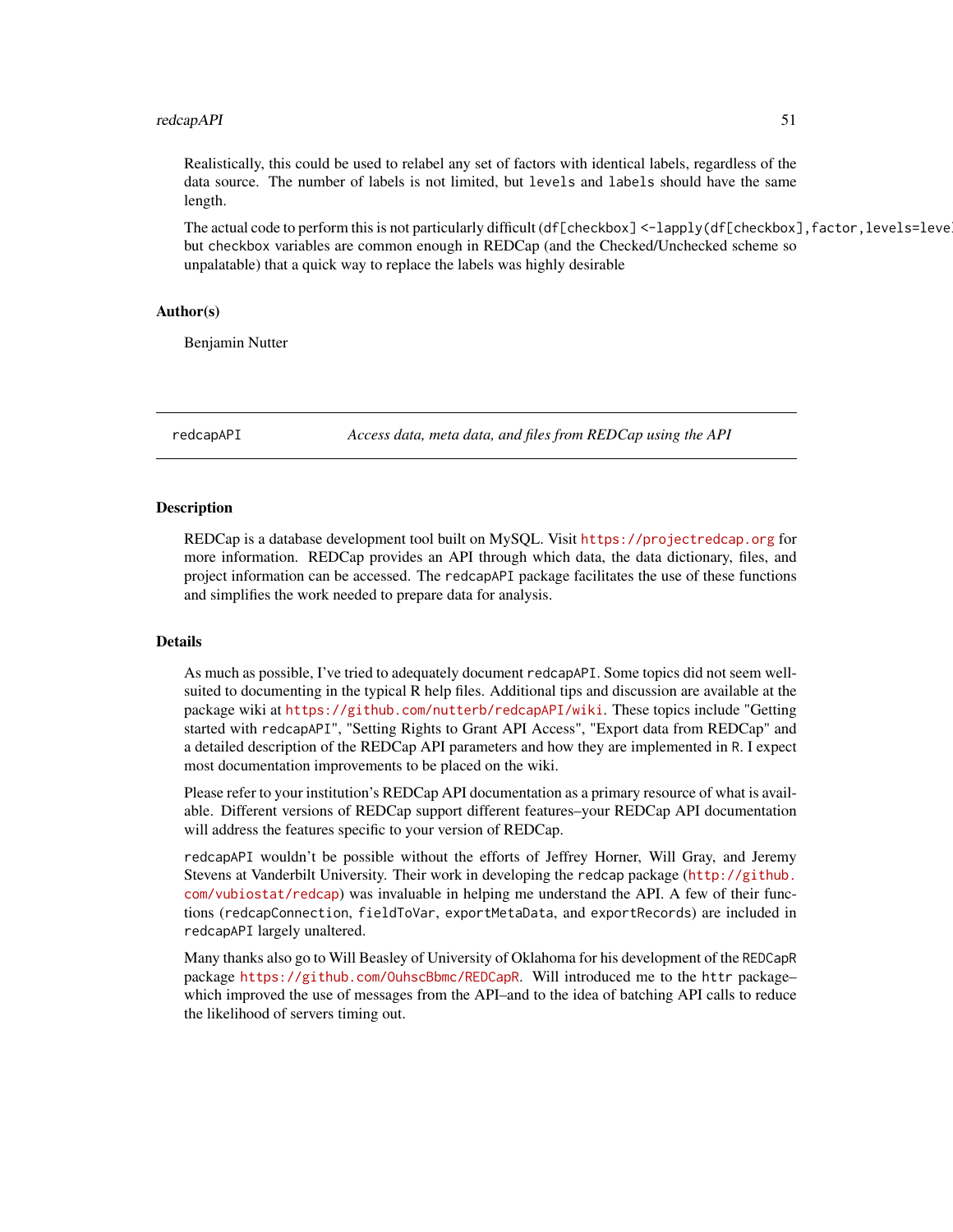Realistically, this could be used to relabel any set of factors with identical labels, regardless of the data source. The number of labels is not limited, but `levels` and `labels` should have the same length.

The actual code to perform this is not particularly difficult (`df[checkbox] <-lapply(df[checkbox],factor,levels=leve`), but `checkbox` variables are common enough in REDCap (and the Checked/Unchecked scheme so unpalatable) that a quick way to replace the labels was highly desirable

### Author(s)

Benjamin Nutter

---

## redcapAPI — *Access data, meta data, and files from REDCap using the API*

---

### Description

REDCap is a database development tool built on MySQL. Visit https://projectredcap.org for more information. REDCap provides an API through which data, the data dictionary, files, and project information can be accessed. The `redcapAPI` package facilitates the use of these functions and simplifies the work needed to prepare data for analysis.

### Details

As much as possible, I've tried to adequately document `redcapAPI`. Some topics did not seem well-suited to documenting in the typical R help files. Additional tips and discussion are available at the package wiki at https://github.com/nutterb/redcapAPI/wiki. These topics include "Getting started with `redcapAPI`", "Setting Rights to Grant API Access", "Export data from REDCap" and a detailed description of the REDCap API parameters and how they are implemented in `R`. I expect most documentation improvements to be placed on the wiki.

Please refer to your institution's REDCap API documentation as a primary resource of what is available. Different versions of REDCap support different features–your REDCap API documentation will address the features specific to your version of REDCap.

`redcapAPI` wouldn't be possible without the efforts of Jeffrey Horner, Will Gray, and Jeremy Stevens at Vanderbilt University. Their work in developing the `redcap` package (http://github.com/vubiostat/redcap) was invaluable in helping me understand the API. A few of their functions (`redcapConnection`, `fieldToVar`, `exportMetaData`, and `exportRecords`) are included in `redcapAPI` largely unaltered.

Many thanks also go to Will Beasley of University of Oklahoma for his development of the `REDCapR` package https://github.com/OuhscBbmc/REDCapR. Will introduced me to the `httr` package–which improved the use of messages from the API–and to the idea of batching API calls to reduce the likelihood of servers timing out.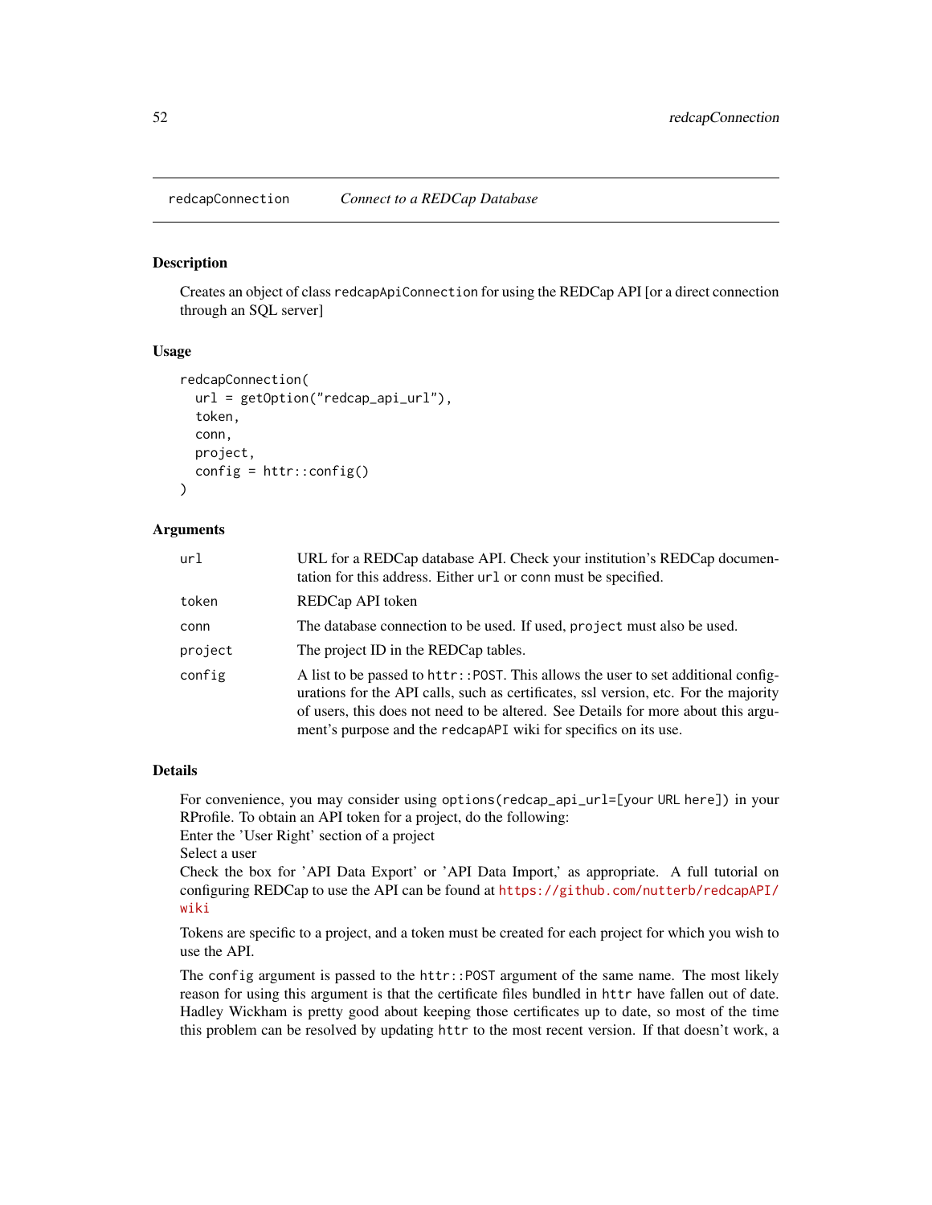redcapConnection *Connect to a REDCap Database*

### Description

Creates an object of class `redcapApiConnection` for using the REDCap API [or a direct connection through an SQL server]

### Usage

```
redcapConnection(
  url = getOption("redcap_api_url"),
  token,
  conn,
  project,
  config = httr::config()
)
```

### Arguments

| | |
|---|---|
| `url` | URL for a REDCap database API. Check your institution's REDCap documentation for this address. Either `url` or `conn` must be specified. |
| `token` | REDCap API token |
| `conn` | The database connection to be used. If used, `project` must also be used. |
| `project` | The project ID in the REDCap tables. |
| `config` | A list to be passed to `httr::POST`. This allows the user to set additional configurations for the API calls, such as certificates, ssl version, etc. For the majority of users, this does not need to be altered. See Details for more about this argument's purpose and the `redcapAPI` wiki for specifics on its use. |

### Details

For convenience, you may consider using `options(redcap_api_url=[your URL here])` in your RProfile. To obtain an API token for a project, do the following:
Enter the 'User Right' section of a project
Select a user
Check the box for 'API Data Export' or 'API Data Import,' as appropriate. A full tutorial on configuring REDCap to use the API can be found at https://github.com/nutterb/redcapAPI/wiki

Tokens are specific to a project, and a token must be created for each project for which you wish to use the API.

The `config` argument is passed to the `httr::POST` argument of the same name. The most likely reason for using this argument is that the certificate files bundled in `httr` have fallen out of date. Hadley Wickham is pretty good about keeping those certificates up to date, so most of the time this problem can be resolved by updating `httr` to the most recent version. If that doesn't work, a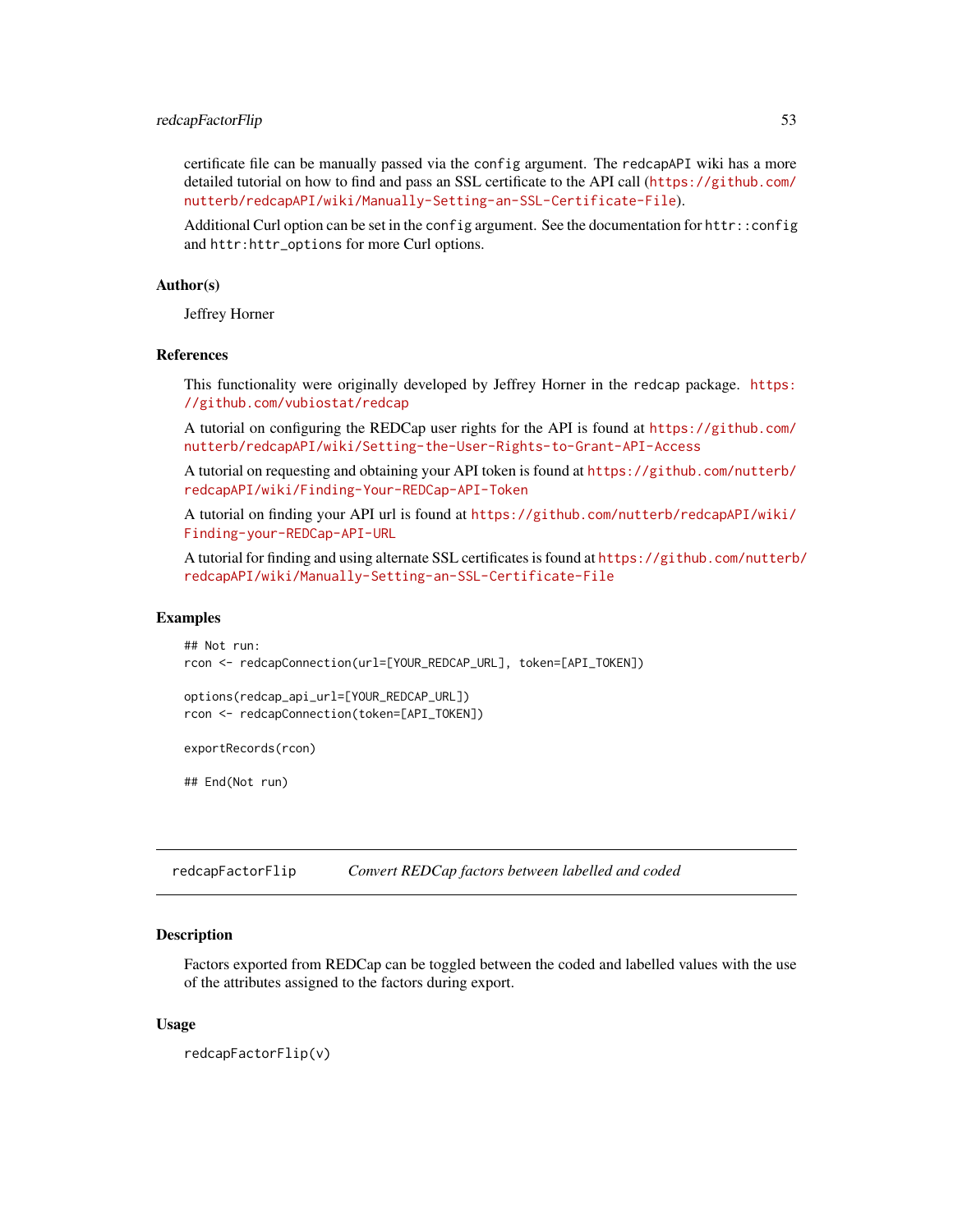certificate file can be manually passed via the `config` argument. The `redcapAPI` wiki has a more detailed tutorial on how to find and pass an SSL certificate to the API call (https://github.com/nutterb/redcapAPI/wiki/Manually-Setting-an-SSL-Certificate-File).

Additional Curl option can be set in the `config` argument. See the documentation for `httr::config` and `httr:httr_options` for more Curl options.

### Author(s)

Jeffrey Horner

### References

This functionality were originally developed by Jeffrey Horner in the `redcap` package. https://github.com/vubiostat/redcap

A tutorial on configuring the REDCap user rights for the API is found at https://github.com/nutterb/redcapAPI/wiki/Setting-the-User-Rights-to-Grant-API-Access

A tutorial on requesting and obtaining your API token is found at https://github.com/nutterb/redcapAPI/wiki/Finding-Your-REDCap-API-Token

A tutorial on finding your API url is found at https://github.com/nutterb/redcapAPI/wiki/Finding-your-REDCap-API-URL

A tutorial for finding and using alternate SSL certificates is found at https://github.com/nutterb/redcapAPI/wiki/Manually-Setting-an-SSL-Certificate-File

### Examples

```
## Not run:
rcon <- redcapConnection(url=[YOUR_REDCAP_URL], token=[API_TOKEN])

options(redcap_api_url=[YOUR_REDCAP_URL])
rcon <- redcapConnection(token=[API_TOKEN])

exportRecords(rcon)

## End(Not run)
```

---

## redcapFactorFlip — *Convert REDCap factors between labelled and coded*

### Description

Factors exported from REDCap can be toggled between the coded and labelled values with the use of the attributes assigned to the factors during export.

### Usage

```
redcapFactorFlip(v)
```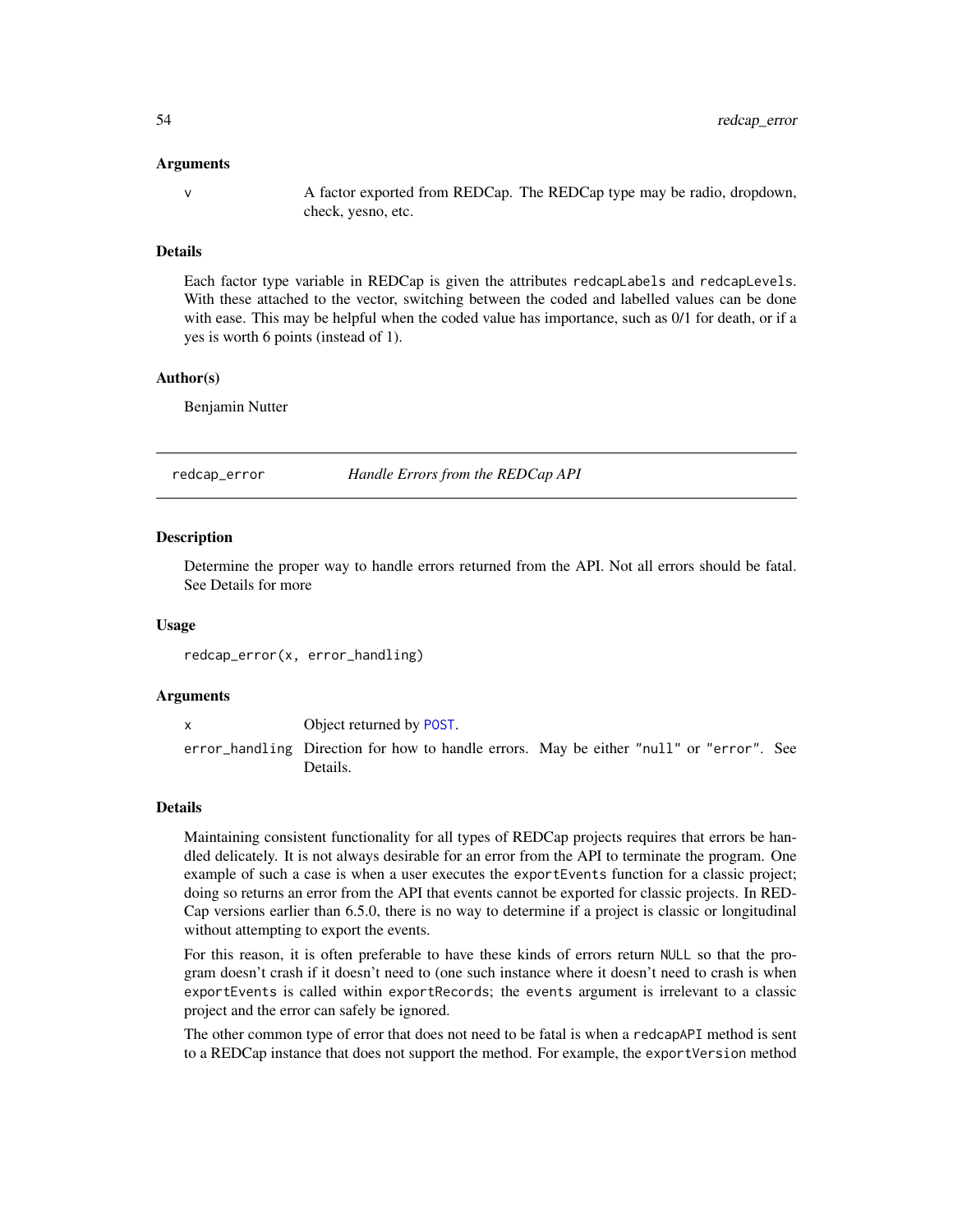### Arguments

v A factor exported from REDCap. The REDCap type may be radio, dropdown, check, yesno, etc.

### Details

Each factor type variable in REDCap is given the attributes redcapLabels and redcapLevels. With these attached to the vector, switching between the coded and labelled values can be done with ease. This may be helpful when the coded value has importance, such as 0/1 for death, or if a yes is worth 6 points (instead of 1).

### Author(s)

Benjamin Nutter

---

## redcap_error *Handle Errors from the REDCap API*

### Description

Determine the proper way to handle errors returned from the API. Not all errors should be fatal. See Details for more

### Usage

```
redcap_error(x, error_handling)
```

### Arguments

x Object returned by POST.

error_handling Direction for how to handle errors. May be either "null" or "error". See Details.

### Details

Maintaining consistent functionality for all types of REDCap projects requires that errors be handled delicately. It is not always desirable for an error from the API to terminate the program. One example of such a case is when a user executes the exportEvents function for a classic project; doing so returns an error from the API that events cannot be exported for classic projects. In REDCap versions earlier than 6.5.0, there is no way to determine if a project is classic or longitudinal without attempting to export the events.

For this reason, it is often preferable to have these kinds of errors return NULL so that the program doesn't crash if it doesn't need to (one such instance where it doesn't need to crash is when exportEvents is called within exportRecords; the events argument is irrelevant to a classic project and the error can safely be ignored.

The other common type of error that does not need to be fatal is when a redcapAPI method is sent to a REDCap instance that does not support the method. For example, the exportVersion method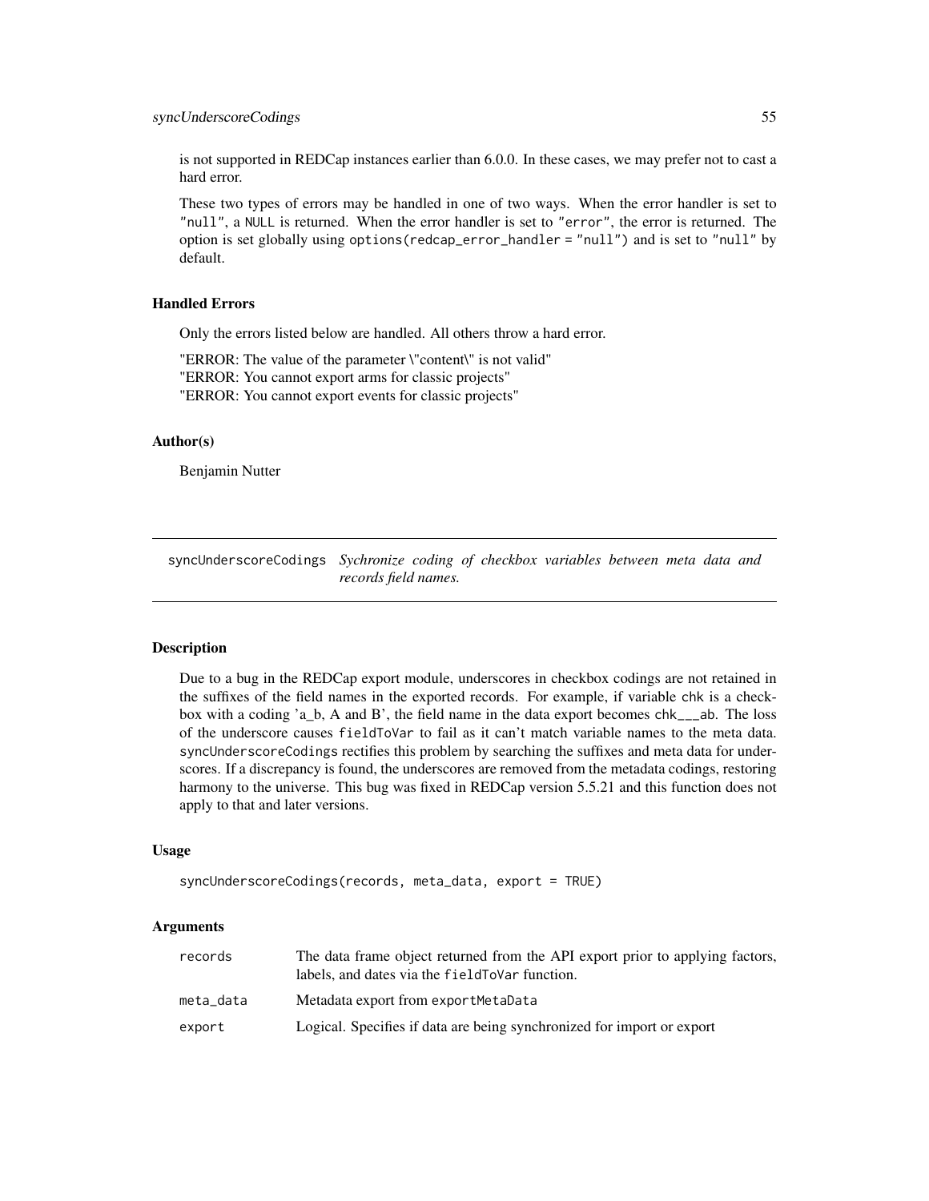is not supported in REDCap instances earlier than 6.0.0. In these cases, we may prefer not to cast a hard error.

These two types of errors may be handled in one of two ways. When the error handler is set to "null", a NULL is returned. When the error handler is set to "error", the error is returned. The option is set globally using options(redcap_error_handler = "null") and is set to "null" by default.

### Handled Errors

Only the errors listed below are handled. All others throw a hard error.

"ERROR: The value of the parameter \"content\" is not valid"
"ERROR: You cannot export arms for classic projects"
"ERROR: You cannot export events for classic projects"

### Author(s)

Benjamin Nutter

---

## syncUnderscoreCodings *Sychronize coding of checkbox variables between meta data and records field names.*

### Description

Due to a bug in the REDCap export module, underscores in checkbox codings are not retained in the suffixes of the field names in the exported records. For example, if variable chk is a checkbox with a coding 'a_b, A and B', the field name in the data export becomes chk___ab. The loss of the underscore causes fieldToVar to fail as it can't match variable names to the meta data. syncUnderscoreCodings rectifies this problem by searching the suffixes and meta data for underscores. If a discrepancy is found, the underscores are removed from the metadata codings, restoring harmony to the universe. This bug was fixed in REDCap version 5.5.21 and this function does not apply to that and later versions.

### Usage

```
syncUnderscoreCodings(records, meta_data, export = TRUE)
```

### Arguments

| | |
|---|---|
| records | The data frame object returned from the API export prior to applying factors, labels, and dates via the fieldToVar function. |
| meta_data | Metadata export from exportMetaData |
| export | Logical. Specifies if data are being synchronized for import or export |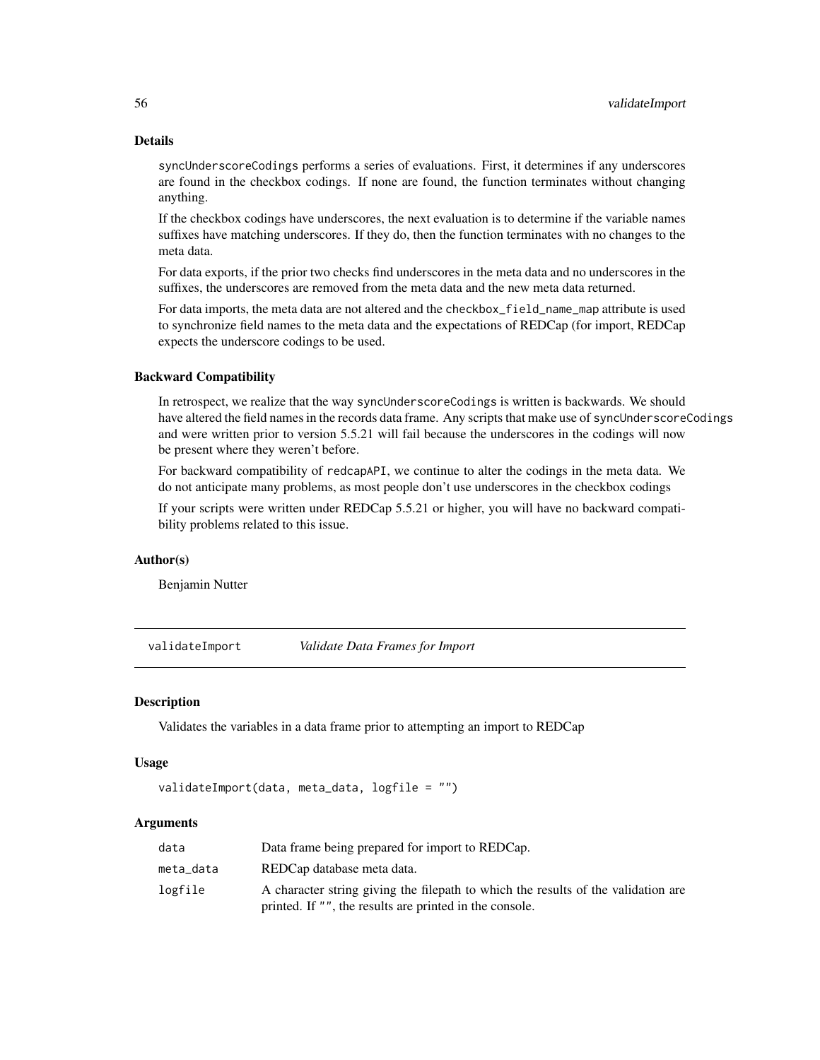### Details

`syncUnderscoreCodings` performs a series of evaluations. First, it determines if any underscores are found in the checkbox codings. If none are found, the function terminates without changing anything.

If the checkbox codings have underscores, the next evaluation is to determine if the variable names suffixes have matching underscores. If they do, then the function terminates with no changes to the meta data.

For data exports, if the prior two checks find underscores in the meta data and no underscores in the suffixes, the underscores are removed from the meta data and the new meta data returned.

For data imports, the meta data are not altered and the `checkbox_field_name_map` attribute is used to synchronize field names to the meta data and the expectations of REDCap (for import, REDCap expects the underscore codings to be used.

### Backward Compatibility

In retrospect, we realize that the way `syncUnderscoreCodings` is written is backwards. We should have altered the field names in the records data frame. Any scripts that make use of `syncUnderscoreCodings` and were written prior to version 5.5.21 will fail because the underscores in the codings will now be present where they weren't before.

For backward compatibility of `redcapAPI`, we continue to alter the codings in the meta data. We do not anticipate many problems, as most people don't use underscores in the checkbox codings

If your scripts were written under REDCap 5.5.21 or higher, you will have no backward compatibility problems related to this issue.

### Author(s)

Benjamin Nutter

---

## validateImport — *Validate Data Frames for Import*

### Description

Validates the variables in a data frame prior to attempting an import to REDCap

### Usage

```
validateImport(data, meta_data, logfile = "")
```

### Arguments

| | |
|---|---|
| `data` | Data frame being prepared for import to REDCap. |
| `meta_data` | REDCap database meta data. |
| `logfile` | A character string giving the filepath to which the results of the validation are printed. If `""`, the results are printed in the console. |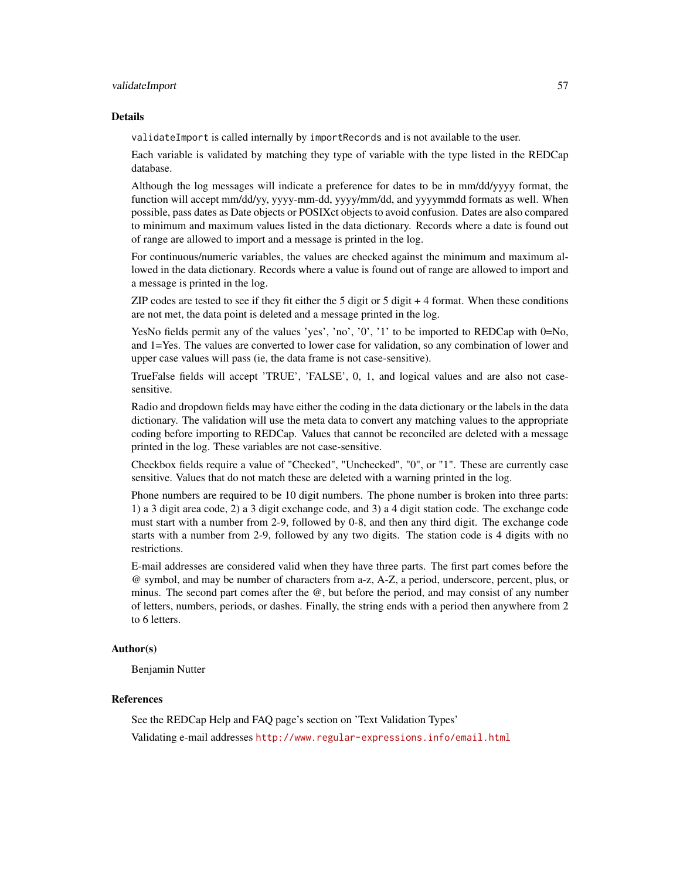## Details

`validateImport` is called internally by `importRecords` and is not available to the user.

Each variable is validated by matching they type of variable with the type listed in the REDCap database.

Although the log messages will indicate a preference for dates to be in mm/dd/yyyy format, the function will accept mm/dd/yy, yyyy-mm-dd, yyyy/mm/dd, and yyyymmdd formats as well. When possible, pass dates as Date objects or POSIXct objects to avoid confusion. Dates are also compared to minimum and maximum values listed in the data dictionary. Records where a date is found out of range are allowed to import and a message is printed in the log.

For continuous/numeric variables, the values are checked against the minimum and maximum allowed in the data dictionary. Records where a value is found out of range are allowed to import and a message is printed in the log.

ZIP codes are tested to see if they fit either the 5 digit or 5 digit + 4 format. When these conditions are not met, the data point is deleted and a message printed in the log.

YesNo fields permit any of the values 'yes', 'no', '0', '1' to be imported to REDCap with 0=No, and 1=Yes. The values are converted to lower case for validation, so any combination of lower and upper case values will pass (ie, the data frame is not case-sensitive).

TrueFalse fields will accept 'TRUE', 'FALSE', 0, 1, and logical values and are also not case-sensitive.

Radio and dropdown fields may have either the coding in the data dictionary or the labels in the data dictionary. The validation will use the meta data to convert any matching values to the appropriate coding before importing to REDCap. Values that cannot be reconciled are deleted with a message printed in the log. These variables are not case-sensitive.

Checkbox fields require a value of "Checked", "Unchecked", "0", or "1". These are currently case sensitive. Values that do not match these are deleted with a warning printed in the log.

Phone numbers are required to be 10 digit numbers. The phone number is broken into three parts: 1) a 3 digit area code, 2) a 3 digit exchange code, and 3) a 4 digit station code. The exchange code must start with a number from 2-9, followed by 0-8, and then any third digit. The exchange code starts with a number from 2-9, followed by any two digits. The station code is 4 digits with no restrictions.

E-mail addresses are considered valid when they have three parts. The first part comes before the @ symbol, and may be number of characters from a-z, A-Z, a period, underscore, percent, plus, or minus. The second part comes after the @, but before the period, and may consist of any number of letters, numbers, periods, or dashes. Finally, the string ends with a period then anywhere from 2 to 6 letters.

## Author(s)

Benjamin Nutter

## References

See the REDCap Help and FAQ page's section on 'Text Validation Types'

Validating e-mail addresses http://www.regular-expressions.info/email.html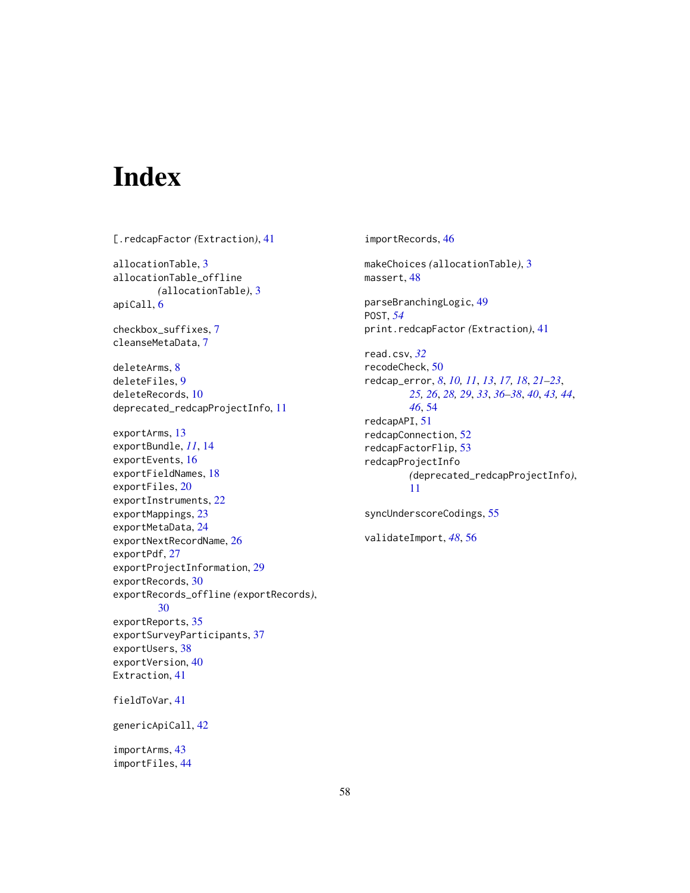# Index

[.redcapFactor (Extraction), 41

allocationTable, 3
allocationTable_offline (allocationTable), 3
apiCall, 6

checkbox_suffixes, 7
cleanseMetaData, 7

deleteArms, 8
deleteFiles, 9
deleteRecords, 10
deprecated_redcapProjectInfo, 11

exportArms, 13
exportBundle, *11*, 14
exportEvents, 16
exportFieldNames, 18
exportFiles, 20
exportInstruments, 22
exportMappings, 23
exportMetaData, 24
exportNextRecordName, 26
exportPdf, 27
exportProjectInformation, 29
exportRecords, 30
exportRecords_offline (exportRecords), 30
exportReports, 35
exportSurveyParticipants, 37
exportUsers, 38
exportVersion, 40
Extraction, 41

fieldToVar, 41

genericApiCall, 42

importArms, 43
importFiles, 44
importRecords, 46

makeChoices (allocationTable), 3
massert, 48

parseBranchingLogic, 49
POST, *54*
print.redcapFactor (Extraction), 41

read.csv, *32*
recodeCheck, 50
redcap_error, *8*, *10, 11*, *13*, *17, 18*, *21–23*, *25, 26*, *28, 29*, *33*, *36–38*, *40*, *43, 44*, *46*, 54
redcapAPI, 51
redcapConnection, 52
redcapFactorFlip, 53
redcapProjectInfo (deprecated_redcapProjectInfo), 11

syncUnderscoreCodings, 55

validateImport, *48*, 56